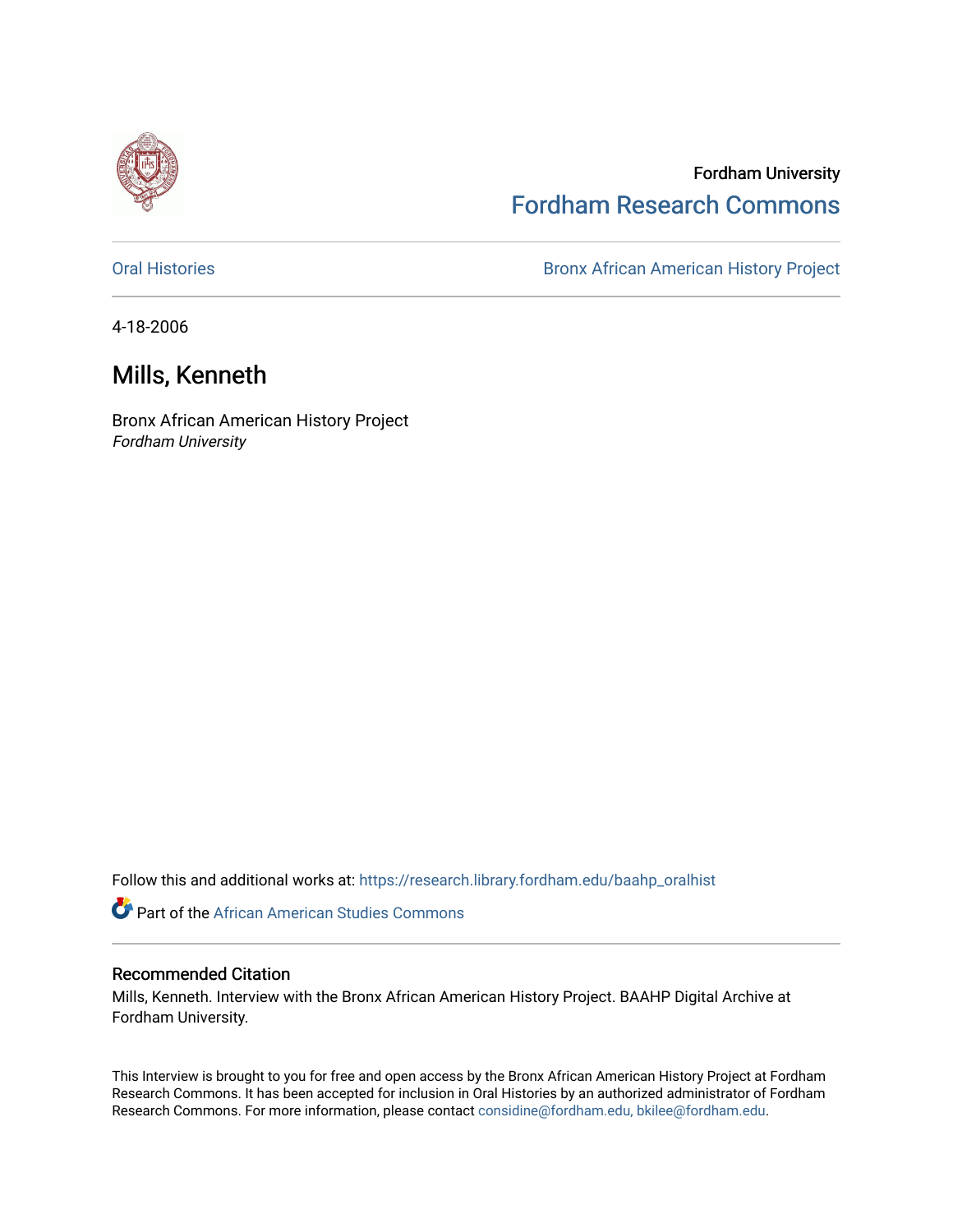Fordham University

Fordham Research Commons

Oral Histories

Bronx African American History Project

4-18-2006

# Mills, Kenneth

Bronx African American History Project

*Fordham University*

Follow this and additional works at: https://research.library.fordham.edu/baahp_oralhist

Part of the African American Studies Commons

## Recommended Citation

Mills, Kenneth. Interview with the Bronx African American History Project. BAAHP Digital Archive at Fordham University.

This Interview is brought to you for free and open access by the Bronx African American History Project at Fordham Research Commons. It has been accepted for inclusion in Oral Histories by an authorized administrator of Fordham Research Commons. For more information, please contact considine@fordham.edu, bkilee@fordham.edu.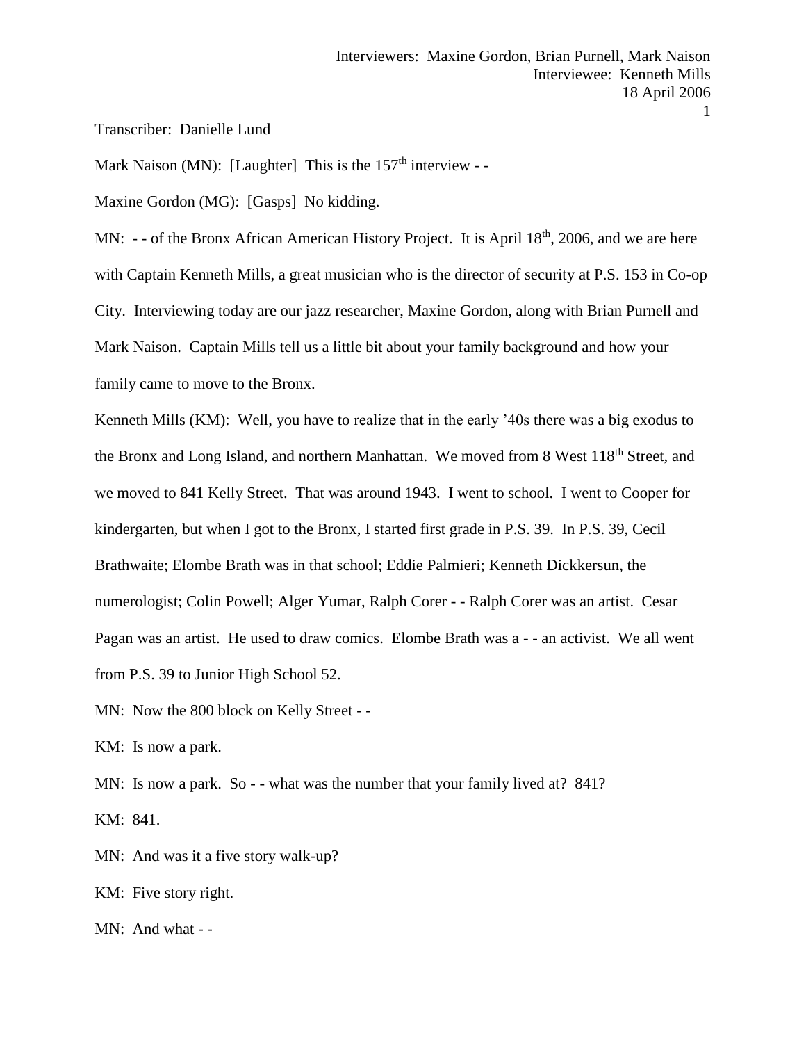Transcriber: Danielle Lund

Mark Naison (MN): [Laughter] This is the 157th interview - -

Maxine Gordon (MG): [Gasps] No kidding.

MN: - - of the Bronx African American History Project. It is April 18th, 2006, and we are here with Captain Kenneth Mills, a great musician who is the director of security at P.S. 153 in Co-op City. Interviewing today are our jazz researcher, Maxine Gordon, along with Brian Purnell and Mark Naison. Captain Mills tell us a little bit about your family background and how your family came to move to the Bronx.

Kenneth Mills (KM): Well, you have to realize that in the early '40s there was a big exodus to the Bronx and Long Island, and northern Manhattan. We moved from 8 West 118th Street, and we moved to 841 Kelly Street. That was around 1943. I went to school. I went to Cooper for kindergarten, but when I got to the Bronx, I started first grade in P.S. 39. In P.S. 39, Cecil Brathwaite; Elombe Brath was in that school; Eddie Palmieri; Kenneth Dickkersun, the numerologist; Colin Powell; Alger Yumar, Ralph Corer - - Ralph Corer was an artist. Cesar Pagan was an artist. He used to draw comics. Elombe Brath was a - - an activist. We all went from P.S. 39 to Junior High School 52.

MN: Now the 800 block on Kelly Street - -

KM: Is now a park.

MN: Is now a park. So - - what was the number that your family lived at? 841?

KM: 841.

MN: And was it a five story walk-up?

KM: Five story right.

MN: And what - -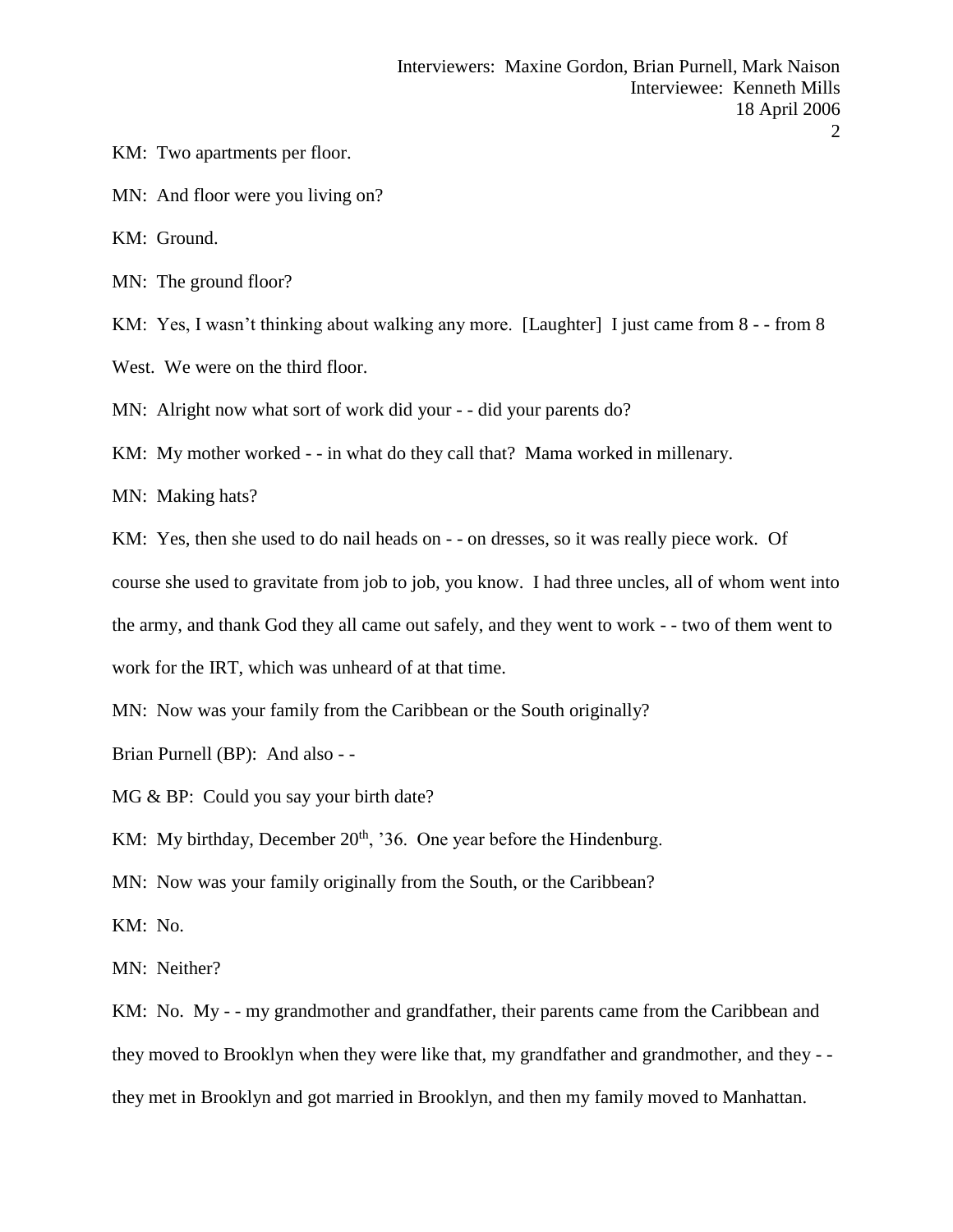KM: Two apartments per floor.

MN: And floor were you living on?

KM: Ground.

MN: The ground floor?

KM: Yes, I wasn't thinking about walking any more. [Laughter] I just came from 8 - - from 8 West. We were on the third floor.

MN: Alright now what sort of work did your - - did your parents do?

KM: My mother worked - - in what do they call that? Mama worked in millenary.

MN: Making hats?

KM: Yes, then she used to do nail heads on - - on dresses, so it was really piece work. Of course she used to gravitate from job to job, you know. I had three uncles, all of whom went into the army, and thank God they all came out safely, and they went to work - - two of them went to work for the IRT, which was unheard of at that time.

MN: Now was your family from the Caribbean or the South originally?

Brian Purnell (BP): And also - -

MG & BP: Could you say your birth date?

KM: My birthday, December 20th, '36. One year before the Hindenburg.

MN: Now was your family originally from the South, or the Caribbean?

KM: No.

MN: Neither?

KM: No. My - - my grandmother and grandfather, their parents came from the Caribbean and they moved to Brooklyn when they were like that, my grandfather and grandmother, and they - - they met in Brooklyn and got married in Brooklyn, and then my family moved to Manhattan.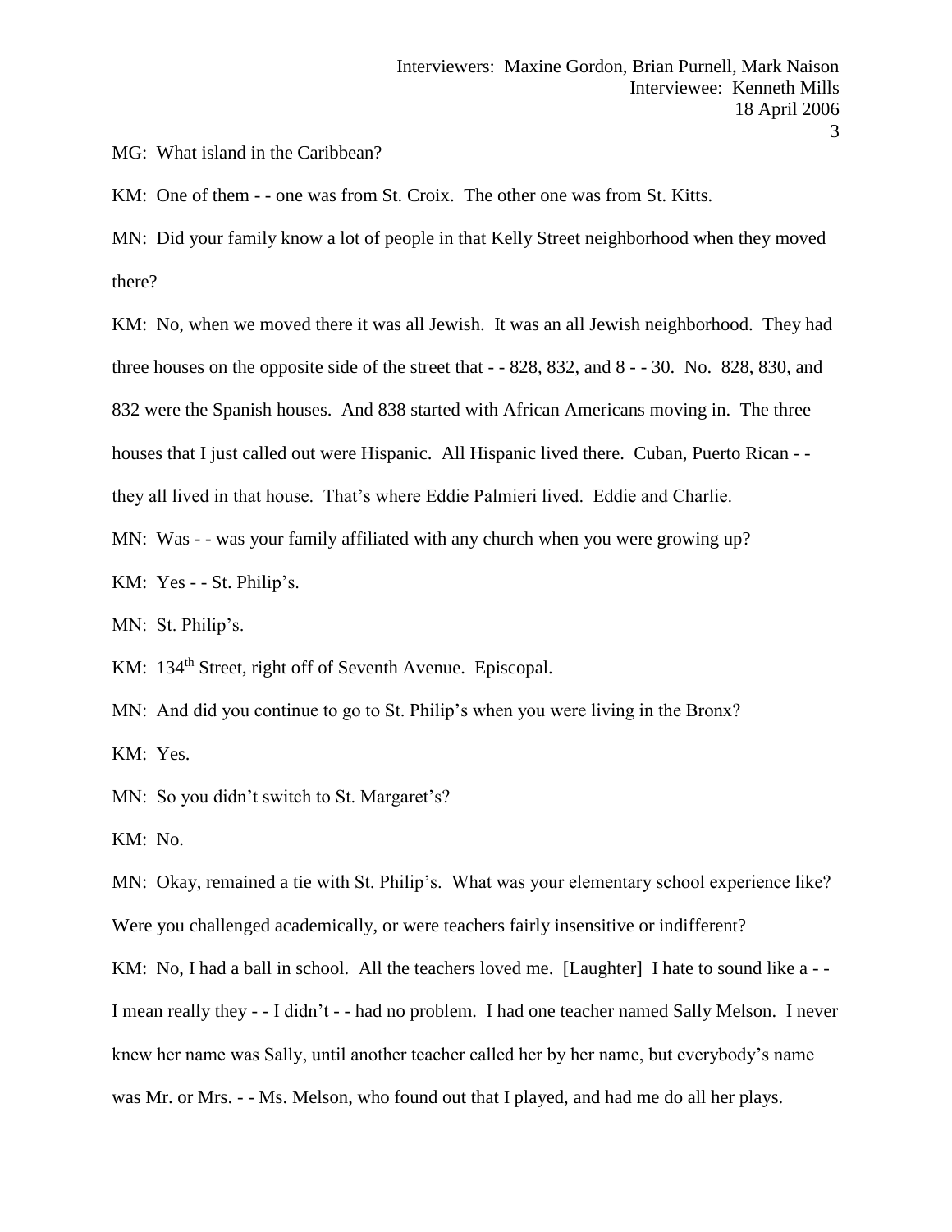MG: What island in the Caribbean?

KM: One of them - - one was from St. Croix. The other one was from St. Kitts.

MN: Did your family know a lot of people in that Kelly Street neighborhood when they moved there?

KM: No, when we moved there it was all Jewish. It was an all Jewish neighborhood. They had three houses on the opposite side of the street that - - 828, 832, and 8 - - 30. No. 828, 830, and 832 were the Spanish houses. And 838 started with African Americans moving in. The three houses that I just called out were Hispanic. All Hispanic lived there. Cuban, Puerto Rican - - they all lived in that house. That's where Eddie Palmieri lived. Eddie and Charlie.

MN: Was - - was your family affiliated with any church when you were growing up?

KM: Yes - - St. Philip's.

MN: St. Philip's.

KM: 134th Street, right off of Seventh Avenue. Episcopal.

MN: And did you continue to go to St. Philip's when you were living in the Bronx?

KM: Yes.

MN: So you didn't switch to St. Margaret's?

KM: No.

MN: Okay, remained a tie with St. Philip's. What was your elementary school experience like? Were you challenged academically, or were teachers fairly insensitive or indifferent?

KM: No, I had a ball in school. All the teachers loved me. [Laughter] I hate to sound like a - - I mean really they - - I didn't - - had no problem. I had one teacher named Sally Melson. I never knew her name was Sally, until another teacher called her by her name, but everybody's name was Mr. or Mrs. - - Ms. Melson, who found out that I played, and had me do all her plays.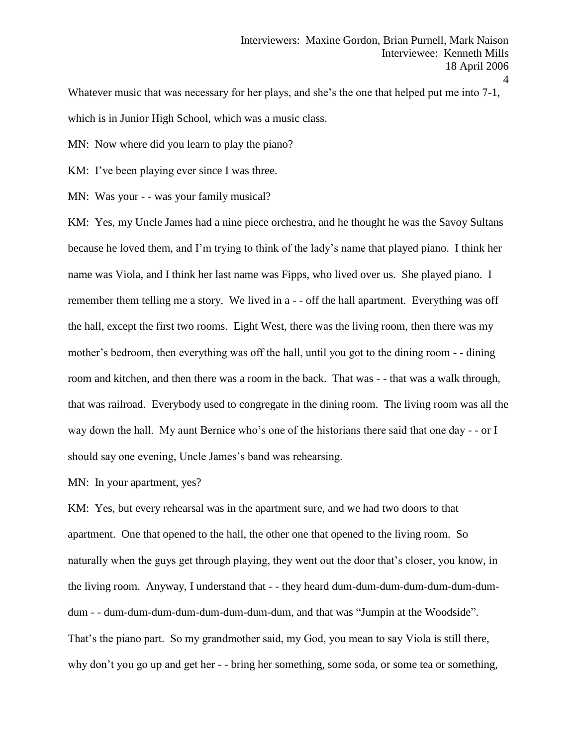Whatever music that was necessary for her plays, and she's the one that helped put me into 7-1, which is in Junior High School, which was a music class.

MN: Now where did you learn to play the piano?

KM: I've been playing ever since I was three.

MN: Was your - - was your family musical?

KM: Yes, my Uncle James had a nine piece orchestra, and he thought he was the Savoy Sultans because he loved them, and I'm trying to think of the lady's name that played piano. I think her name was Viola, and I think her last name was Fipps, who lived over us. She played piano. I remember them telling me a story. We lived in a - - off the hall apartment. Everything was off the hall, except the first two rooms. Eight West, there was the living room, then there was my mother's bedroom, then everything was off the hall, until you got to the dining room - - dining room and kitchen, and then there was a room in the back. That was - - that was a walk through, that was railroad. Everybody used to congregate in the dining room. The living room was all the way down the hall. My aunt Bernice who's one of the historians there said that one day - - or I should say one evening, Uncle James's band was rehearsing.

MN: In your apartment, yes?

KM: Yes, but every rehearsal was in the apartment sure, and we had two doors to that apartment. One that opened to the hall, the other one that opened to the living room. So naturally when the guys get through playing, they went out the door that's closer, you know, in the living room. Anyway, I understand that - - they heard dum-dum-dum-dum-dum-dum-dum-dum - - dum-dum-dum-dum-dum-dum-dum-dum, and that was "Jumpin at the Woodside". That's the piano part. So my grandmother said, my God, you mean to say Viola is still there, why don't you go up and get her - - bring her something, some soda, or some tea or something,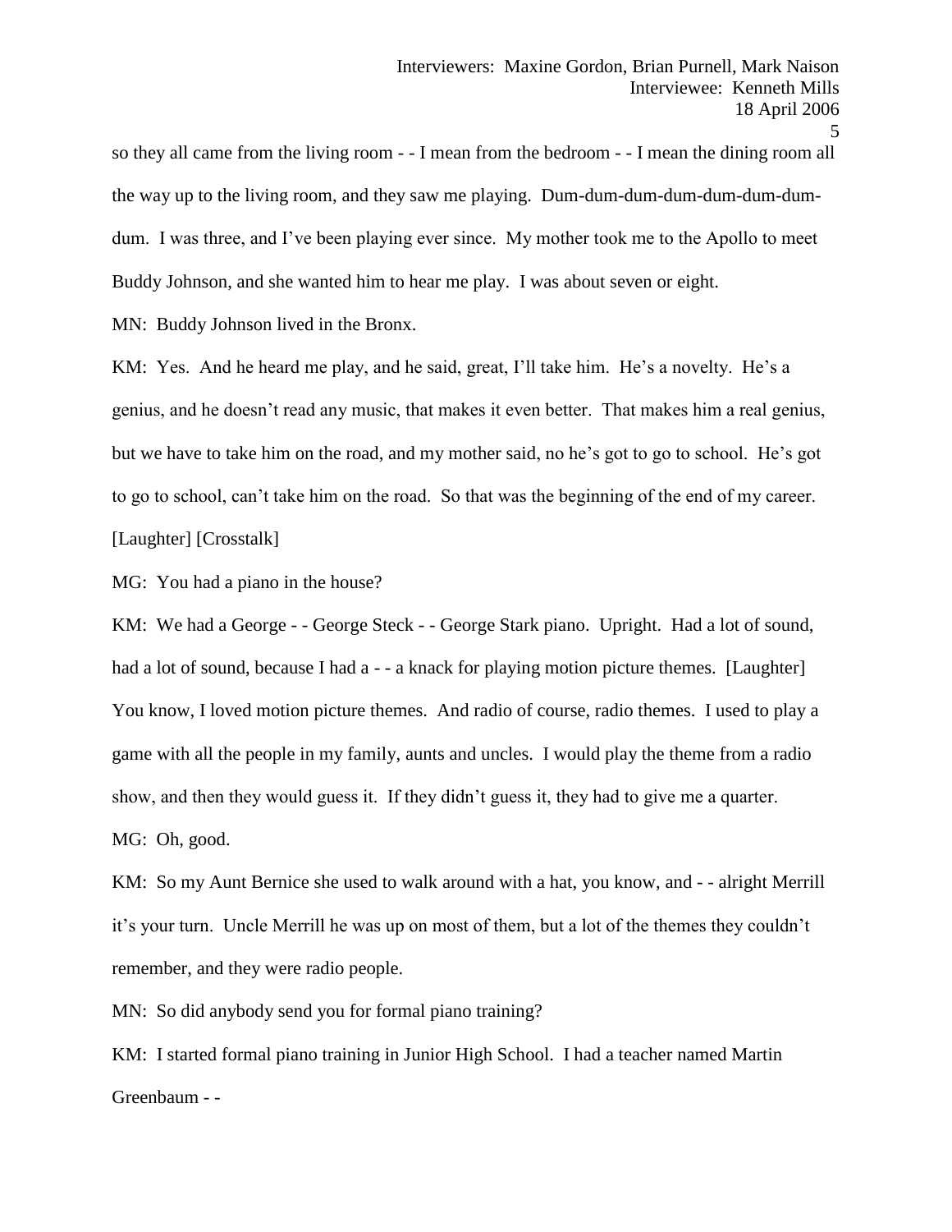so they all came from the living room - - I mean from the bedroom - - I mean the dining room all the way up to the living room, and they saw me playing. Dum-dum-dum-dum-dum-dum-dum-dum. I was three, and I've been playing ever since. My mother took me to the Apollo to meet Buddy Johnson, and she wanted him to hear me play. I was about seven or eight.

MN: Buddy Johnson lived in the Bronx.

KM: Yes. And he heard me play, and he said, great, I'll take him. He's a novelty. He's a genius, and he doesn't read any music, that makes it even better. That makes him a real genius, but we have to take him on the road, and my mother said, no he's got to go to school. He's got to go to school, can't take him on the road. So that was the beginning of the end of my career. [Laughter] [Crosstalk]

MG: You had a piano in the house?

KM: We had a George - - George Steck - - George Stark piano. Upright. Had a lot of sound, had a lot of sound, because I had a - - a knack for playing motion picture themes. [Laughter] You know, I loved motion picture themes. And radio of course, radio themes. I used to play a game with all the people in my family, aunts and uncles. I would play the theme from a radio show, and then they would guess it. If they didn't guess it, they had to give me a quarter.

MG: Oh, good.

KM: So my Aunt Bernice she used to walk around with a hat, you know, and - - alright Merrill it's your turn. Uncle Merrill he was up on most of them, but a lot of the themes they couldn't remember, and they were radio people.

MN: So did anybody send you for formal piano training?

KM: I started formal piano training in Junior High School. I had a teacher named Martin Greenbaum - -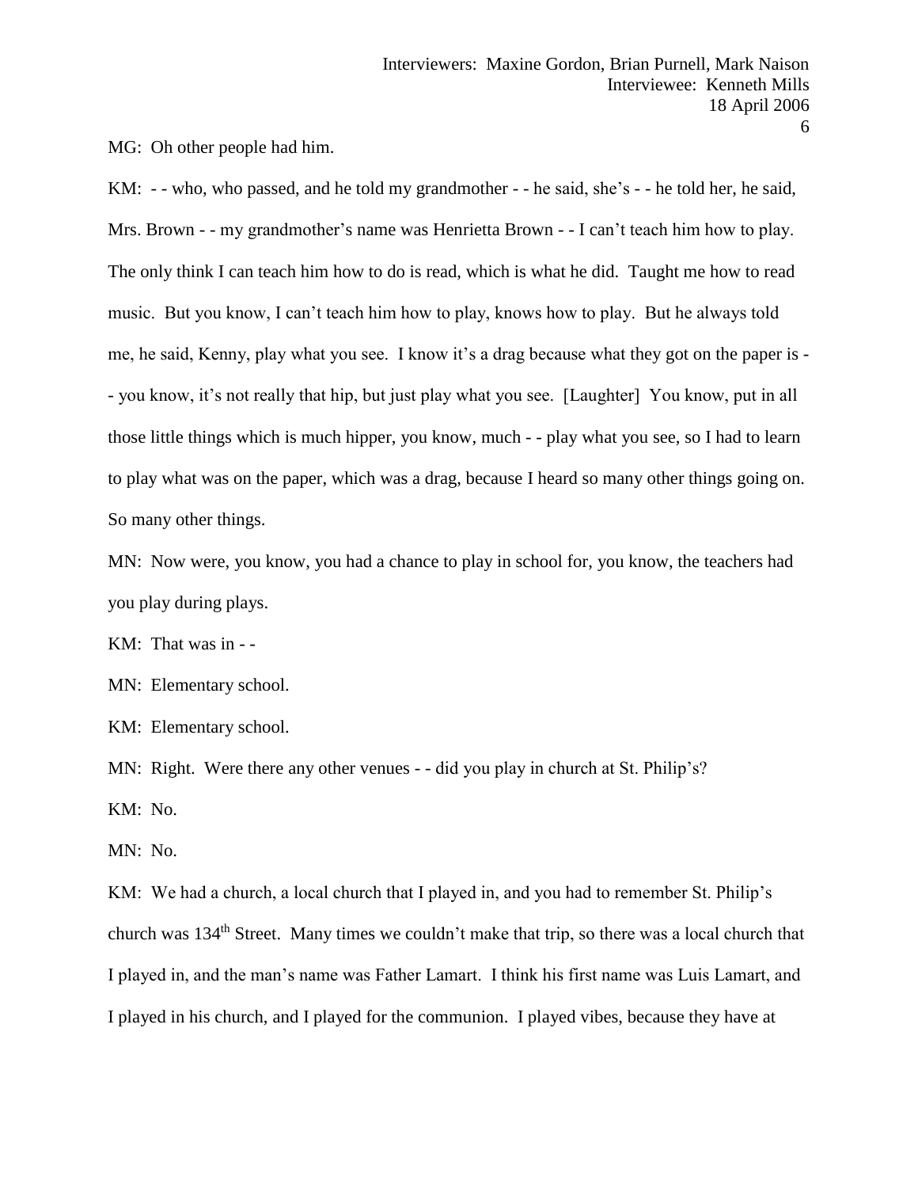MG: Oh other people had him.

KM: - - who, who passed, and he told my grandmother - - he said, she's - - he told her, he said, Mrs. Brown - - my grandmother's name was Henrietta Brown - - I can't teach him how to play. The only think I can teach him how to do is read, which is what he did. Taught me how to read music. But you know, I can't teach him how to play, knows how to play. But he always told me, he said, Kenny, play what you see. I know it's a drag because what they got on the paper is - - you know, it's not really that hip, but just play what you see. [Laughter] You know, put in all those little things which is much hipper, you know, much - - play what you see, so I had to learn to play what was on the paper, which was a drag, because I heard so many other things going on. So many other things.

MN: Now were, you know, you had a chance to play in school for, you know, the teachers had you play during plays.

KM: That was in - -

MN: Elementary school.

KM: Elementary school.

MN: Right. Were there any other venues - - did you play in church at St. Philip's?

KM: No.

MN: No.

KM: We had a church, a local church that I played in, and you had to remember St. Philip's church was 134th Street. Many times we couldn't make that trip, so there was a local church that I played in, and the man's name was Father Lamart. I think his first name was Luis Lamart, and I played in his church, and I played for the communion. I played vibes, because they have at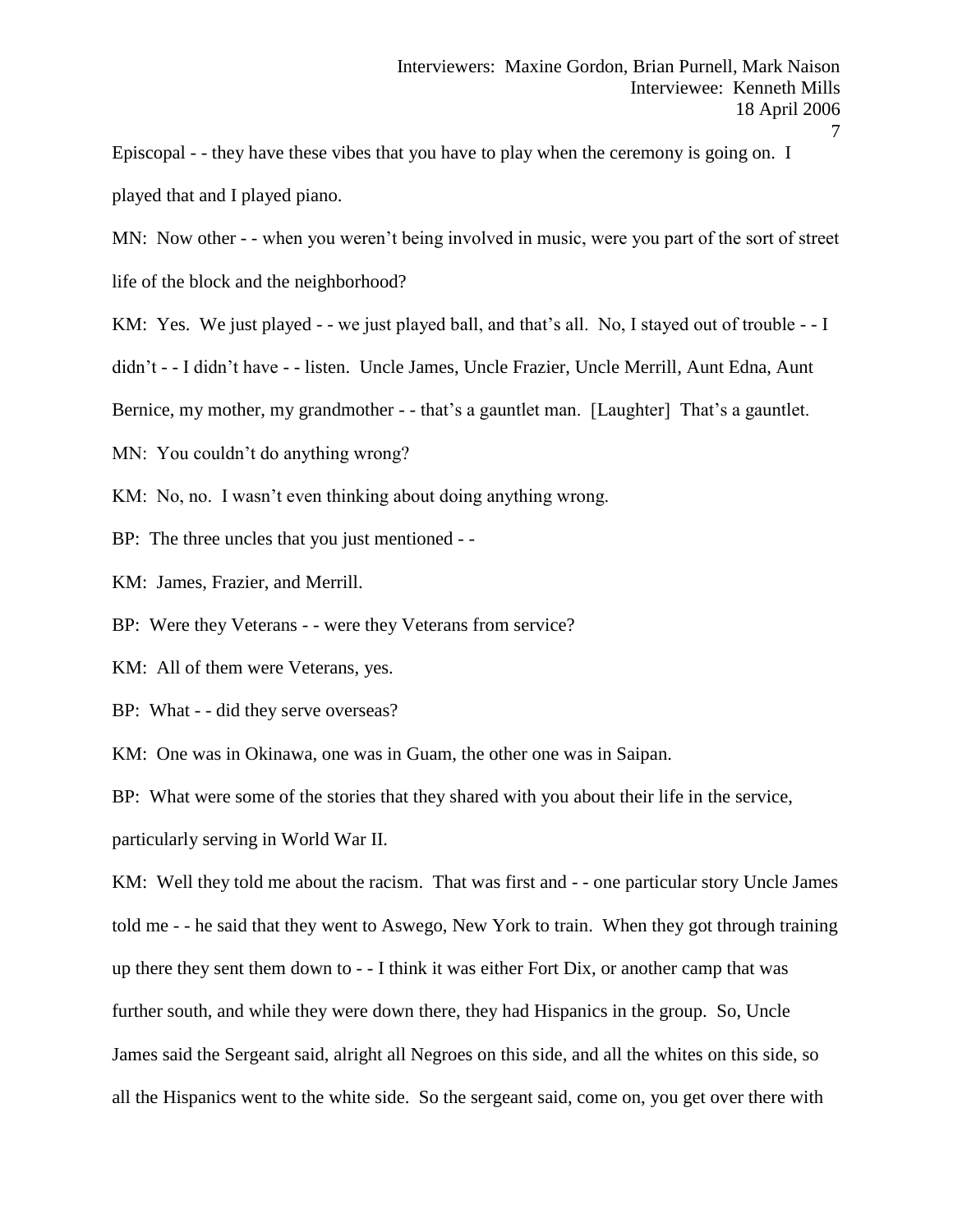Episcopal - - they have these vibes that you have to play when the ceremony is going on. I played that and I played piano.

MN: Now other - - when you weren't being involved in music, were you part of the sort of street life of the block and the neighborhood?

KM: Yes. We just played - - we just played ball, and that's all. No, I stayed out of trouble - - I didn't - - I didn't have - - listen. Uncle James, Uncle Frazier, Uncle Merrill, Aunt Edna, Aunt Bernice, my mother, my grandmother - - that's a gauntlet man. [Laughter] That's a gauntlet.

MN: You couldn't do anything wrong?

KM: No, no. I wasn't even thinking about doing anything wrong.

BP: The three uncles that you just mentioned - -

KM: James, Frazier, and Merrill.

BP: Were they Veterans - - were they Veterans from service?

KM: All of them were Veterans, yes.

BP: What - - did they serve overseas?

KM: One was in Okinawa, one was in Guam, the other one was in Saipan.

BP: What were some of the stories that they shared with you about their life in the service, particularly serving in World War II.

KM: Well they told me about the racism. That was first and - - one particular story Uncle James told me - - he said that they went to Aswego, New York to train. When they got through training up there they sent them down to - - I think it was either Fort Dix, or another camp that was further south, and while they were down there, they had Hispanics in the group. So, Uncle James said the Sergeant said, alright all Negroes on this side, and all the whites on this side, so all the Hispanics went to the white side. So the sergeant said, come on, you get over there with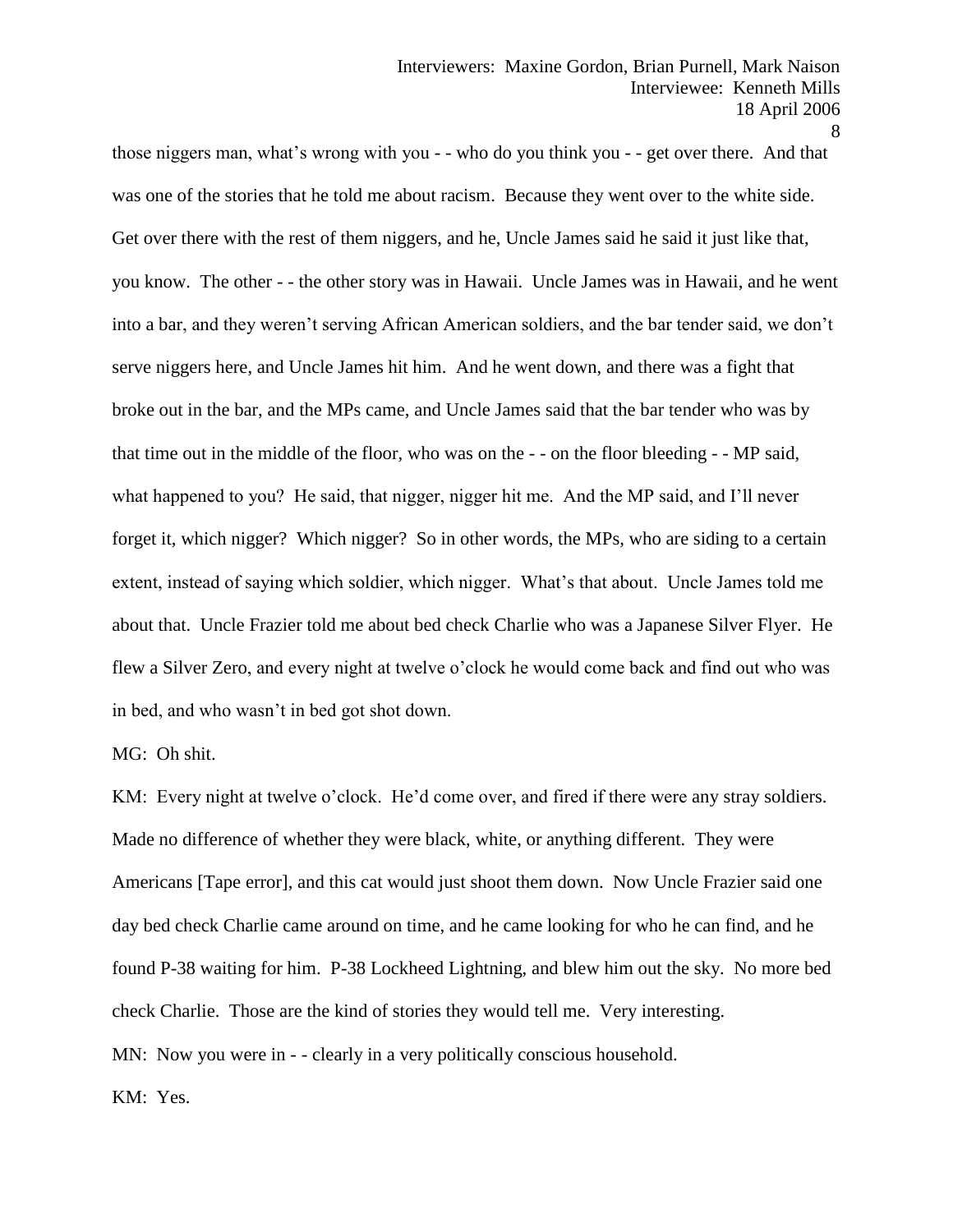those niggers man, what's wrong with you - - who do you think you - - get over there. And that was one of the stories that he told me about racism. Because they went over to the white side. Get over there with the rest of them niggers, and he, Uncle James said he said it just like that, you know. The other - - the other story was in Hawaii. Uncle James was in Hawaii, and he went into a bar, and they weren't serving African American soldiers, and the bar tender said, we don't serve niggers here, and Uncle James hit him. And he went down, and there was a fight that broke out in the bar, and the MPs came, and Uncle James said that the bar tender who was by that time out in the middle of the floor, who was on the - - on the floor bleeding - - MP said, what happened to you? He said, that nigger, nigger hit me. And the MP said, and I'll never forget it, which nigger? Which nigger? So in other words, the MPs, who are siding to a certain extent, instead of saying which soldier, which nigger. What's that about. Uncle James told me about that. Uncle Frazier told me about bed check Charlie who was a Japanese Silver Flyer. He flew a Silver Zero, and every night at twelve o'clock he would come back and find out who was in bed, and who wasn't in bed got shot down.

MG: Oh shit.

KM: Every night at twelve o'clock. He'd come over, and fired if there were any stray soldiers. Made no difference of whether they were black, white, or anything different. They were Americans [Tape error], and this cat would just shoot them down. Now Uncle Frazier said one day bed check Charlie came around on time, and he came looking for who he can find, and he found P-38 waiting for him. P-38 Lockheed Lightning, and blew him out the sky. No more bed check Charlie. Those are the kind of stories they would tell me. Very interesting.

MN: Now you were in - - clearly in a very politically conscious household.

KM: Yes.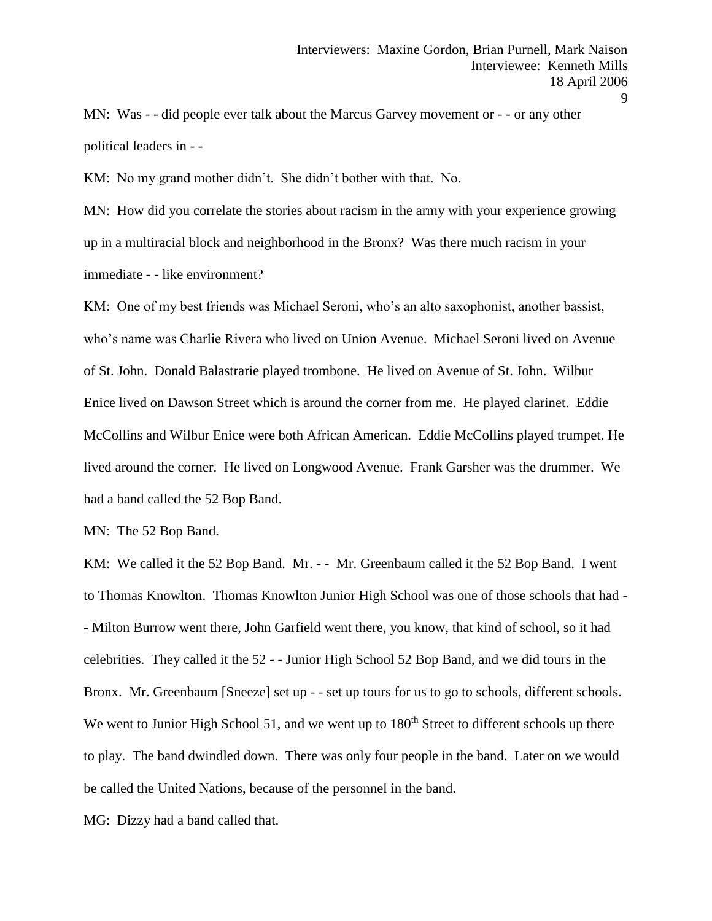MN: Was - - did people ever talk about the Marcus Garvey movement or - - or any other political leaders in - -

KM: No my grand mother didn't. She didn't bother with that. No.

MN: How did you correlate the stories about racism in the army with your experience growing up in a multiracial block and neighborhood in the Bronx? Was there much racism in your immediate - - like environment?

KM: One of my best friends was Michael Seroni, who's an alto saxophonist, another bassist, who's name was Charlie Rivera who lived on Union Avenue. Michael Seroni lived on Avenue of St. John. Donald Balastrarie played trombone. He lived on Avenue of St. John. Wilbur Enice lived on Dawson Street which is around the corner from me. He played clarinet. Eddie McCollins and Wilbur Enice were both African American. Eddie McCollins played trumpet. He lived around the corner. He lived on Longwood Avenue. Frank Garsher was the drummer. We had a band called the 52 Bop Band.

MN: The 52 Bop Band.

KM: We called it the 52 Bop Band. Mr. - - Mr. Greenbaum called it the 52 Bop Band. I went to Thomas Knowlton. Thomas Knowlton Junior High School was one of those schools that had - - Milton Burrow went there, John Garfield went there, you know, that kind of school, so it had celebrities. They called it the 52 - - Junior High School 52 Bop Band, and we did tours in the Bronx. Mr. Greenbaum [Sneeze] set up - - set up tours for us to go to schools, different schools. We went to Junior High School 51, and we went up to 180th Street to different schools up there to play. The band dwindled down. There was only four people in the band. Later on we would be called the United Nations, because of the personnel in the band.

MG: Dizzy had a band called that.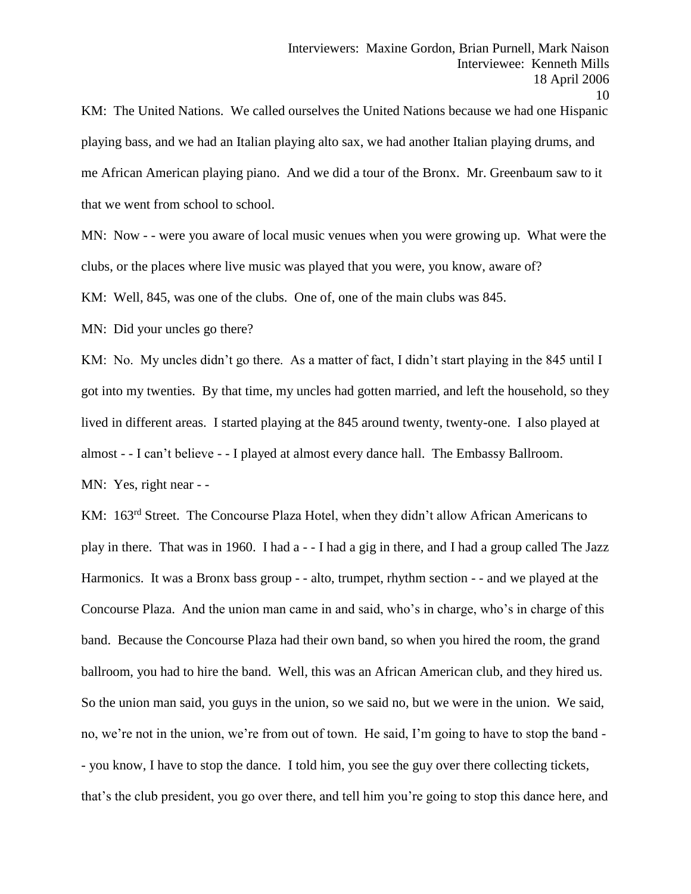KM: The United Nations. We called ourselves the United Nations because we had one Hispanic playing bass, and we had an Italian playing alto sax, we had another Italian playing drums, and me African American playing piano. And we did a tour of the Bronx. Mr. Greenbaum saw to it that we went from school to school.

MN: Now - - were you aware of local music venues when you were growing up. What were the clubs, or the places where live music was played that you were, you know, aware of?

KM: Well, 845, was one of the clubs. One of, one of the main clubs was 845.

MN: Did your uncles go there?

KM: No. My uncles didn't go there. As a matter of fact, I didn't start playing in the 845 until I got into my twenties. By that time, my uncles had gotten married, and left the household, so they lived in different areas. I started playing at the 845 around twenty, twenty-one. I also played at almost - - I can't believe - - I played at almost every dance hall. The Embassy Ballroom.

MN: Yes, right near - -

KM: 163rd Street. The Concourse Plaza Hotel, when they didn't allow African Americans to play in there. That was in 1960. I had a - - I had a gig in there, and I had a group called The Jazz Harmonics. It was a Bronx bass group - - alto, trumpet, rhythm section - - and we played at the Concourse Plaza. And the union man came in and said, who's in charge, who's in charge of this band. Because the Concourse Plaza had their own band, so when you hired the room, the grand ballroom, you had to hire the band. Well, this was an African American club, and they hired us. So the union man said, you guys in the union, so we said no, but we were in the union. We said, no, we're not in the union, we're from out of town. He said, I'm going to have to stop the band - - you know, I have to stop the dance. I told him, you see the guy over there collecting tickets, that's the club president, you go over there, and tell him you're going to stop this dance here, and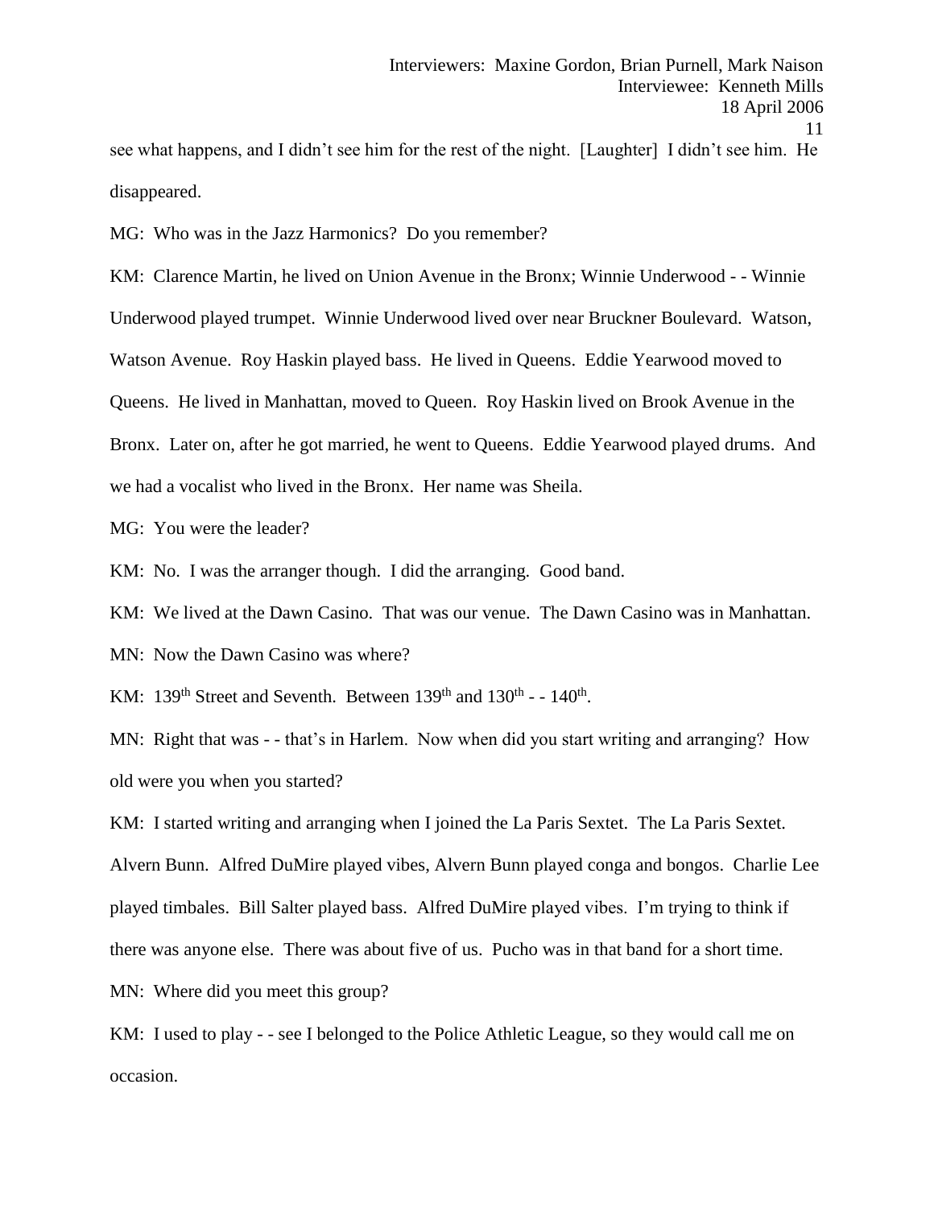see what happens, and I didn't see him for the rest of the night. [Laughter] I didn't see him. He disappeared.

MG: Who was in the Jazz Harmonics? Do you remember?

KM: Clarence Martin, he lived on Union Avenue in the Bronx; Winnie Underwood - - Winnie Underwood played trumpet. Winnie Underwood lived over near Bruckner Boulevard. Watson, Watson Avenue. Roy Haskin played bass. He lived in Queens. Eddie Yearwood moved to Queens. He lived in Manhattan, moved to Queen. Roy Haskin lived on Brook Avenue in the Bronx. Later on, after he got married, he went to Queens. Eddie Yearwood played drums. And we had a vocalist who lived in the Bronx. Her name was Sheila.

MG: You were the leader?

KM: No. I was the arranger though. I did the arranging. Good band.

KM: We lived at the Dawn Casino. That was our venue. The Dawn Casino was in Manhattan.

MN: Now the Dawn Casino was where?

KM: 139th Street and Seventh. Between 139th and 130th - - 140th.

MN: Right that was - - that's in Harlem. Now when did you start writing and arranging? How old were you when you started?

KM: I started writing and arranging when I joined the La Paris Sextet. The La Paris Sextet. Alvern Bunn. Alfred DuMire played vibes, Alvern Bunn played conga and bongos. Charlie Lee played timbales. Bill Salter played bass. Alfred DuMire played vibes. I'm trying to think if there was anyone else. There was about five of us. Pucho was in that band for a short time.

MN: Where did you meet this group?

KM: I used to play - - see I belonged to the Police Athletic League, so they would call me on occasion.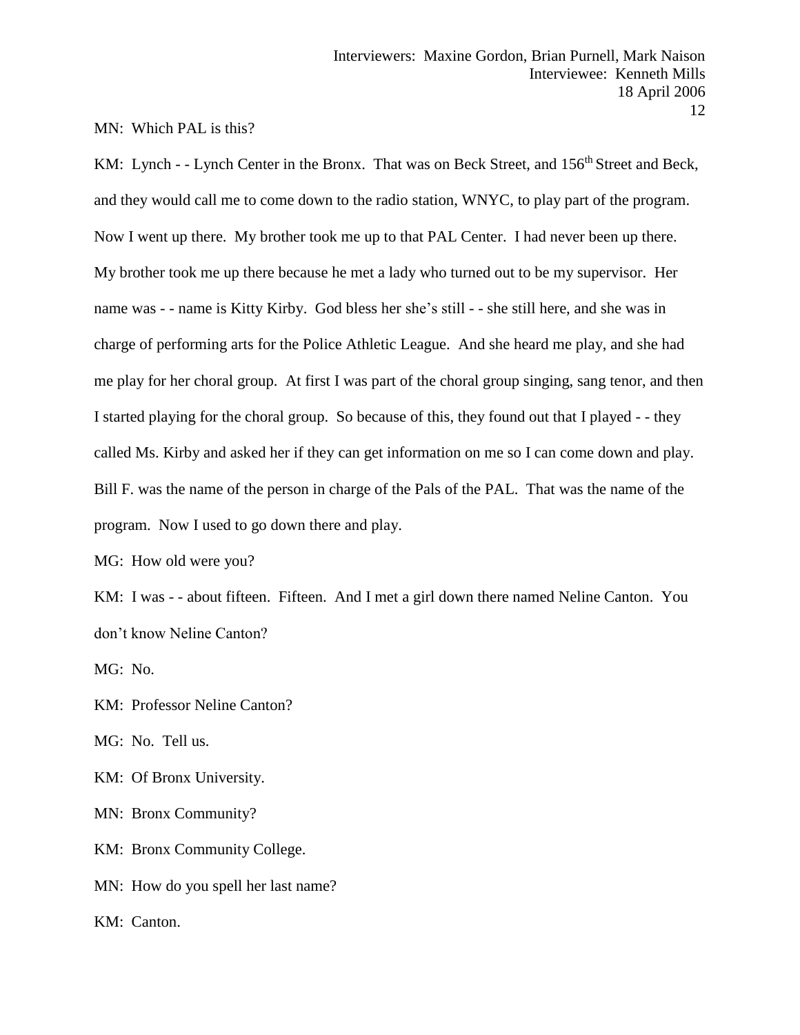MN: Which PAL is this?

KM: Lynch - - Lynch Center in the Bronx. That was on Beck Street, and 156th Street and Beck, and they would call me to come down to the radio station, WNYC, to play part of the program. Now I went up there. My brother took me up to that PAL Center. I had never been up there. My brother took me up there because he met a lady who turned out to be my supervisor. Her name was - - name is Kitty Kirby. God bless her she's still - - she still here, and she was in charge of performing arts for the Police Athletic League. And she heard me play, and she had me play for her choral group. At first I was part of the choral group singing, sang tenor, and then I started playing for the choral group. So because of this, they found out that I played - - they called Ms. Kirby and asked her if they can get information on me so I can come down and play. Bill F. was the name of the person in charge of the Pals of the PAL. That was the name of the program. Now I used to go down there and play.

MG: How old were you?

KM: I was - - about fifteen. Fifteen. And I met a girl down there named Neline Canton. You don't know Neline Canton?

MG: No.

KM: Professor Neline Canton?

MG: No. Tell us.

KM: Of Bronx University.

MN: Bronx Community?

KM: Bronx Community College.

MN: How do you spell her last name?

KM: Canton.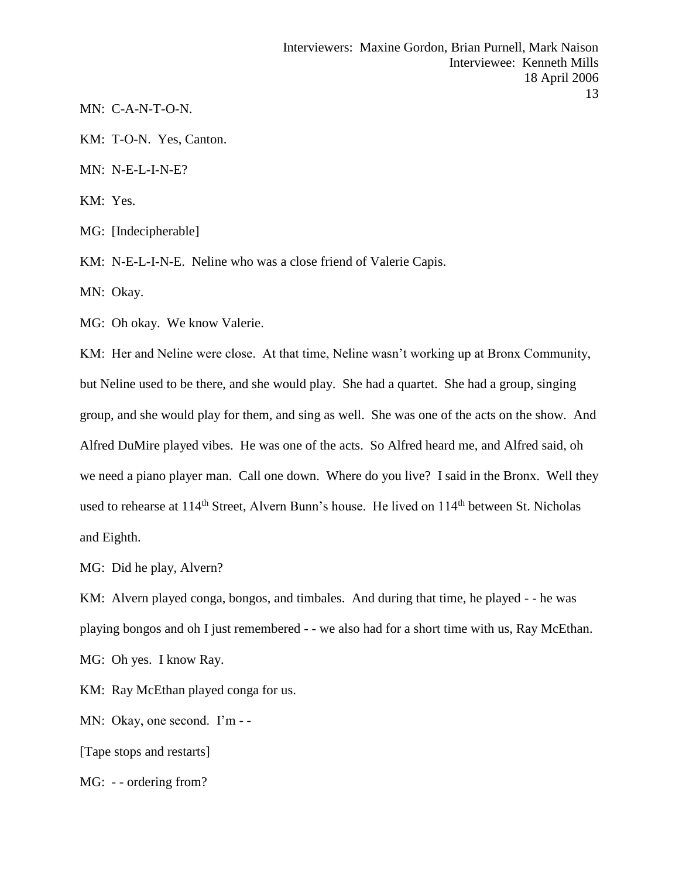MN: C-A-N-T-O-N.

KM: T-O-N. Yes, Canton.

MN: N-E-L-I-N-E?

KM: Yes.

MG: [Indecipherable]

KM: N-E-L-I-N-E. Neline who was a close friend of Valerie Capis.

MN: Okay.

MG: Oh okay. We know Valerie.

KM: Her and Neline were close. At that time, Neline wasn't working up at Bronx Community, but Neline used to be there, and she would play. She had a quartet. She had a group, singing group, and she would play for them, and sing as well. She was one of the acts on the show. And Alfred DuMire played vibes. He was one of the acts. So Alfred heard me, and Alfred said, oh we need a piano player man. Call one down. Where do you live? I said in the Bronx. Well they used to rehearse at 114th Street, Alvern Bunn's house. He lived on 114th between St. Nicholas and Eighth.

MG: Did he play, Alvern?

KM: Alvern played conga, bongos, and timbales. And during that time, he played - - he was playing bongos and oh I just remembered - - we also had for a short time with us, Ray McEthan.

MG: Oh yes. I know Ray.

KM: Ray McEthan played conga for us.

MN: Okay, one second. I'm - -

[Tape stops and restarts]

MG: - - ordering from?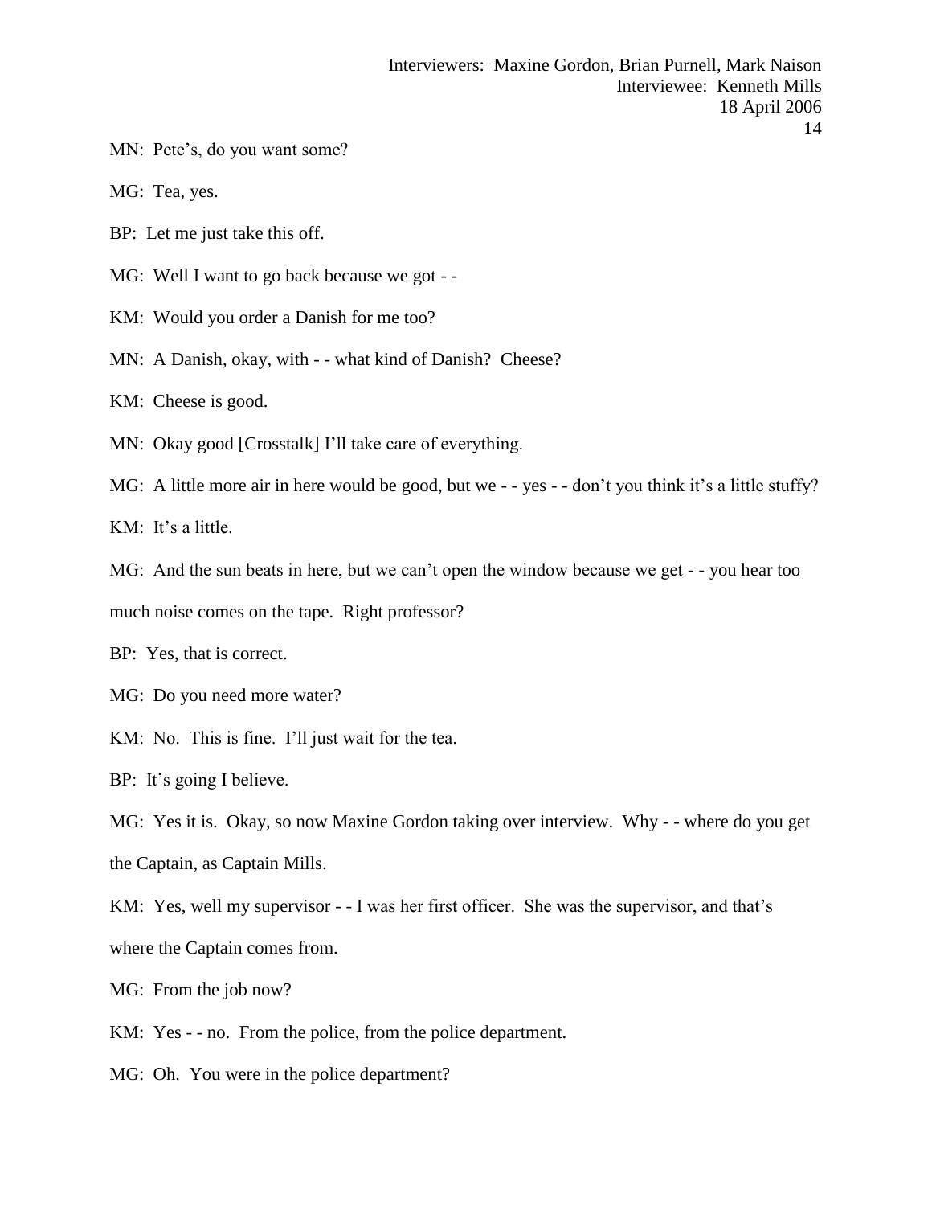MN: Pete's, do you want some?

MG: Tea, yes.

BP: Let me just take this off.

MG: Well I want to go back because we got - -

KM: Would you order a Danish for me too?

MN: A Danish, okay, with - - what kind of Danish? Cheese?

KM: Cheese is good.

MN: Okay good [Crosstalk] I'll take care of everything.

MG: A little more air in here would be good, but we - - yes - - don't you think it's a little stuffy?

KM: It's a little.

MG: And the sun beats in here, but we can't open the window because we get - - you hear too much noise comes on the tape. Right professor?

BP: Yes, that is correct.

MG: Do you need more water?

KM: No. This is fine. I'll just wait for the tea.

BP: It's going I believe.

MG: Yes it is. Okay, so now Maxine Gordon taking over interview. Why - - where do you get the Captain, as Captain Mills.

KM: Yes, well my supervisor - - I was her first officer. She was the supervisor, and that's where the Captain comes from.

MG: From the job now?

KM: Yes - - no. From the police, from the police department.

MG: Oh. You were in the police department?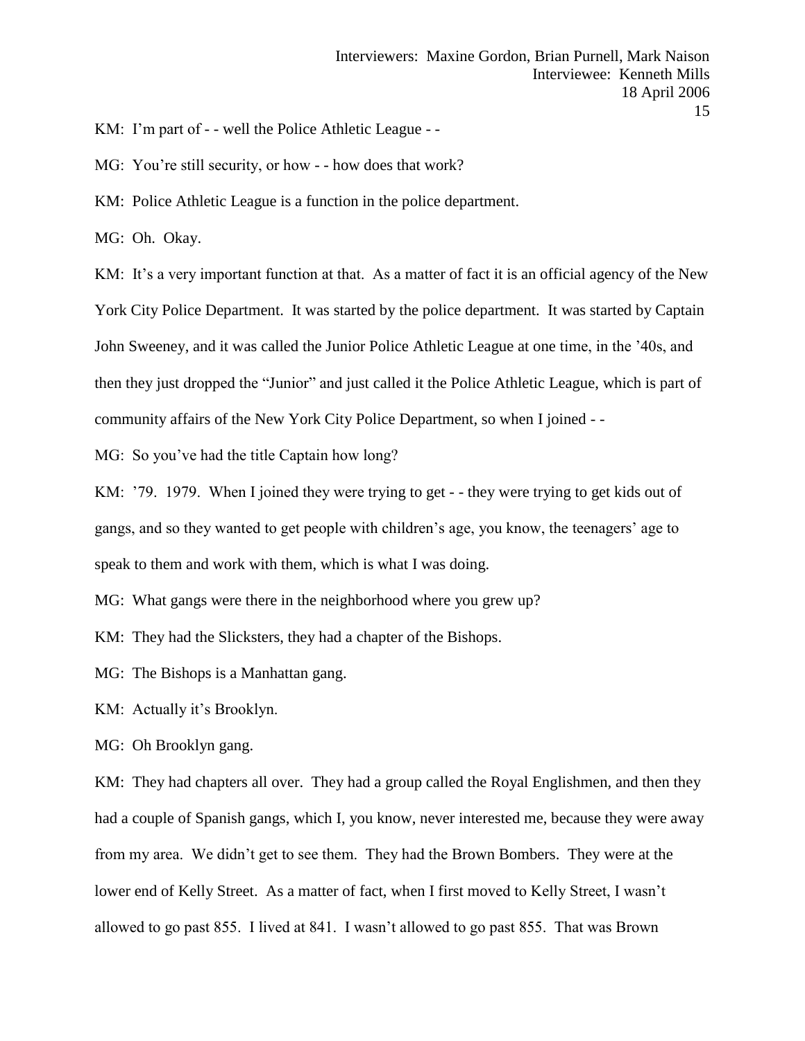KM: I'm part of - - well the Police Athletic League - -

MG: You're still security, or how - - how does that work?

KM: Police Athletic League is a function in the police department.

MG: Oh. Okay.

KM: It's a very important function at that. As a matter of fact it is an official agency of the New York City Police Department. It was started by the police department. It was started by Captain John Sweeney, and it was called the Junior Police Athletic League at one time, in the '40s, and then they just dropped the "Junior" and just called it the Police Athletic League, which is part of community affairs of the New York City Police Department, so when I joined - -

MG: So you've had the title Captain how long?

KM: '79. 1979. When I joined they were trying to get - - they were trying to get kids out of gangs, and so they wanted to get people with children's age, you know, the teenagers' age to speak to them and work with them, which is what I was doing.

MG: What gangs were there in the neighborhood where you grew up?

KM: They had the Slicksters, they had a chapter of the Bishops.

MG: The Bishops is a Manhattan gang.

KM: Actually it's Brooklyn.

MG: Oh Brooklyn gang.

KM: They had chapters all over. They had a group called the Royal Englishmen, and then they had a couple of Spanish gangs, which I, you know, never interested me, because they were away from my area. We didn't get to see them. They had the Brown Bombers. They were at the lower end of Kelly Street. As a matter of fact, when I first moved to Kelly Street, I wasn't allowed to go past 855. I lived at 841. I wasn't allowed to go past 855. That was Brown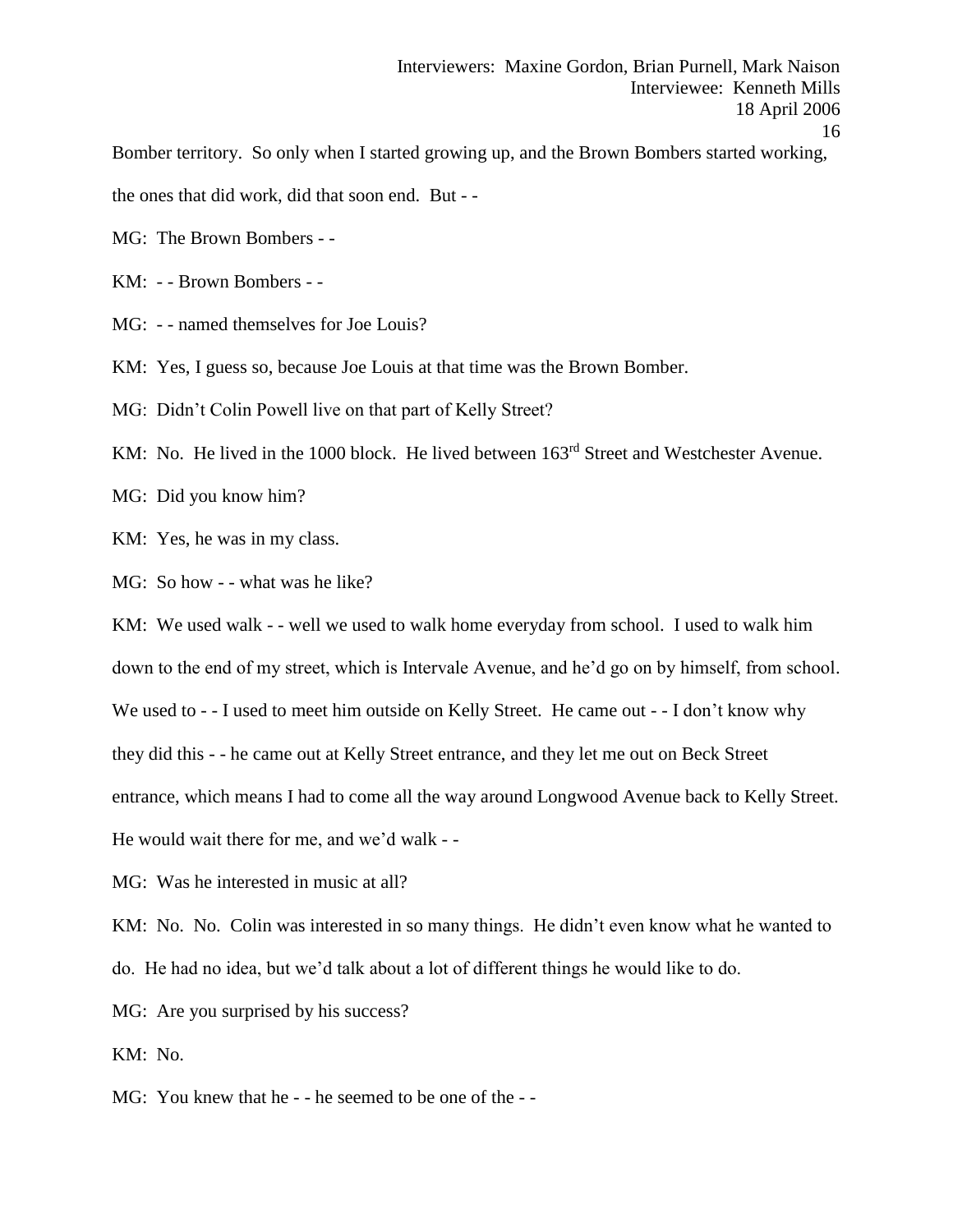Bomber territory. So only when I started growing up, and the Brown Bombers started working, the ones that did work, did that soon end. But - -

MG: The Brown Bombers - -

KM: - - Brown Bombers - -

MG: - - named themselves for Joe Louis?

KM: Yes, I guess so, because Joe Louis at that time was the Brown Bomber.

MG: Didn't Colin Powell live on that part of Kelly Street?

KM: No. He lived in the 1000 block. He lived between 163rd Street and Westchester Avenue.

MG: Did you know him?

KM: Yes, he was in my class.

MG: So how - - what was he like?

KM: We used walk - - well we used to walk home everyday from school. I used to walk him down to the end of my street, which is Intervale Avenue, and he'd go on by himself, from school. We used to - - I used to meet him outside on Kelly Street. He came out - - I don't know why they did this - - he came out at Kelly Street entrance, and they let me out on Beck Street entrance, which means I had to come all the way around Longwood Avenue back to Kelly Street. He would wait there for me, and we'd walk - -

MG: Was he interested in music at all?

KM: No. No. Colin was interested in so many things. He didn't even know what he wanted to do. He had no idea, but we'd talk about a lot of different things he would like to do.

MG: Are you surprised by his success?

KM: No.

MG: You knew that he - - he seemed to be one of the - -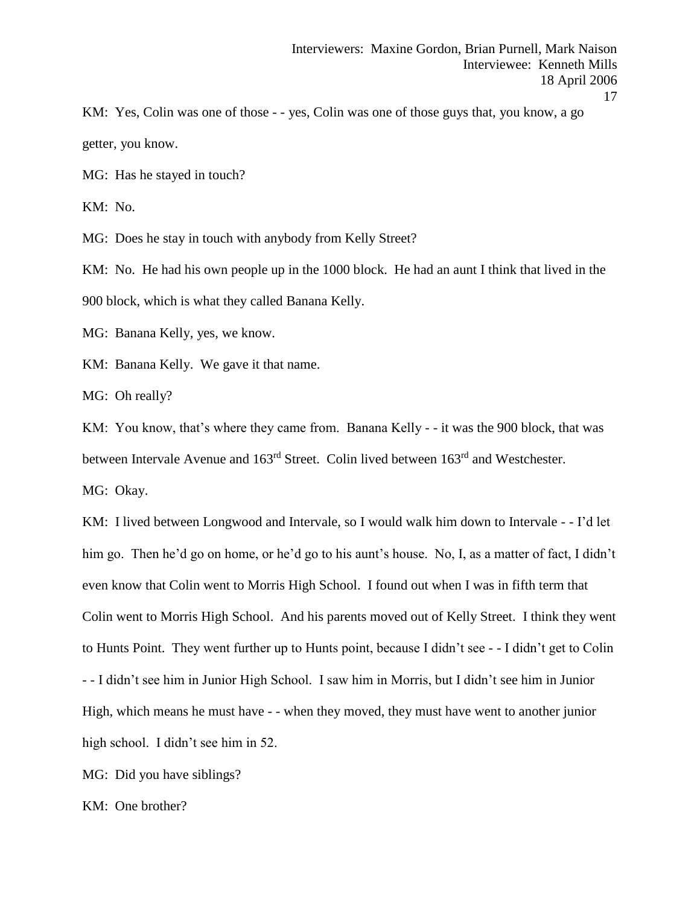KM: Yes, Colin was one of those - - yes, Colin was one of those guys that, you know, a go getter, you know.

MG: Has he stayed in touch?

KM: No.

MG: Does he stay in touch with anybody from Kelly Street?

KM: No. He had his own people up in the 1000 block. He had an aunt I think that lived in the 900 block, which is what they called Banana Kelly.

MG: Banana Kelly, yes, we know.

KM: Banana Kelly. We gave it that name.

MG: Oh really?

KM: You know, that's where they came from. Banana Kelly - - it was the 900 block, that was between Intervale Avenue and 163rd Street. Colin lived between 163rd and Westchester.

MG: Okay.

KM: I lived between Longwood and Intervale, so I would walk him down to Intervale - - I'd let him go. Then he'd go on home, or he'd go to his aunt's house. No, I, as a matter of fact, I didn't even know that Colin went to Morris High School. I found out when I was in fifth term that Colin went to Morris High School. And his parents moved out of Kelly Street. I think they went to Hunts Point. They went further up to Hunts point, because I didn't see - - I didn't get to Colin - - I didn't see him in Junior High School. I saw him in Morris, but I didn't see him in Junior High, which means he must have - - when they moved, they must have went to another junior high school. I didn't see him in 52.

MG: Did you have siblings?

KM: One brother?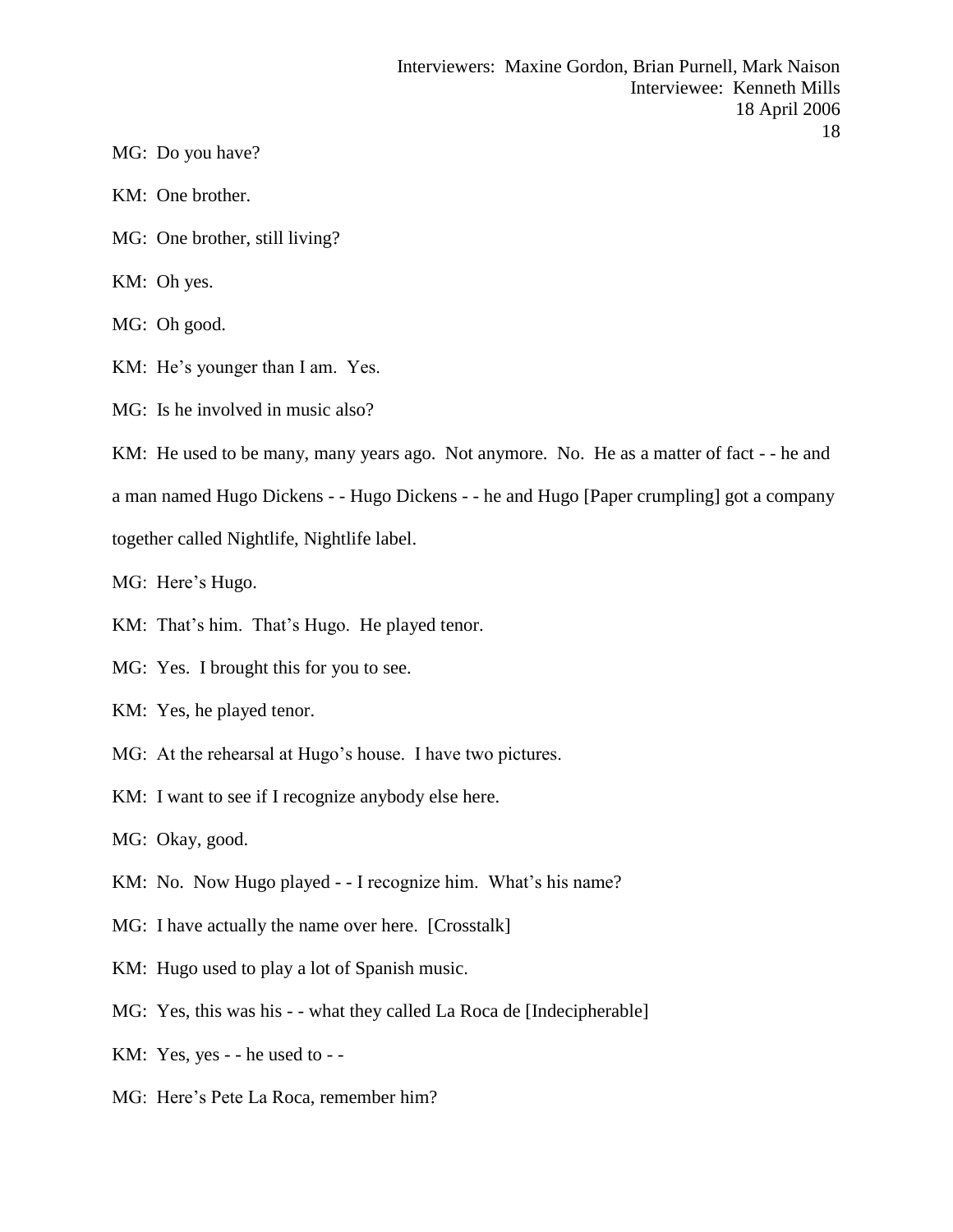MG: Do you have?

KM: One brother.

MG: One brother, still living?

KM: Oh yes.

MG: Oh good.

KM: He's younger than I am. Yes.

MG: Is he involved in music also?

KM: He used to be many, many years ago. Not anymore. No. He as a matter of fact - - he and a man named Hugo Dickens - - Hugo Dickens - - he and Hugo [Paper crumpling] got a company together called Nightlife, Nightlife label.

MG: Here's Hugo.

KM: That's him. That's Hugo. He played tenor.

MG: Yes. I brought this for you to see.

KM: Yes, he played tenor.

MG: At the rehearsal at Hugo's house. I have two pictures.

KM: I want to see if I recognize anybody else here.

MG: Okay, good.

KM: No. Now Hugo played - - I recognize him. What's his name?

MG: I have actually the name over here. [Crosstalk]

KM: Hugo used to play a lot of Spanish music.

MG: Yes, this was his - - what they called La Roca de [Indecipherable]

KM: Yes, yes - - he used to - -

MG: Here's Pete La Roca, remember him?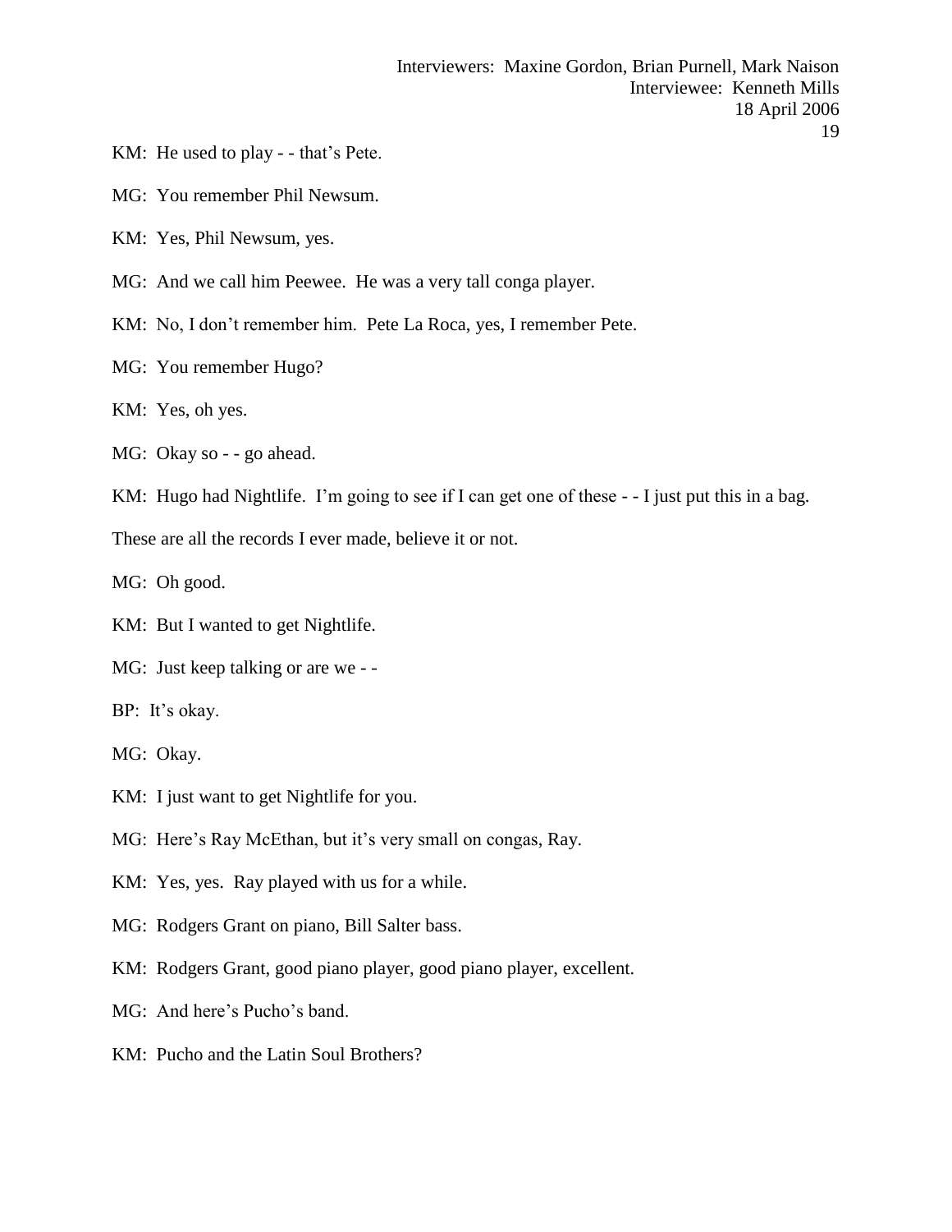KM: He used to play - - that's Pete.

MG: You remember Phil Newsum.

KM: Yes, Phil Newsum, yes.

MG: And we call him Peewee. He was a very tall conga player.

KM: No, I don't remember him. Pete La Roca, yes, I remember Pete.

MG: You remember Hugo?

KM: Yes, oh yes.

MG: Okay so - - go ahead.

KM: Hugo had Nightlife. I'm going to see if I can get one of these - - I just put this in a bag. These are all the records I ever made, believe it or not.

MG: Oh good.

KM: But I wanted to get Nightlife.

MG: Just keep talking or are we - -

BP: It's okay.

MG: Okay.

KM: I just want to get Nightlife for you.

MG: Here's Ray McEthan, but it's very small on congas, Ray.

KM: Yes, yes. Ray played with us for a while.

MG: Rodgers Grant on piano, Bill Salter bass.

KM: Rodgers Grant, good piano player, good piano player, excellent.

MG: And here's Pucho's band.

KM: Pucho and the Latin Soul Brothers?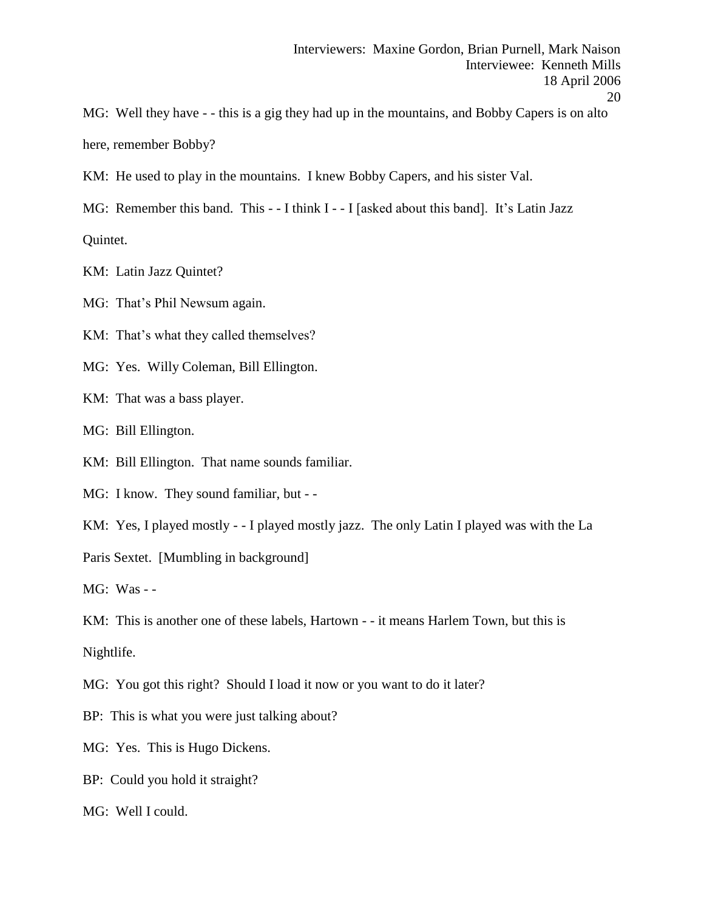MG: Well they have - - this is a gig they had up in the mountains, and Bobby Capers is on alto here, remember Bobby?

KM: He used to play in the mountains. I knew Bobby Capers, and his sister Val.

MG: Remember this band. This - - I think I - - I [asked about this band]. It's Latin Jazz Quintet.

KM: Latin Jazz Quintet?

MG: That's Phil Newsum again.

KM: That's what they called themselves?

MG: Yes. Willy Coleman, Bill Ellington.

KM: That was a bass player.

MG: Bill Ellington.

KM: Bill Ellington. That name sounds familiar.

MG: I know. They sound familiar, but - -

KM: Yes, I played mostly - - I played mostly jazz. The only Latin I played was with the La Paris Sextet. [Mumbling in background]

MG: Was - -

KM: This is another one of these labels, Hartown - - it means Harlem Town, but this is Nightlife.

MG: You got this right? Should I load it now or you want to do it later?

BP: This is what you were just talking about?

MG: Yes. This is Hugo Dickens.

BP: Could you hold it straight?

MG: Well I could.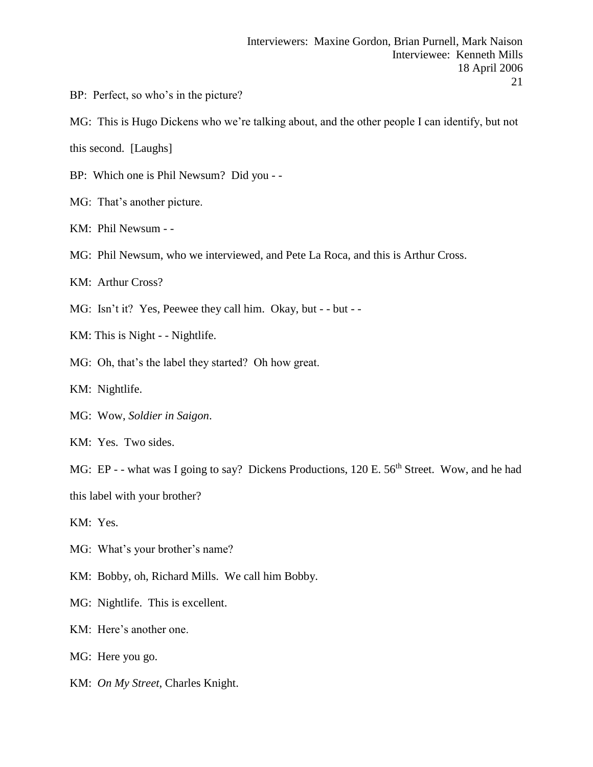BP: Perfect, so who's in the picture?

MG: This is Hugo Dickens who we're talking about, and the other people I can identify, but not this second. [Laughs]

BP: Which one is Phil Newsum? Did you - -

MG: That's another picture.

KM: Phil Newsum - -

MG: Phil Newsum, who we interviewed, and Pete La Roca, and this is Arthur Cross.

KM: Arthur Cross?

MG: Isn't it? Yes, Peewee they call him. Okay, but - - but - -

KM: This is Night - - Nightlife.

MG: Oh, that's the label they started? Oh how great.

KM: Nightlife.

MG: Wow, *Soldier in Saigon*.

KM: Yes. Two sides.

MG: EP - - what was I going to say? Dickens Productions, 120 E. 56th Street. Wow, and he had this label with your brother?

KM: Yes.

MG: What's your brother's name?

KM: Bobby, oh, Richard Mills. We call him Bobby.

MG: Nightlife. This is excellent.

KM: Here's another one.

MG: Here you go.

KM: *On My Street*, Charles Knight.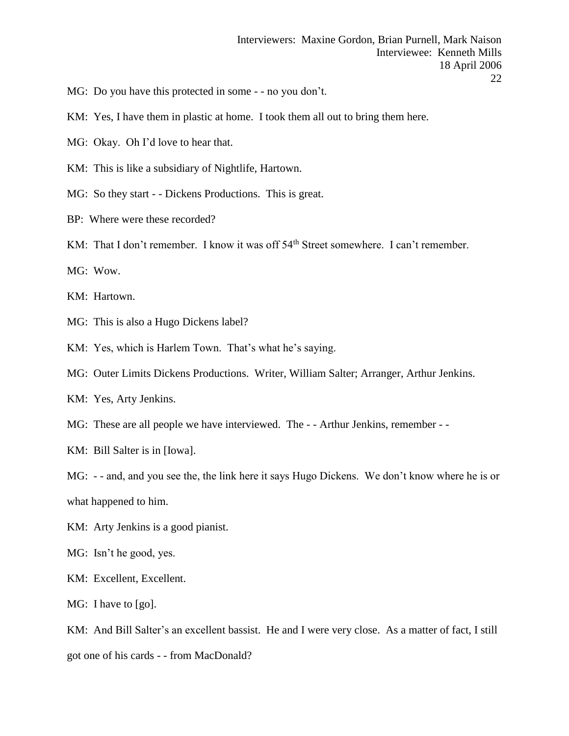MG: Do you have this protected in some - - no you don't.

KM: Yes, I have them in plastic at home. I took them all out to bring them here.

MG: Okay. Oh I'd love to hear that.

KM: This is like a subsidiary of Nightlife, Hartown.

MG: So they start - - Dickens Productions. This is great.

BP: Where were these recorded?

KM: That I don't remember. I know it was off 54th Street somewhere. I can't remember.

MG: Wow.

KM: Hartown.

MG: This is also a Hugo Dickens label?

KM: Yes, which is Harlem Town. That's what he's saying.

MG: Outer Limits Dickens Productions. Writer, William Salter; Arranger, Arthur Jenkins.

KM: Yes, Arty Jenkins.

MG: These are all people we have interviewed. The - - Arthur Jenkins, remember - -

KM: Bill Salter is in [Iowa].

MG: - - and, and you see the, the link here it says Hugo Dickens. We don't know where he is or what happened to him.

KM: Arty Jenkins is a good pianist.

MG: Isn't he good, yes.

KM: Excellent, Excellent.

MG: I have to [go].

KM: And Bill Salter's an excellent bassist. He and I were very close. As a matter of fact, I still got one of his cards - - from MacDonald?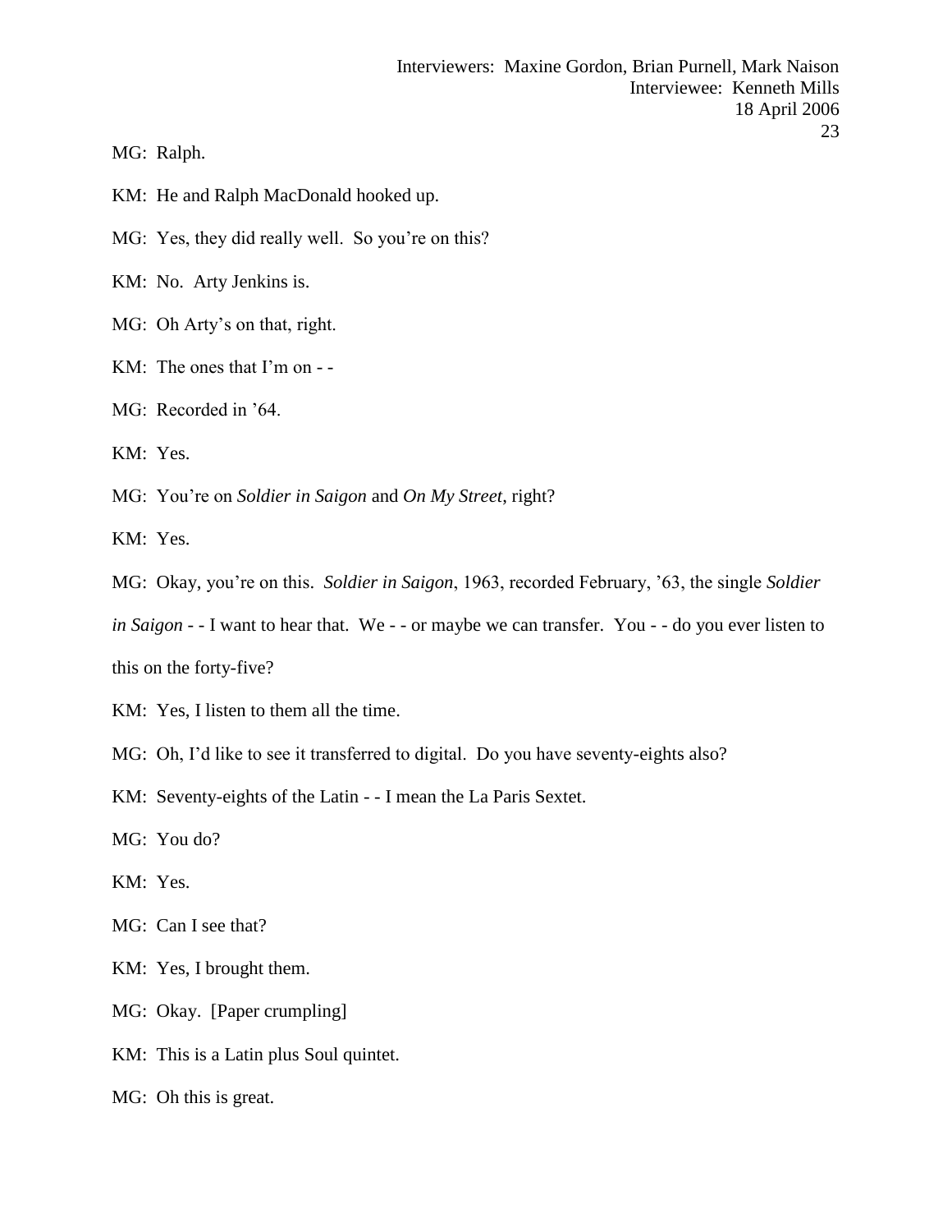MG: Ralph.

KM: He and Ralph MacDonald hooked up.

MG: Yes, they did really well. So you're on this?

KM: No. Arty Jenkins is.

MG: Oh Arty's on that, right.

KM: The ones that I'm on - -

MG: Recorded in '64.

KM: Yes.

MG: You're on *Soldier in Saigon* and *On My Street*, right?

KM: Yes.

MG: Okay, you're on this. *Soldier in Saigon*, 1963, recorded February, '63, the single *Soldier in Saigon* - - I want to hear that. We - - or maybe we can transfer. You - - do you ever listen to this on the forty-five?

KM: Yes, I listen to them all the time.

MG: Oh, I'd like to see it transferred to digital. Do you have seventy-eights also?

KM: Seventy-eights of the Latin - - I mean the La Paris Sextet.

MG: You do?

KM: Yes.

MG: Can I see that?

KM: Yes, I brought them.

MG: Okay. [Paper crumpling]

KM: This is a Latin plus Soul quintet.

MG: Oh this is great.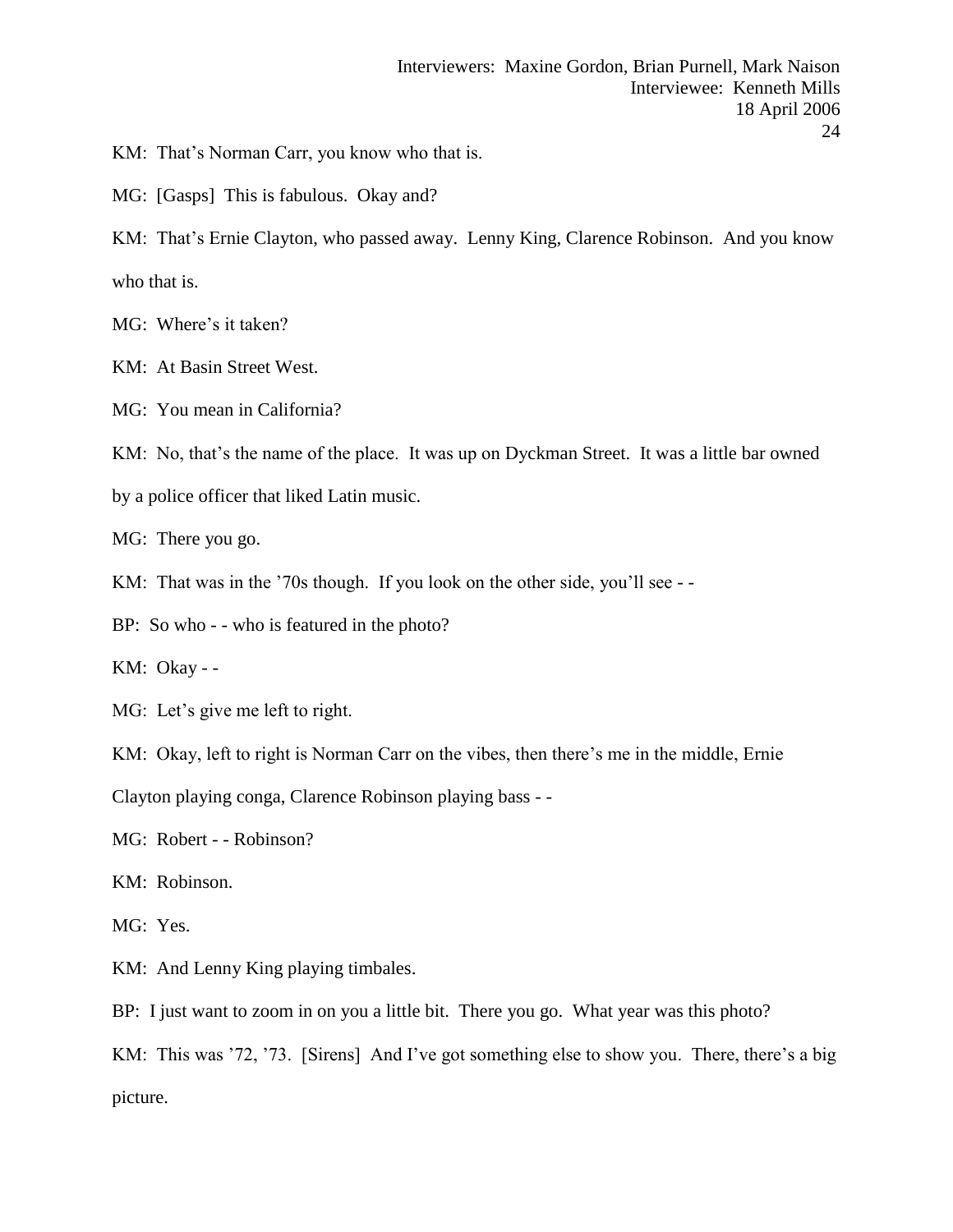KM: That's Norman Carr, you know who that is.

MG: [Gasps] This is fabulous. Okay and?

KM: That's Ernie Clayton, who passed away. Lenny King, Clarence Robinson. And you know who that is.

MG: Where's it taken?

KM: At Basin Street West.

MG: You mean in California?

KM: No, that's the name of the place. It was up on Dyckman Street. It was a little bar owned by a police officer that liked Latin music.

MG: There you go.

KM: That was in the '70s though. If you look on the other side, you'll see - -

BP: So who - - who is featured in the photo?

KM: Okay - -

MG: Let's give me left to right.

KM: Okay, left to right is Norman Carr on the vibes, then there's me in the middle, Ernie Clayton playing conga, Clarence Robinson playing bass - -

MG: Robert - - Robinson?

KM: Robinson.

MG: Yes.

KM: And Lenny King playing timbales.

BP: I just want to zoom in on you a little bit. There you go. What year was this photo?

KM: This was '72, '73. [Sirens] And I've got something else to show you. There, there's a big picture.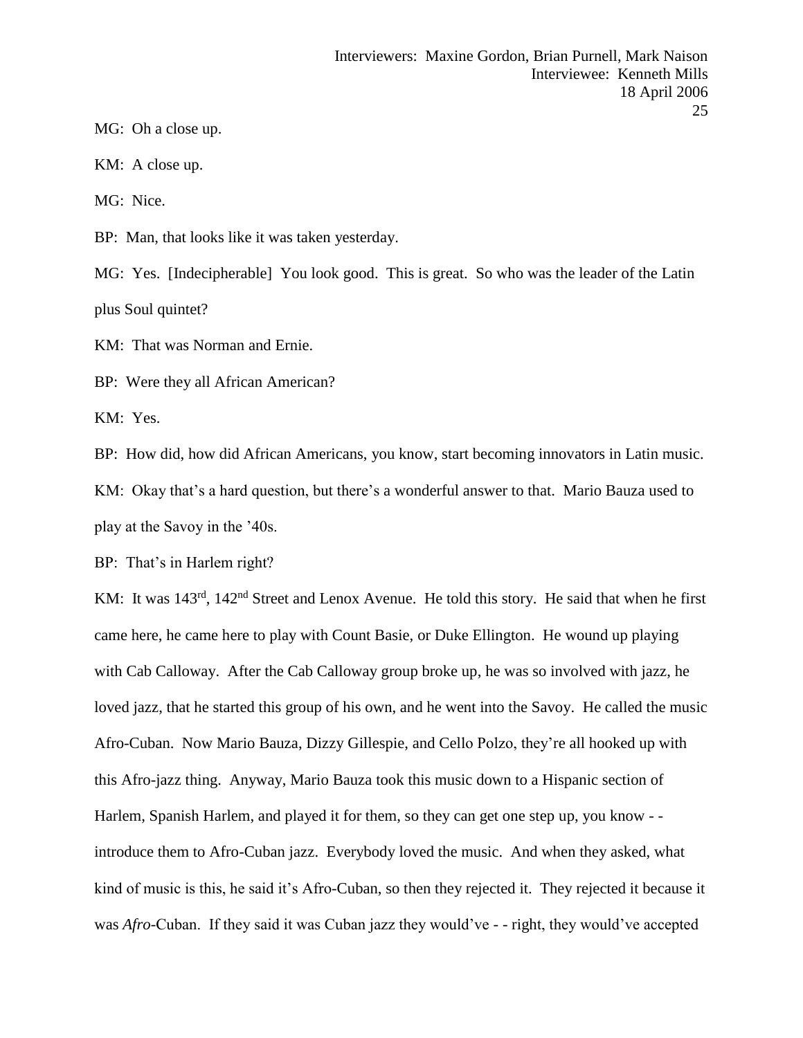MG: Oh a close up.

KM: A close up.

MG: Nice.

BP: Man, that looks like it was taken yesterday.

MG: Yes. [Indecipherable] You look good. This is great. So who was the leader of the Latin plus Soul quintet?

KM: That was Norman and Ernie.

BP: Were they all African American?

KM: Yes.

BP: How did, how did African Americans, you know, start becoming innovators in Latin music.

KM: Okay that's a hard question, but there's a wonderful answer to that. Mario Bauza used to play at the Savoy in the '40s.

BP: That's in Harlem right?

KM: It was 143rd, 142nd Street and Lenox Avenue. He told this story. He said that when he first came here, he came here to play with Count Basie, or Duke Ellington. He wound up playing with Cab Calloway. After the Cab Calloway group broke up, he was so involved with jazz, he loved jazz, that he started this group of his own, and he went into the Savoy. He called the music Afro-Cuban. Now Mario Bauza, Dizzy Gillespie, and Cello Polzo, they're all hooked up with this Afro-jazz thing. Anyway, Mario Bauza took this music down to a Hispanic section of Harlem, Spanish Harlem, and played it for them, so they can get one step up, you know - - introduce them to Afro-Cuban jazz. Everybody loved the music. And when they asked, what kind of music is this, he said it's Afro-Cuban, so then they rejected it. They rejected it because it was *Afro*-Cuban. If they said it was Cuban jazz they would've - - right, they would've accepted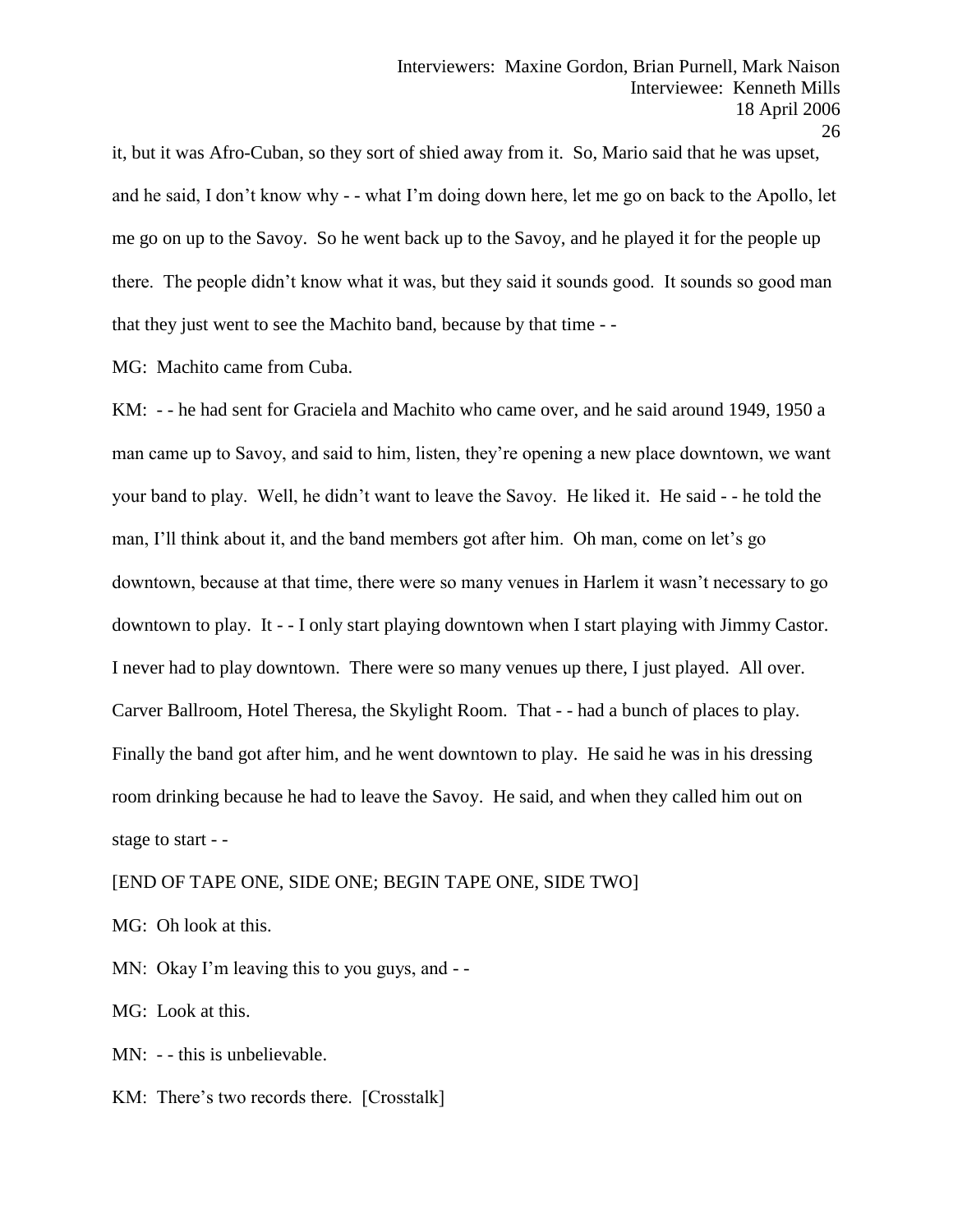it, but it was Afro-Cuban, so they sort of shied away from it. So, Mario said that he was upset, and he said, I don't know why - - what I'm doing down here, let me go on back to the Apollo, let me go on up to the Savoy. So he went back up to the Savoy, and he played it for the people up there. The people didn't know what it was, but they said it sounds good. It sounds so good man that they just went to see the Machito band, because by that time - -

MG: Machito came from Cuba.

KM: - - he had sent for Graciela and Machito who came over, and he said around 1949, 1950 a man came up to Savoy, and said to him, listen, they're opening a new place downtown, we want your band to play. Well, he didn't want to leave the Savoy. He liked it. He said - - he told the man, I'll think about it, and the band members got after him. Oh man, come on let's go downtown, because at that time, there were so many venues in Harlem it wasn't necessary to go downtown to play. It - - I only start playing downtown when I start playing with Jimmy Castor. I never had to play downtown. There were so many venues up there, I just played. All over. Carver Ballroom, Hotel Theresa, the Skylight Room. That - - had a bunch of places to play. Finally the band got after him, and he went downtown to play. He said he was in his dressing room drinking because he had to leave the Savoy. He said, and when they called him out on stage to start - -

[END OF TAPE ONE, SIDE ONE; BEGIN TAPE ONE, SIDE TWO]

MG: Oh look at this.

MN: Okay I'm leaving this to you guys, and - -

MG: Look at this.

MN: - - this is unbelievable.

KM: There's two records there. [Crosstalk]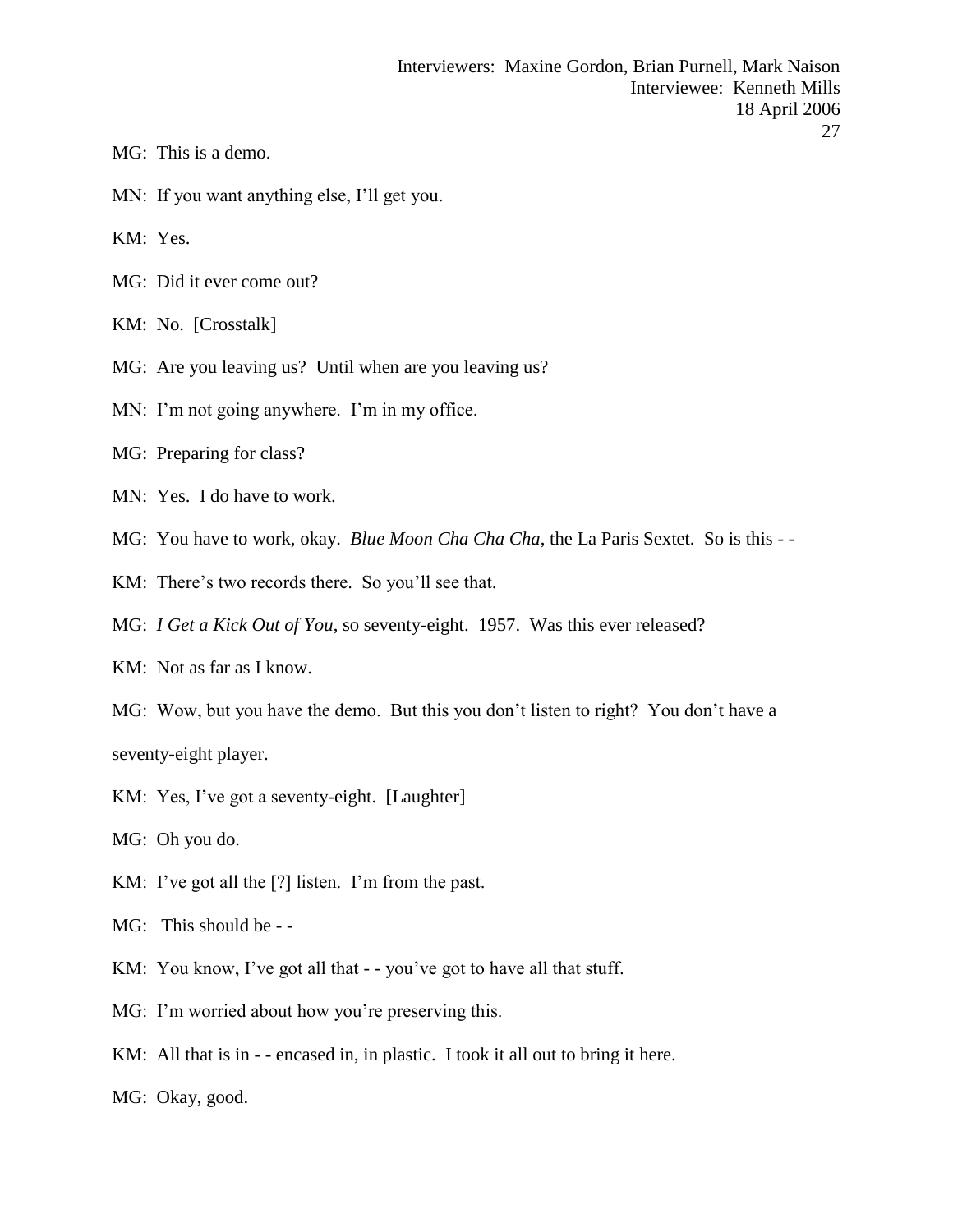MG: This is a demo.

MN: If you want anything else, I'll get you.

KM: Yes.

MG: Did it ever come out?

KM: No. [Crosstalk]

MG: Are you leaving us? Until when are you leaving us?

MN: I'm not going anywhere. I'm in my office.

MG: Preparing for class?

MN: Yes. I do have to work.

MG: You have to work, okay. *Blue Moon Cha Cha Cha*, the La Paris Sextet. So is this - -

KM: There's two records there. So you'll see that.

MG: *I Get a Kick Out of You*, so seventy-eight. 1957. Was this ever released?

KM: Not as far as I know.

MG: Wow, but you have the demo. But this you don't listen to right? You don't have a seventy-eight player.

KM: Yes, I've got a seventy-eight. [Laughter]

MG: Oh you do.

KM: I've got all the [?] listen. I'm from the past.

MG: This should be - -

KM: You know, I've got all that - - you've got to have all that stuff.

MG: I'm worried about how you're preserving this.

KM: All that is in - - encased in, in plastic. I took it all out to bring it here.

MG: Okay, good.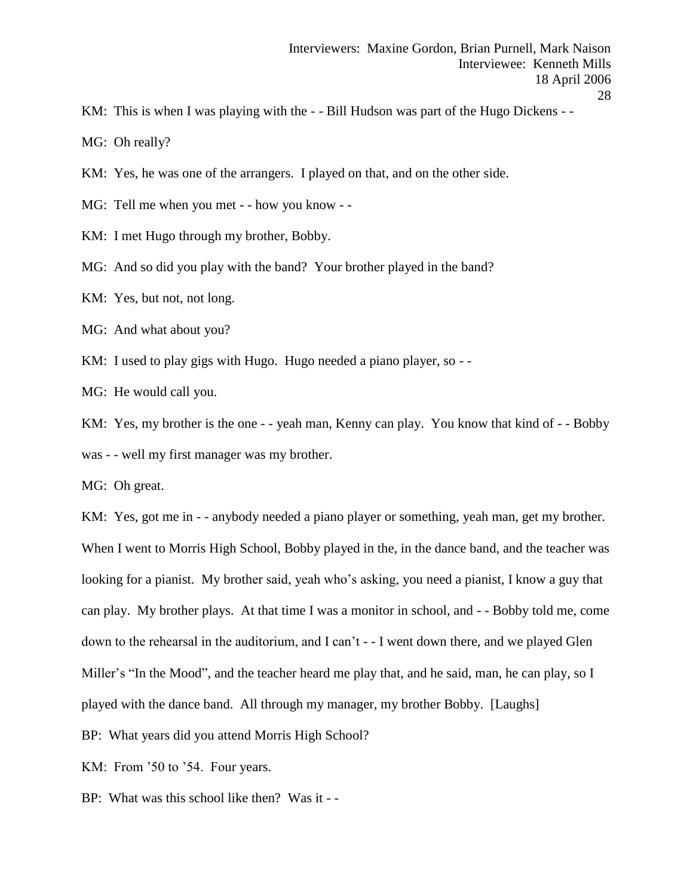KM: This is when I was playing with the - - Bill Hudson was part of the Hugo Dickens - -

MG: Oh really?

KM: Yes, he was one of the arrangers. I played on that, and on the other side.

MG: Tell me when you met - - how you know - -

KM: I met Hugo through my brother, Bobby.

MG: And so did you play with the band? Your brother played in the band?

KM: Yes, but not, not long.

MG: And what about you?

KM: I used to play gigs with Hugo. Hugo needed a piano player, so - -

MG: He would call you.

KM: Yes, my brother is the one - - yeah man, Kenny can play. You know that kind of - - Bobby was - - well my first manager was my brother.

MG: Oh great.

KM: Yes, got me in - - anybody needed a piano player or something, yeah man, get my brother. When I went to Morris High School, Bobby played in the, in the dance band, and the teacher was looking for a pianist. My brother said, yeah who's asking, you need a pianist, I know a guy that can play. My brother plays. At that time I was a monitor in school, and - - Bobby told me, come down to the rehearsal in the auditorium, and I can't - - I went down there, and we played Glen Miller's "In the Mood", and the teacher heard me play that, and he said, man, he can play, so I played with the dance band. All through my manager, my brother Bobby. [Laughs]

BP: What years did you attend Morris High School?

KM: From '50 to '54. Four years.

BP: What was this school like then? Was it - -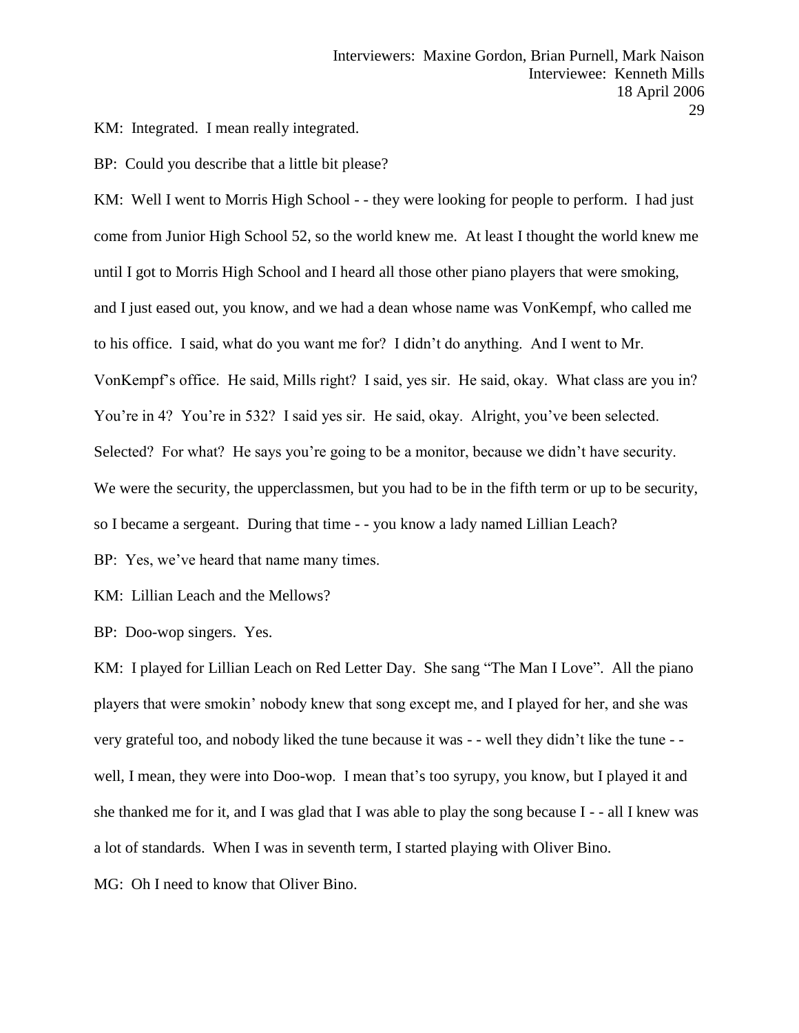KM: Integrated. I mean really integrated.

BP: Could you describe that a little bit please?

KM: Well I went to Morris High School - - they were looking for people to perform. I had just come from Junior High School 52, so the world knew me. At least I thought the world knew me until I got to Morris High School and I heard all those other piano players that were smoking, and I just eased out, you know, and we had a dean whose name was VonKempf, who called me to his office. I said, what do you want me for? I didn't do anything. And I went to Mr. VonKempf's office. He said, Mills right? I said, yes sir. He said, okay. What class are you in? You're in 4? You're in 532? I said yes sir. He said, okay. Alright, you've been selected. Selected? For what? He says you're going to be a monitor, because we didn't have security. We were the security, the upperclassmen, but you had to be in the fifth term or up to be security, so I became a sergeant. During that time - - you know a lady named Lillian Leach?

BP: Yes, we've heard that name many times.

KM: Lillian Leach and the Mellows?

BP: Doo-wop singers. Yes.

KM: I played for Lillian Leach on Red Letter Day. She sang "The Man I Love". All the piano players that were smokin' nobody knew that song except me, and I played for her, and she was very grateful too, and nobody liked the tune because it was - - well they didn't like the tune - - well, I mean, they were into Doo-wop. I mean that's too syrupy, you know, but I played it and she thanked me for it, and I was glad that I was able to play the song because I - - all I knew was a lot of standards. When I was in seventh term, I started playing with Oliver Bino.

MG: Oh I need to know that Oliver Bino.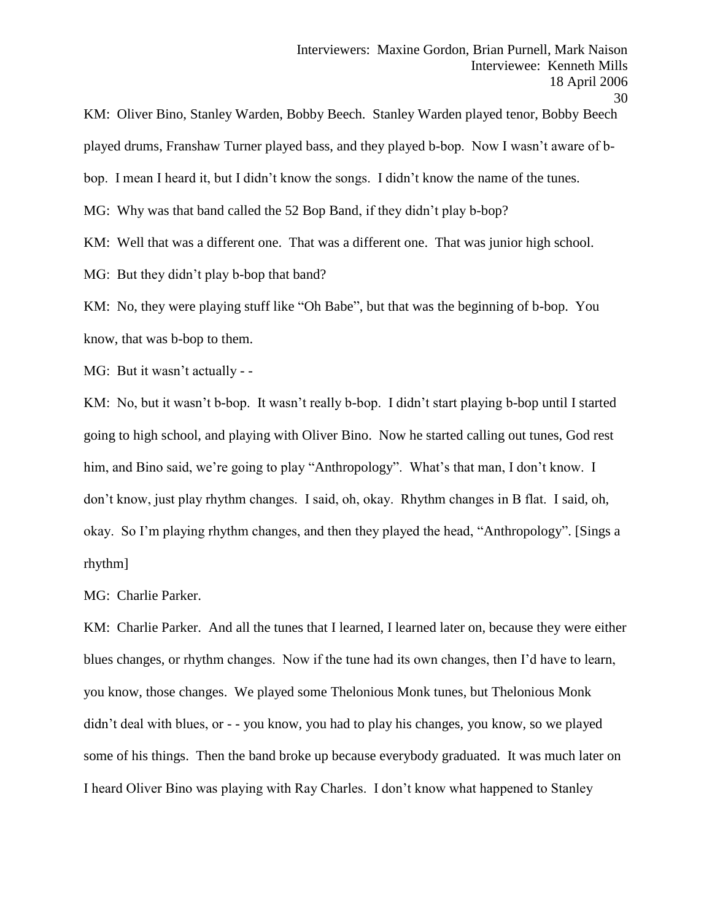KM: Oliver Bino, Stanley Warden, Bobby Beech. Stanley Warden played tenor, Bobby Beech played drums, Franshaw Turner played bass, and they played b-bop. Now I wasn't aware of b-bop. I mean I heard it, but I didn't know the songs. I didn't know the name of the tunes.

MG: Why was that band called the 52 Bop Band, if they didn't play b-bop?

KM: Well that was a different one. That was a different one. That was junior high school.

MG: But they didn't play b-bop that band?

KM: No, they were playing stuff like "Oh Babe", but that was the beginning of b-bop. You know, that was b-bop to them.

MG: But it wasn't actually - -

KM: No, but it wasn't b-bop. It wasn't really b-bop. I didn't start playing b-bop until I started going to high school, and playing with Oliver Bino. Now he started calling out tunes, God rest him, and Bino said, we're going to play "Anthropology". What's that man, I don't know. I don't know, just play rhythm changes. I said, oh, okay. Rhythm changes in B flat. I said, oh, okay. So I'm playing rhythm changes, and then they played the head, "Anthropology". [Sings a rhythm]

MG: Charlie Parker.

KM: Charlie Parker. And all the tunes that I learned, I learned later on, because they were either blues changes, or rhythm changes. Now if the tune had its own changes, then I'd have to learn, you know, those changes. We played some Thelonious Monk tunes, but Thelonious Monk didn't deal with blues, or - - you know, you had to play his changes, you know, so we played some of his things. Then the band broke up because everybody graduated. It was much later on I heard Oliver Bino was playing with Ray Charles. I don't know what happened to Stanley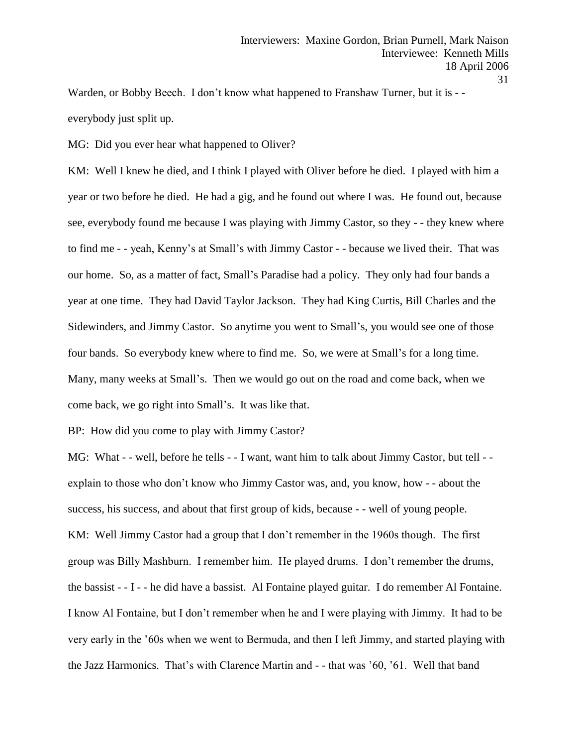Warden, or Bobby Beech. I don't know what happened to Franshaw Turner, but it is - - everybody just split up.

MG: Did you ever hear what happened to Oliver?

KM: Well I knew he died, and I think I played with Oliver before he died. I played with him a year or two before he died. He had a gig, and he found out where I was. He found out, because see, everybody found me because I was playing with Jimmy Castor, so they - - they knew where to find me - - yeah, Kenny's at Small's with Jimmy Castor - - because we lived their. That was our home. So, as a matter of fact, Small's Paradise had a policy. They only had four bands a year at one time. They had David Taylor Jackson. They had King Curtis, Bill Charles and the Sidewinders, and Jimmy Castor. So anytime you went to Small's, you would see one of those four bands. So everybody knew where to find me. So, we were at Small's for a long time. Many, many weeks at Small's. Then we would go out on the road and come back, when we come back, we go right into Small's. It was like that.

BP: How did you come to play with Jimmy Castor?

MG: What - - well, before he tells - - I want, want him to talk about Jimmy Castor, but tell - - explain to those who don't know who Jimmy Castor was, and, you know, how - - about the success, his success, and about that first group of kids, because - - well of young people.

KM: Well Jimmy Castor had a group that I don't remember in the 1960s though. The first group was Billy Mashburn. I remember him. He played drums. I don't remember the drums, the bassist - - I - - he did have a bassist. Al Fontaine played guitar. I do remember Al Fontaine. I know Al Fontaine, but I don't remember when he and I were playing with Jimmy. It had to be very early in the '60s when we went to Bermuda, and then I left Jimmy, and started playing with the Jazz Harmonics. That's with Clarence Martin and - - that was '60, '61. Well that band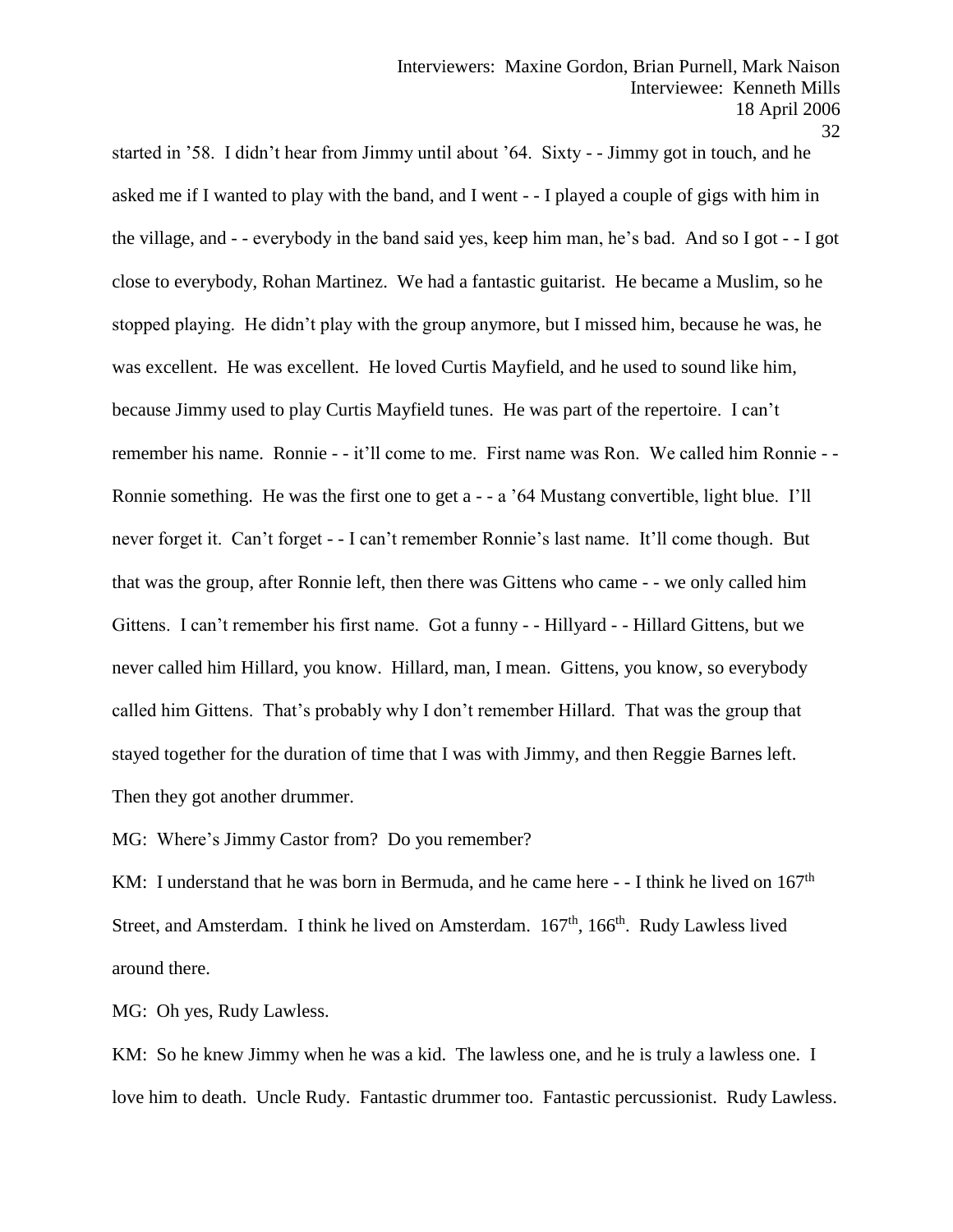started in '58. I didn't hear from Jimmy until about '64. Sixty - - Jimmy got in touch, and he asked me if I wanted to play with the band, and I went - - I played a couple of gigs with him in the village, and - - everybody in the band said yes, keep him man, he's bad. And so I got - - I got close to everybody, Rohan Martinez. We had a fantastic guitarist. He became a Muslim, so he stopped playing. He didn't play with the group anymore, but I missed him, because he was, he was excellent. He was excellent. He loved Curtis Mayfield, and he used to sound like him, because Jimmy used to play Curtis Mayfield tunes. He was part of the repertoire. I can't remember his name. Ronnie - - it'll come to me. First name was Ron. We called him Ronnie - - Ronnie something. He was the first one to get a - - a '64 Mustang convertible, light blue. I'll never forget it. Can't forget - - I can't remember Ronnie's last name. It'll come though. But that was the group, after Ronnie left, then there was Gittens who came - - we only called him Gittens. I can't remember his first name. Got a funny - - Hillyard - - Hillard Gittens, but we never called him Hillard, you know. Hillard, man, I mean. Gittens, you know, so everybody called him Gittens. That's probably why I don't remember Hillard. That was the group that stayed together for the duration of time that I was with Jimmy, and then Reggie Barnes left. Then they got another drummer.

MG: Where's Jimmy Castor from? Do you remember?

KM: I understand that he was born in Bermuda, and he came here - - I think he lived on 167th Street, and Amsterdam. I think he lived on Amsterdam. 167th, 166th. Rudy Lawless lived around there.

MG: Oh yes, Rudy Lawless.

KM: So he knew Jimmy when he was a kid. The lawless one, and he is truly a lawless one. I love him to death. Uncle Rudy. Fantastic drummer too. Fantastic percussionist. Rudy Lawless.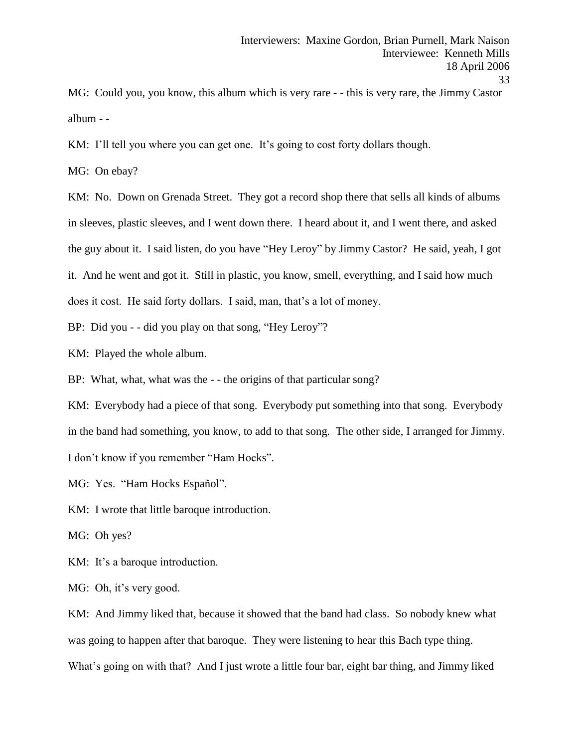MG: Could you, you know, this album which is very rare - - this is very rare, the Jimmy Castor album - -

KM: I'll tell you where you can get one. It's going to cost forty dollars though.

MG: On ebay?

KM: No. Down on Grenada Street. They got a record shop there that sells all kinds of albums in sleeves, plastic sleeves, and I went down there. I heard about it, and I went there, and asked the guy about it. I said listen, do you have "Hey Leroy" by Jimmy Castor? He said, yeah, I got it. And he went and got it. Still in plastic, you know, smell, everything, and I said how much does it cost. He said forty dollars. I said, man, that's a lot of money.

BP: Did you - - did you play on that song, "Hey Leroy"?

KM: Played the whole album.

BP: What, what, what was the - - the origins of that particular song?

KM: Everybody had a piece of that song. Everybody put something into that song. Everybody in the band had something, you know, to add to that song. The other side, I arranged for Jimmy. I don't know if you remember "Ham Hocks".

MG: Yes. "Ham Hocks Español".

KM: I wrote that little baroque introduction.

MG: Oh yes?

KM: It's a baroque introduction.

MG: Oh, it's very good.

KM: And Jimmy liked that, because it showed that the band had class. So nobody knew what was going to happen after that baroque. They were listening to hear this Bach type thing. What's going on with that? And I just wrote a little four bar, eight bar thing, and Jimmy liked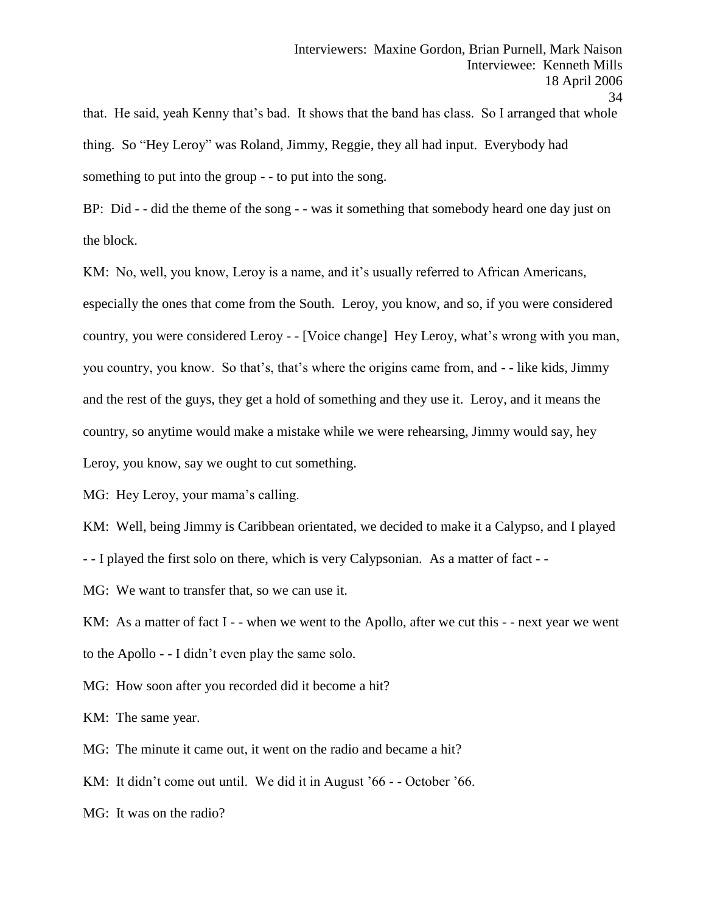that. He said, yeah Kenny that's bad. It shows that the band has class. So I arranged that whole thing. So "Hey Leroy" was Roland, Jimmy, Reggie, they all had input. Everybody had something to put into the group - - to put into the song.

BP: Did - - did the theme of the song - - was it something that somebody heard one day just on the block.

KM: No, well, you know, Leroy is a name, and it's usually referred to African Americans, especially the ones that come from the South. Leroy, you know, and so, if you were considered country, you were considered Leroy - - [Voice change] Hey Leroy, what's wrong with you man, you country, you know. So that's, that's where the origins came from, and - - like kids, Jimmy and the rest of the guys, they get a hold of something and they use it. Leroy, and it means the country, so anytime would make a mistake while we were rehearsing, Jimmy would say, hey Leroy, you know, say we ought to cut something.

MG: Hey Leroy, your mama's calling.

KM: Well, being Jimmy is Caribbean orientated, we decided to make it a Calypso, and I played - - I played the first solo on there, which is very Calypsonian. As a matter of fact - -

MG: We want to transfer that, so we can use it.

KM: As a matter of fact I - - when we went to the Apollo, after we cut this - - next year we went to the Apollo - - I didn't even play the same solo.

MG: How soon after you recorded did it become a hit?

KM: The same year.

MG: The minute it came out, it went on the radio and became a hit?

KM: It didn't come out until. We did it in August '66 - - October '66.

MG: It was on the radio?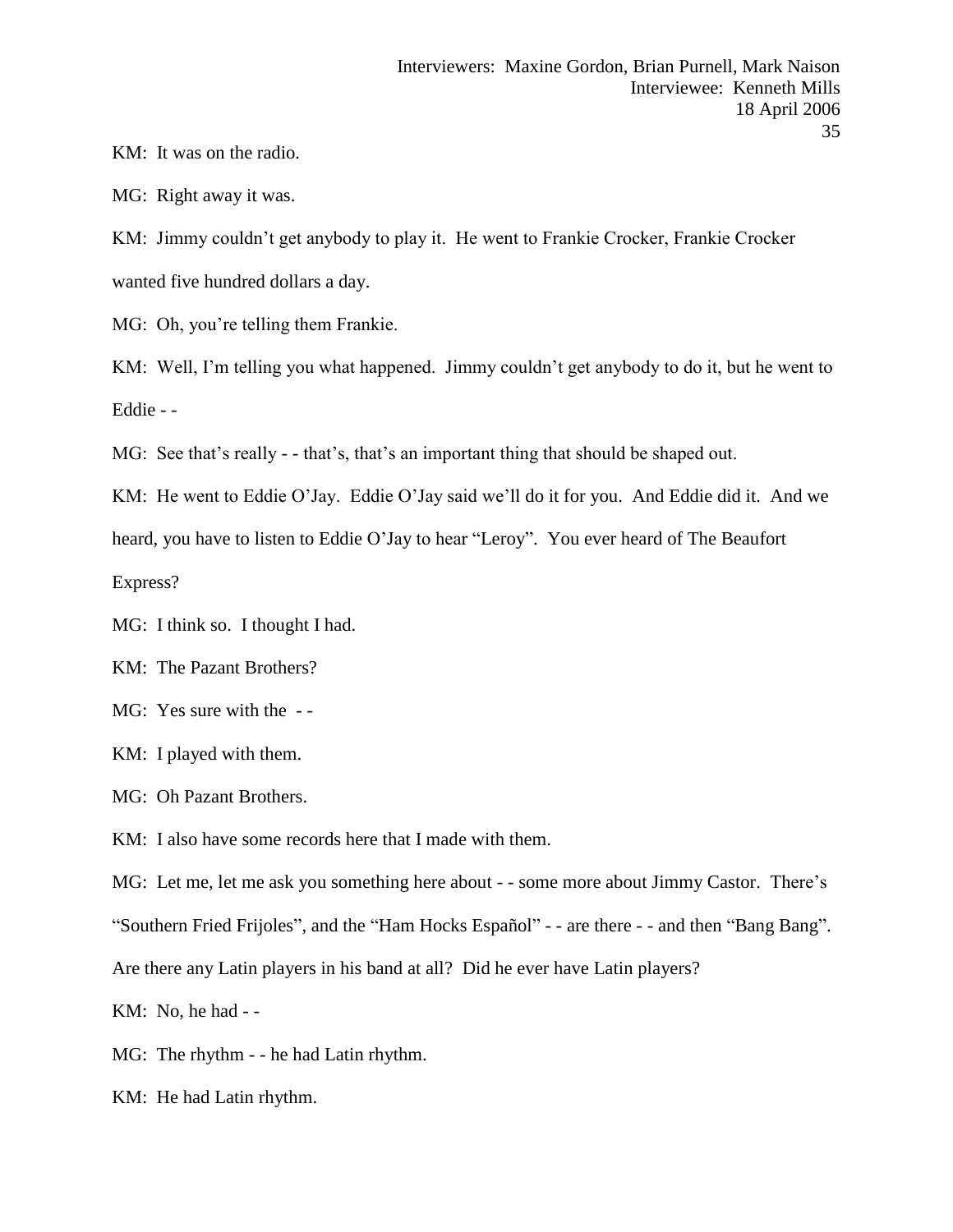KM: It was on the radio.

MG: Right away it was.

KM: Jimmy couldn't get anybody to play it. He went to Frankie Crocker, Frankie Crocker wanted five hundred dollars a day.

MG: Oh, you're telling them Frankie.

KM: Well, I'm telling you what happened. Jimmy couldn't get anybody to do it, but he went to Eddie - -

MG: See that's really - - that's, that's an important thing that should be shaped out.

KM: He went to Eddie O'Jay. Eddie O'Jay said we'll do it for you. And Eddie did it. And we heard, you have to listen to Eddie O'Jay to hear "Leroy". You ever heard of The Beaufort Express?

MG: I think so. I thought I had.

KM: The Pazant Brothers?

MG: Yes sure with the - -

KM: I played with them.

MG: Oh Pazant Brothers.

KM: I also have some records here that I made with them.

MG: Let me, let me ask you something here about - - some more about Jimmy Castor. There's "Southern Fried Frijoles", and the "Ham Hocks Español" - - are there - - and then "Bang Bang". Are there any Latin players in his band at all? Did he ever have Latin players?

KM: No, he had - -

MG: The rhythm - - he had Latin rhythm.

KM: He had Latin rhythm.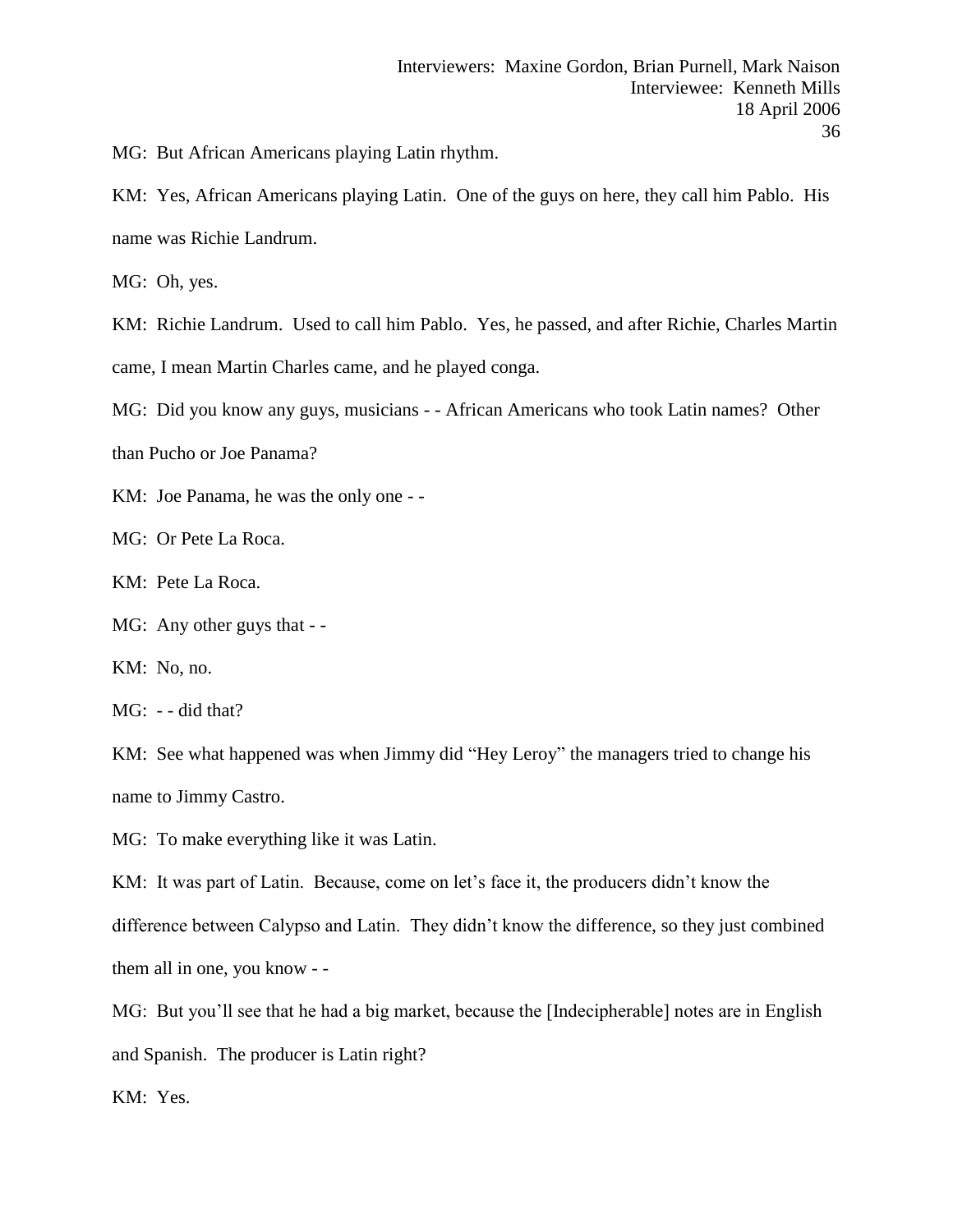MG: But African Americans playing Latin rhythm.

KM: Yes, African Americans playing Latin. One of the guys on here, they call him Pablo. His name was Richie Landrum.

MG: Oh, yes.

KM: Richie Landrum. Used to call him Pablo. Yes, he passed, and after Richie, Charles Martin came, I mean Martin Charles came, and he played conga.

MG: Did you know any guys, musicians - - African Americans who took Latin names? Other than Pucho or Joe Panama?

KM: Joe Panama, he was the only one - -

MG: Or Pete La Roca.

KM: Pete La Roca.

MG: Any other guys that - -

KM: No, no.

MG: - - did that?

KM: See what happened was when Jimmy did "Hey Leroy" the managers tried to change his name to Jimmy Castro.

MG: To make everything like it was Latin.

KM: It was part of Latin. Because, come on let's face it, the producers didn't know the difference between Calypso and Latin. They didn't know the difference, so they just combined them all in one, you know - -

MG: But you'll see that he had a big market, because the [Indecipherable] notes are in English and Spanish. The producer is Latin right?

KM: Yes.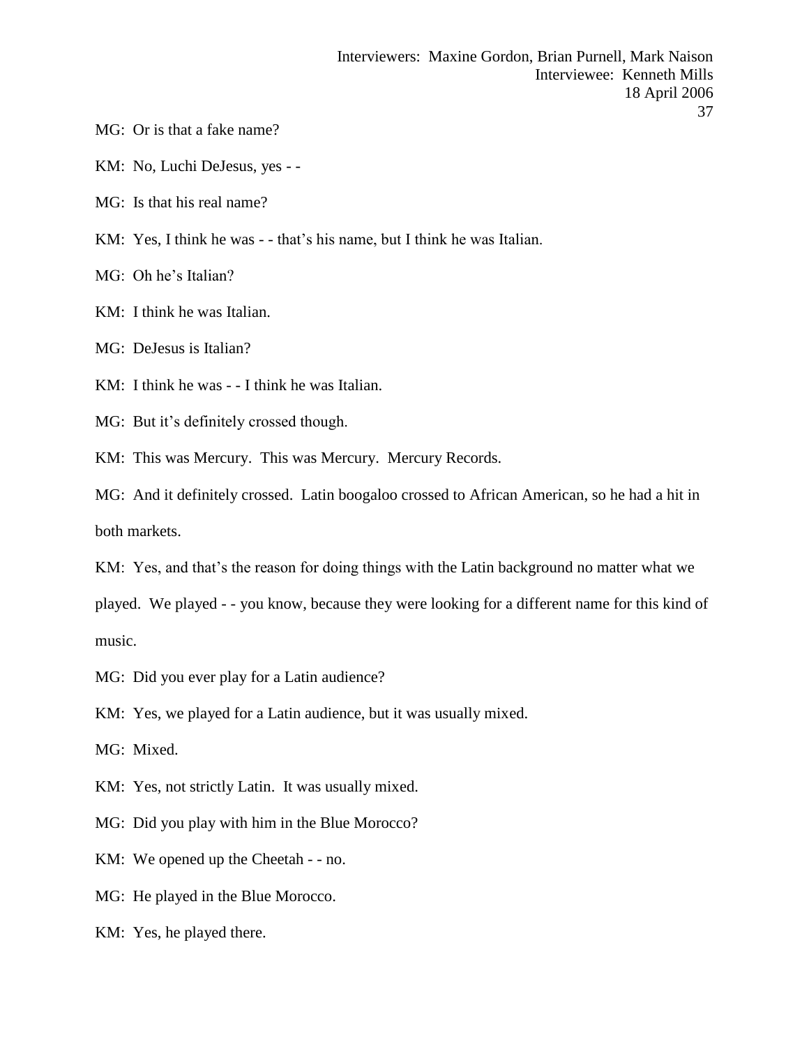MG: Or is that a fake name?

KM: No, Luchi DeJesus, yes - -

MG: Is that his real name?

KM: Yes, I think he was - - that's his name, but I think he was Italian.

MG: Oh he's Italian?

KM: I think he was Italian.

MG: DeJesus is Italian?

KM: I think he was - - I think he was Italian.

MG: But it's definitely crossed though.

KM: This was Mercury. This was Mercury. Mercury Records.

MG: And it definitely crossed. Latin boogaloo crossed to African American, so he had a hit in both markets.

KM: Yes, and that's the reason for doing things with the Latin background no matter what we played. We played - - you know, because they were looking for a different name for this kind of music.

MG: Did you ever play for a Latin audience?

KM: Yes, we played for a Latin audience, but it was usually mixed.

MG: Mixed.

KM: Yes, not strictly Latin. It was usually mixed.

MG: Did you play with him in the Blue Morocco?

KM: We opened up the Cheetah - - no.

MG: He played in the Blue Morocco.

KM: Yes, he played there.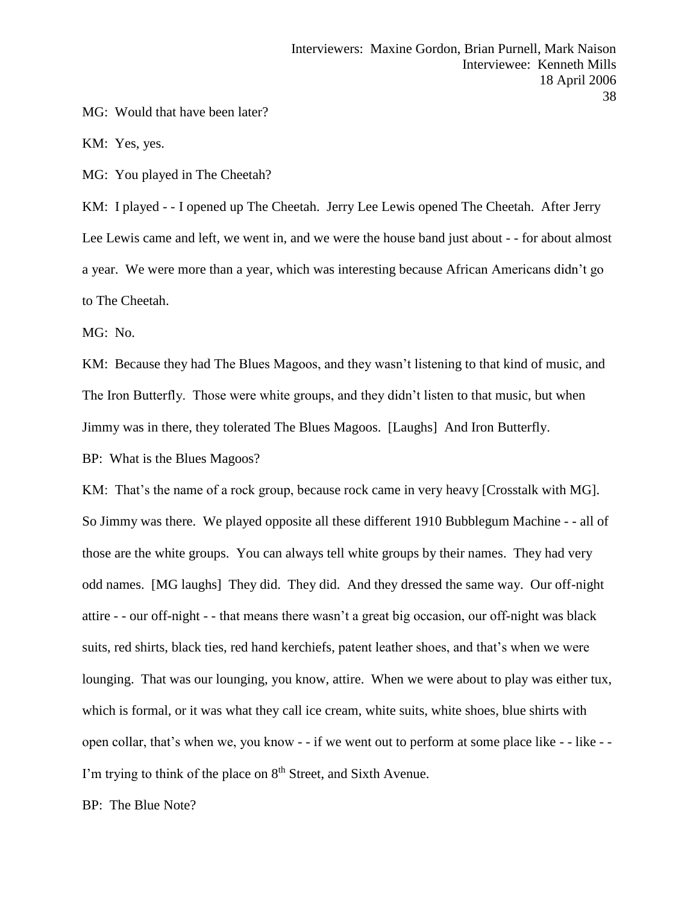MG: Would that have been later?

KM: Yes, yes.

MG: You played in The Cheetah?

KM: I played - - I opened up The Cheetah. Jerry Lee Lewis opened The Cheetah. After Jerry Lee Lewis came and left, we went in, and we were the house band just about - - for about almost a year. We were more than a year, which was interesting because African Americans didn't go to The Cheetah.

MG: No.

KM: Because they had The Blues Magoos, and they wasn't listening to that kind of music, and The Iron Butterfly. Those were white groups, and they didn't listen to that music, but when Jimmy was in there, they tolerated The Blues Magoos. [Laughs] And Iron Butterfly.

BP: What is the Blues Magoos?

KM: That's the name of a rock group, because rock came in very heavy [Crosstalk with MG]. So Jimmy was there. We played opposite all these different 1910 Bubblegum Machine - - all of those are the white groups. You can always tell white groups by their names. They had very odd names. [MG laughs] They did. They did. And they dressed the same way. Our off-night attire - - our off-night - - that means there wasn't a great big occasion, our off-night was black suits, red shirts, black ties, red hand kerchiefs, patent leather shoes, and that's when we were lounging. That was our lounging, you know, attire. When we were about to play was either tux, which is formal, or it was what they call ice cream, white suits, white shoes, blue shirts with open collar, that's when we, you know - - if we went out to perform at some place like - - like - - I'm trying to think of the place on 8th Street, and Sixth Avenue.

BP: The Blue Note?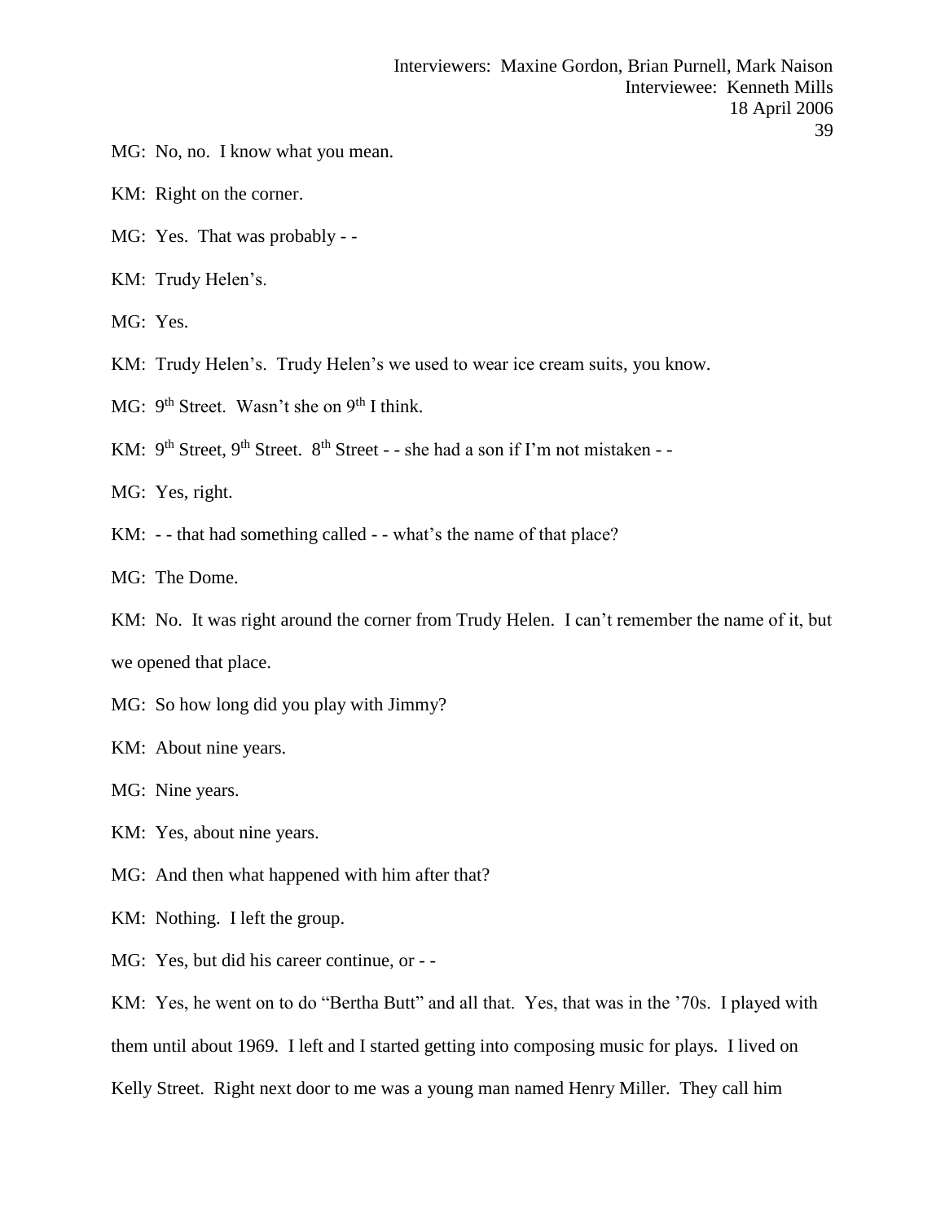MG: No, no. I know what you mean.

KM: Right on the corner.

MG: Yes. That was probably - -

KM: Trudy Helen's.

MG: Yes.

KM: Trudy Helen's. Trudy Helen's we used to wear ice cream suits, you know.

MG: 9th Street. Wasn't she on 9th I think.

KM: 9th Street, 9th Street. 8th Street - - she had a son if I'm not mistaken - -

MG: Yes, right.

KM: - - that had something called - - what's the name of that place?

MG: The Dome.

KM: No. It was right around the corner from Trudy Helen. I can't remember the name of it, but we opened that place.

MG: So how long did you play with Jimmy?

KM: About nine years.

MG: Nine years.

KM: Yes, about nine years.

MG: And then what happened with him after that?

KM: Nothing. I left the group.

MG: Yes, but did his career continue, or - -

KM: Yes, he went on to do "Bertha Butt" and all that. Yes, that was in the '70s. I played with them until about 1969. I left and I started getting into composing music for plays. I lived on Kelly Street. Right next door to me was a young man named Henry Miller. They call him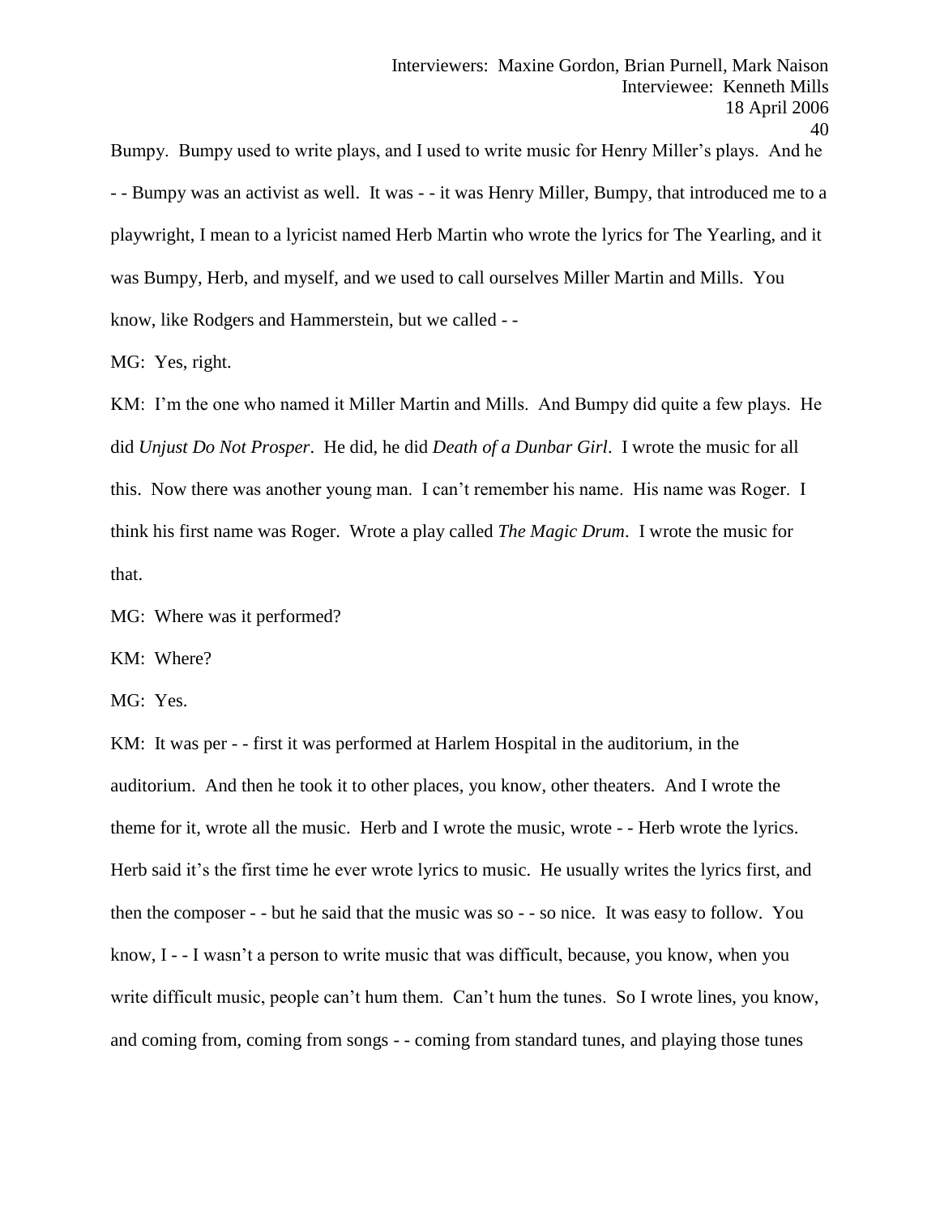Bumpy. Bumpy used to write plays, and I used to write music for Henry Miller's plays. And he - - Bumpy was an activist as well. It was - - it was Henry Miller, Bumpy, that introduced me to a playwright, I mean to a lyricist named Herb Martin who wrote the lyrics for The Yearling, and it was Bumpy, Herb, and myself, and we used to call ourselves Miller Martin and Mills. You know, like Rodgers and Hammerstein, but we called - -

MG: Yes, right.

KM: I'm the one who named it Miller Martin and Mills. And Bumpy did quite a few plays. He did *Unjust Do Not Prosper*. He did, he did *Death of a Dunbar Girl*. I wrote the music for all this. Now there was another young man. I can't remember his name. His name was Roger. I think his first name was Roger. Wrote a play called *The Magic Drum*. I wrote the music for that.

MG: Where was it performed?

KM: Where?

MG: Yes.

KM: It was per - - first it was performed at Harlem Hospital in the auditorium, in the auditorium. And then he took it to other places, you know, other theaters. And I wrote the theme for it, wrote all the music. Herb and I wrote the music, wrote - - Herb wrote the lyrics. Herb said it's the first time he ever wrote lyrics to music. He usually writes the lyrics first, and then the composer - - but he said that the music was so - - so nice. It was easy to follow. You know, I - - I wasn't a person to write music that was difficult, because, you know, when you write difficult music, people can't hum them. Can't hum the tunes. So I wrote lines, you know, and coming from, coming from songs - - coming from standard tunes, and playing those tunes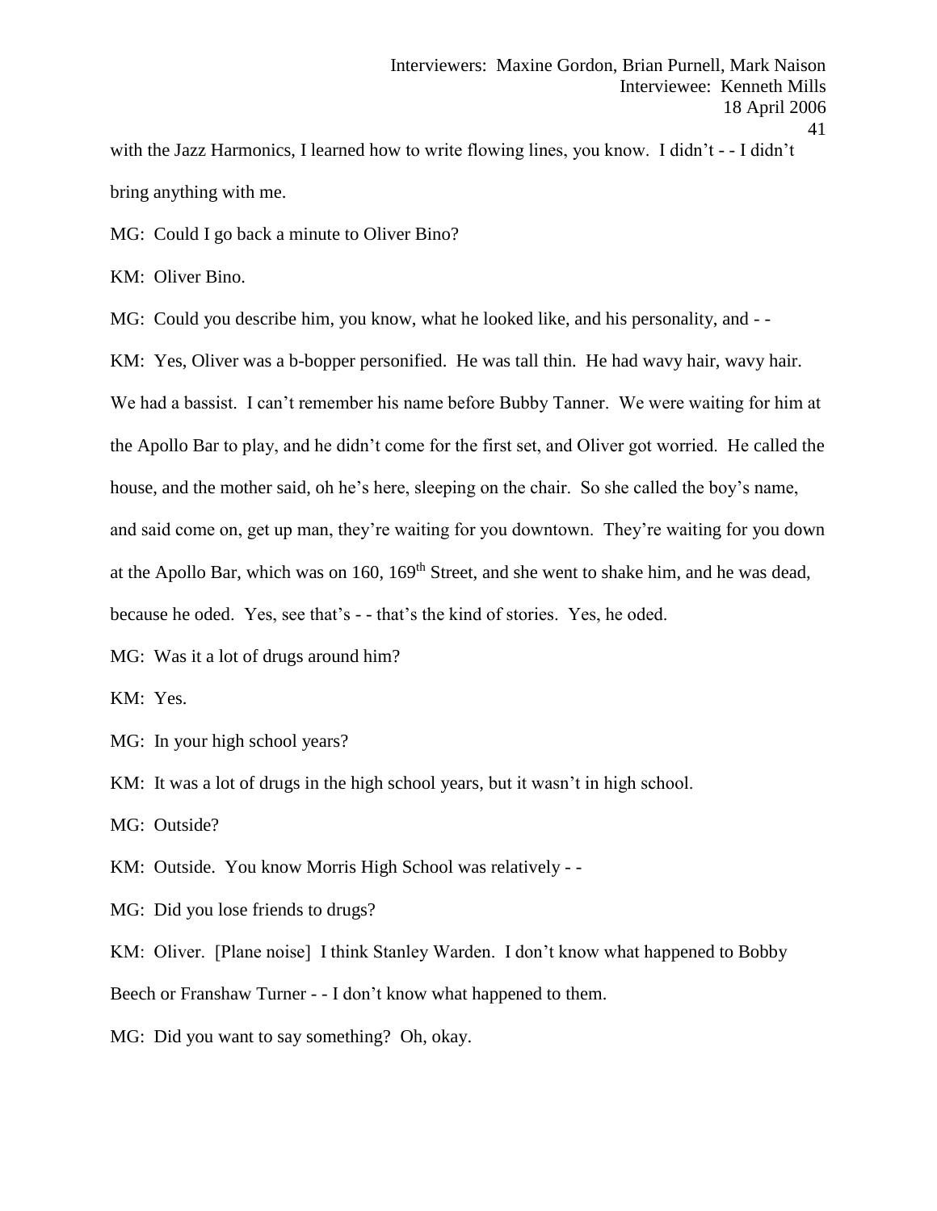with the Jazz Harmonics, I learned how to write flowing lines, you know. I didn't - - I didn't bring anything with me.

MG: Could I go back a minute to Oliver Bino?

KM: Oliver Bino.

MG: Could you describe him, you know, what he looked like, and his personality, and - -

KM: Yes, Oliver was a b-bopper personified. He was tall thin. He had wavy hair, wavy hair. We had a bassist. I can't remember his name before Bubby Tanner. We were waiting for him at the Apollo Bar to play, and he didn't come for the first set, and Oliver got worried. He called the house, and the mother said, oh he's here, sleeping on the chair. So she called the boy's name, and said come on, get up man, they're waiting for you downtown. They're waiting for you down at the Apollo Bar, which was on 160, 169th Street, and she went to shake him, and he was dead, because he oded. Yes, see that's - - that's the kind of stories. Yes, he oded.

MG: Was it a lot of drugs around him?

KM: Yes.

MG: In your high school years?

KM: It was a lot of drugs in the high school years, but it wasn't in high school.

MG: Outside?

KM: Outside. You know Morris High School was relatively - -

MG: Did you lose friends to drugs?

KM: Oliver. [Plane noise] I think Stanley Warden. I don't know what happened to Bobby Beech or Franshaw Turner - - I don't know what happened to them.

MG: Did you want to say something? Oh, okay.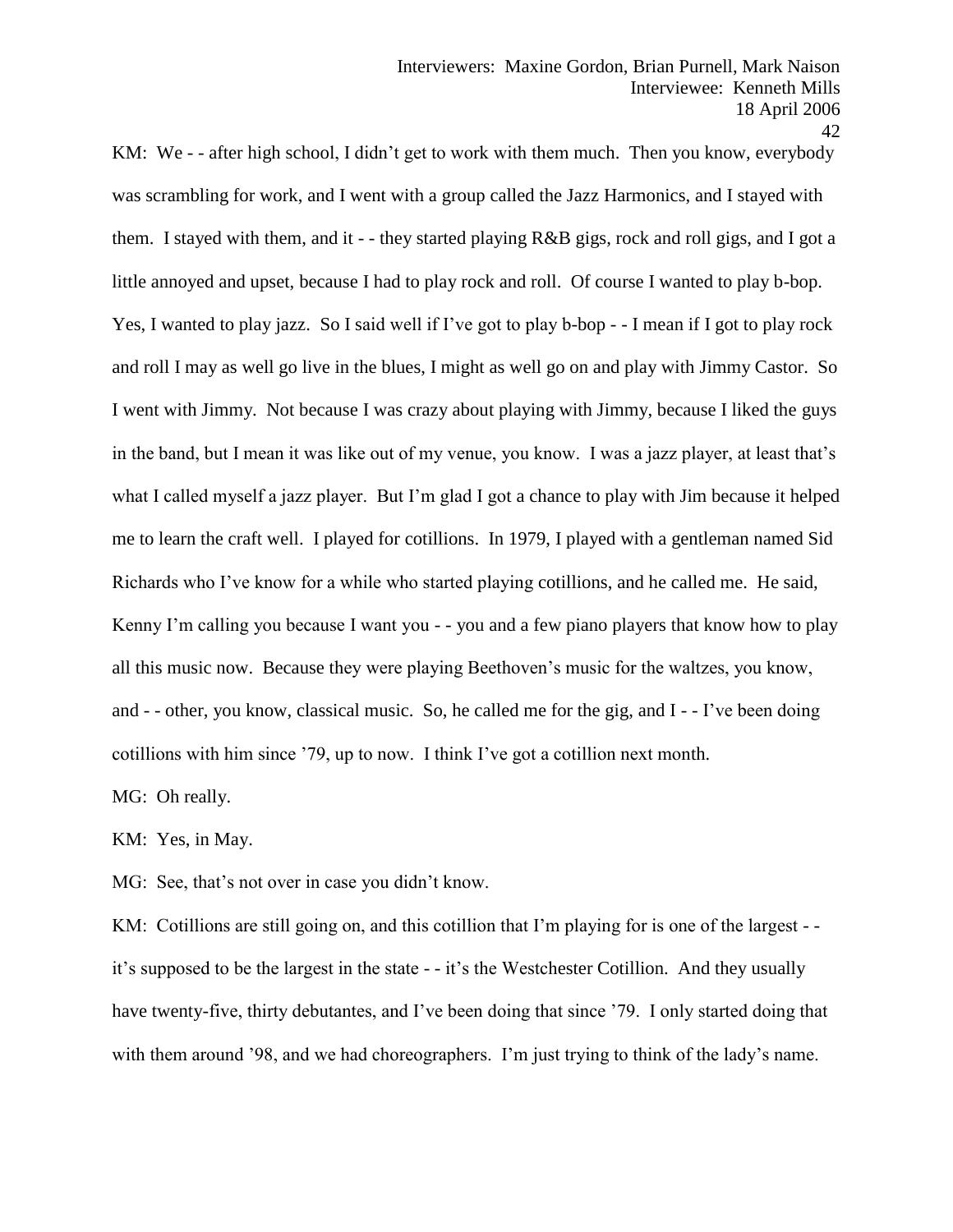KM: We - - after high school, I didn't get to work with them much. Then you know, everybody was scrambling for work, and I went with a group called the Jazz Harmonics, and I stayed with them. I stayed with them, and it - - they started playing R&B gigs, rock and roll gigs, and I got a little annoyed and upset, because I had to play rock and roll. Of course I wanted to play b-bop. Yes, I wanted to play jazz. So I said well if I've got to play b-bop - - I mean if I got to play rock and roll I may as well go live in the blues, I might as well go on and play with Jimmy Castor. So I went with Jimmy. Not because I was crazy about playing with Jimmy, because I liked the guys in the band, but I mean it was like out of my venue, you know. I was a jazz player, at least that's what I called myself a jazz player. But I'm glad I got a chance to play with Jim because it helped me to learn the craft well. I played for cotillions. In 1979, I played with a gentleman named Sid Richards who I've know for a while who started playing cotillions, and he called me. He said, Kenny I'm calling you because I want you - - you and a few piano players that know how to play all this music now. Because they were playing Beethoven's music for the waltzes, you know, and - - other, you know, classical music. So, he called me for the gig, and I - - I've been doing cotillions with him since '79, up to now. I think I've got a cotillion next month.

MG: Oh really.

KM: Yes, in May.

MG: See, that's not over in case you didn't know.

KM: Cotillions are still going on, and this cotillion that I'm playing for is one of the largest - - it's supposed to be the largest in the state - - it's the Westchester Cotillion. And they usually have twenty-five, thirty debutantes, and I've been doing that since '79. I only started doing that with them around '98, and we had choreographers. I'm just trying to think of the lady's name.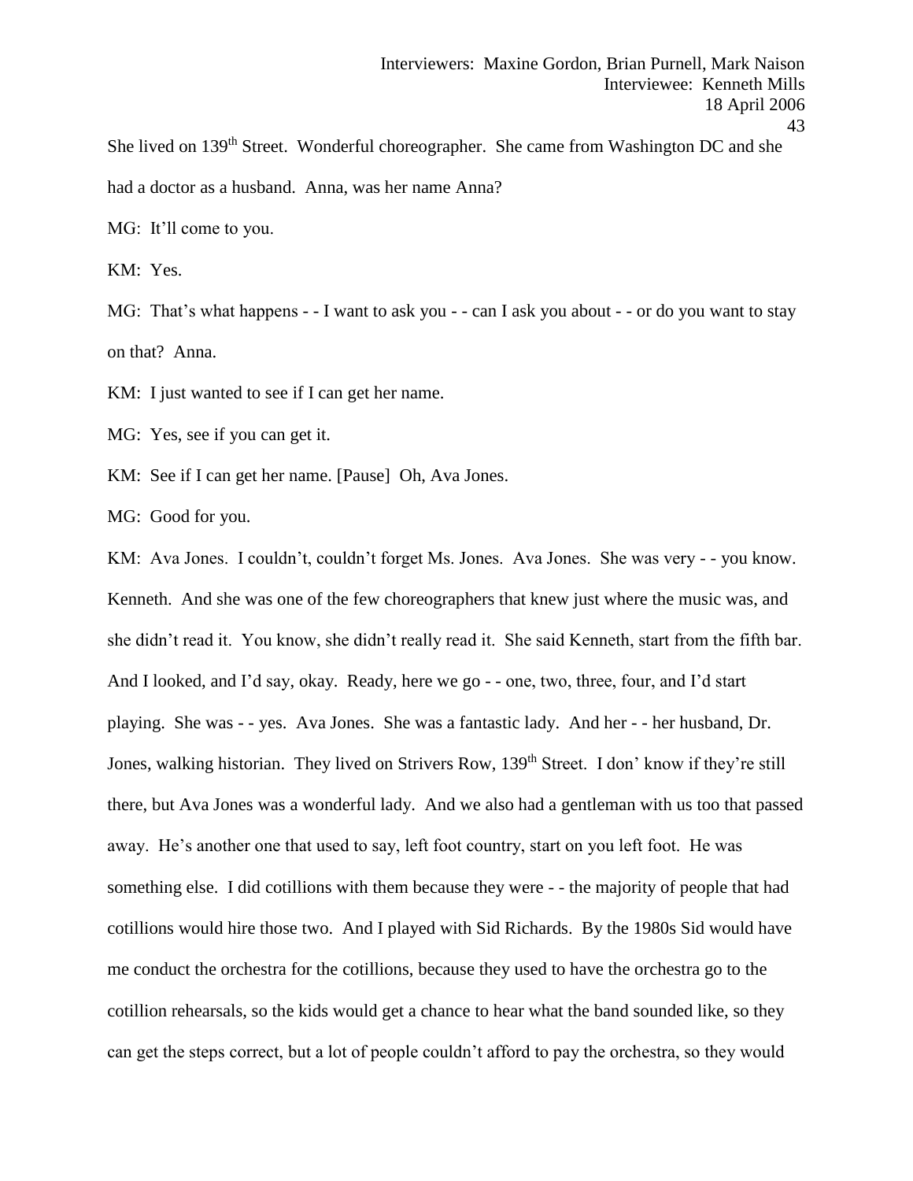She lived on 139th Street. Wonderful choreographer. She came from Washington DC and she had a doctor as a husband. Anna, was her name Anna?

MG: It'll come to you.

KM: Yes.

MG: That's what happens - - I want to ask you - - can I ask you about - - or do you want to stay on that? Anna.

KM: I just wanted to see if I can get her name.

MG: Yes, see if you can get it.

KM: See if I can get her name. [Pause] Oh, Ava Jones.

MG: Good for you.

KM: Ava Jones. I couldn't, couldn't forget Ms. Jones. Ava Jones. She was very - - you know. Kenneth. And she was one of the few choreographers that knew just where the music was, and she didn't read it. You know, she didn't really read it. She said Kenneth, start from the fifth bar. And I looked, and I'd say, okay. Ready, here we go - - one, two, three, four, and I'd start playing. She was - - yes. Ava Jones. She was a fantastic lady. And her - - her husband, Dr. Jones, walking historian. They lived on Strivers Row, 139th Street. I don' know if they're still there, but Ava Jones was a wonderful lady. And we also had a gentleman with us too that passed away. He's another one that used to say, left foot country, start on you left foot. He was something else. I did cotillions with them because they were - - the majority of people that had cotillions would hire those two. And I played with Sid Richards. By the 1980s Sid would have me conduct the orchestra for the cotillions, because they used to have the orchestra go to the cotillion rehearsals, so the kids would get a chance to hear what the band sounded like, so they can get the steps correct, but a lot of people couldn't afford to pay the orchestra, so they would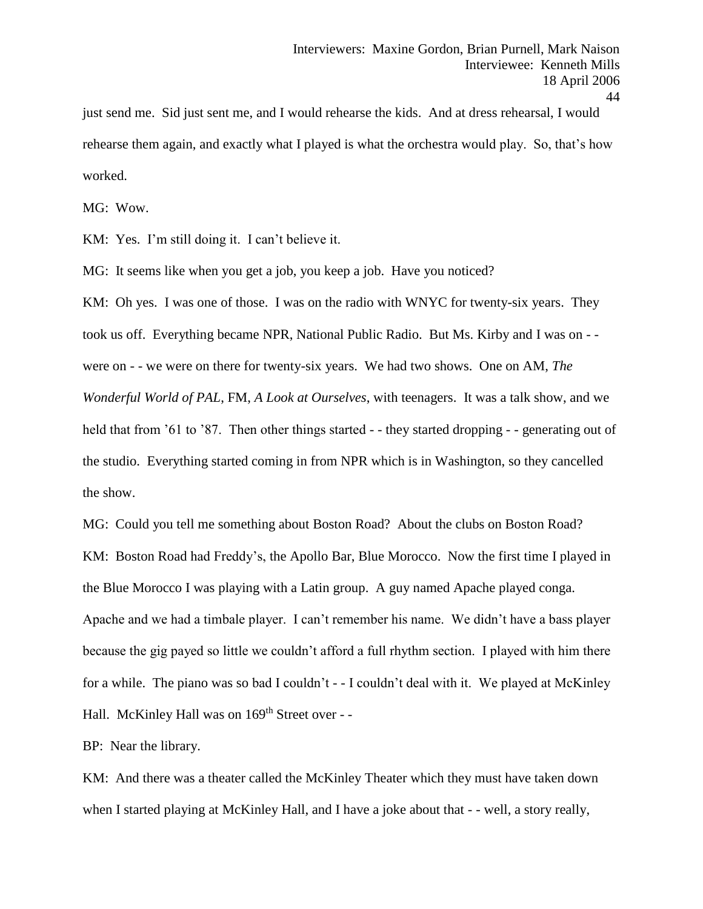just send me. Sid just sent me, and I would rehearse the kids. And at dress rehearsal, I would rehearse them again, and exactly what I played is what the orchestra would play. So, that's how worked.

MG: Wow.

KM: Yes. I'm still doing it. I can't believe it.

MG: It seems like when you get a job, you keep a job. Have you noticed?

KM: Oh yes. I was one of those. I was on the radio with WNYC for twenty-six years. They took us off. Everything became NPR, National Public Radio. But Ms. Kirby and I was on - - were on - - we were on there for twenty-six years. We had two shows. One on AM, *The Wonderful World of PAL*, FM, *A Look at Ourselves*, with teenagers. It was a talk show, and we held that from '61 to '87. Then other things started - - they started dropping - - generating out of the studio. Everything started coming in from NPR which is in Washington, so they cancelled the show.

MG: Could you tell me something about Boston Road? About the clubs on Boston Road?

KM: Boston Road had Freddy's, the Apollo Bar, Blue Morocco. Now the first time I played in the Blue Morocco I was playing with a Latin group. A guy named Apache played conga. Apache and we had a timbale player. I can't remember his name. We didn't have a bass player because the gig payed so little we couldn't afford a full rhythm section. I played with him there for a while. The piano was so bad I couldn't - - I couldn't deal with it. We played at McKinley Hall. McKinley Hall was on 169th Street over - -

BP: Near the library.

KM: And there was a theater called the McKinley Theater which they must have taken down when I started playing at McKinley Hall, and I have a joke about that - - well, a story really,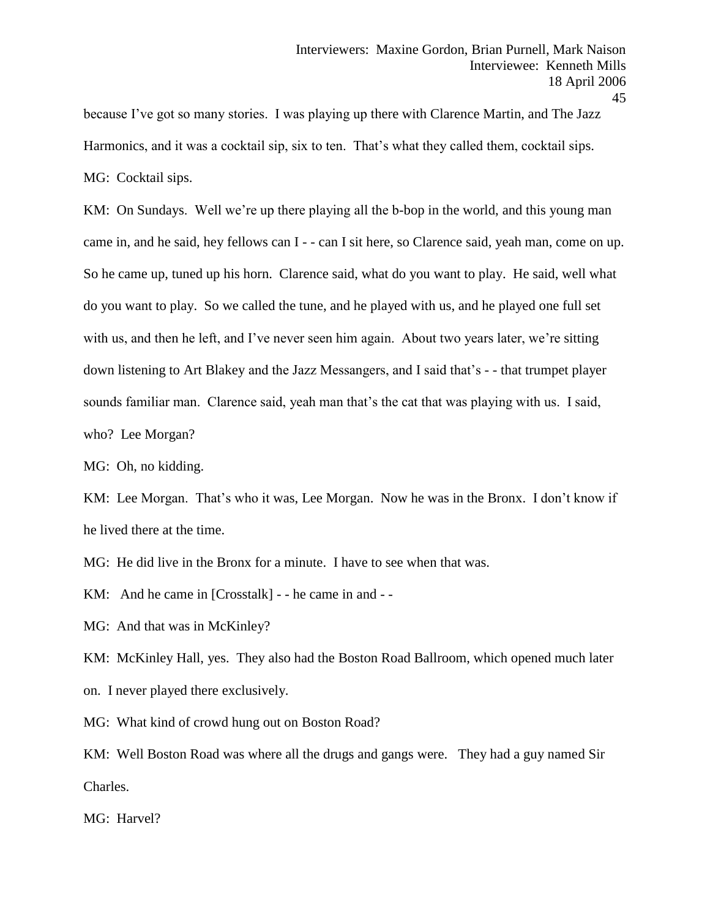because I've got so many stories. I was playing up there with Clarence Martin, and The Jazz Harmonics, and it was a cocktail sip, six to ten. That's what they called them, cocktail sips.

MG: Cocktail sips.

KM: On Sundays. Well we're up there playing all the b-bop in the world, and this young man came in, and he said, hey fellows can I - - can I sit here, so Clarence said, yeah man, come on up. So he came up, tuned up his horn. Clarence said, what do you want to play. He said, well what do you want to play. So we called the tune, and he played with us, and he played one full set with us, and then he left, and I've never seen him again. About two years later, we're sitting down listening to Art Blakey and the Jazz Messangers, and I said that's - - that trumpet player sounds familiar man. Clarence said, yeah man that's the cat that was playing with us. I said, who? Lee Morgan?

MG: Oh, no kidding.

KM: Lee Morgan. That's who it was, Lee Morgan. Now he was in the Bronx. I don't know if he lived there at the time.

MG: He did live in the Bronx for a minute. I have to see when that was.

KM: And he came in [Crosstalk] - - he came in and - -

MG: And that was in McKinley?

KM: McKinley Hall, yes. They also had the Boston Road Ballroom, which opened much later on. I never played there exclusively.

MG: What kind of crowd hung out on Boston Road?

KM: Well Boston Road was where all the drugs and gangs were. They had a guy named Sir Charles.

MG: Harvel?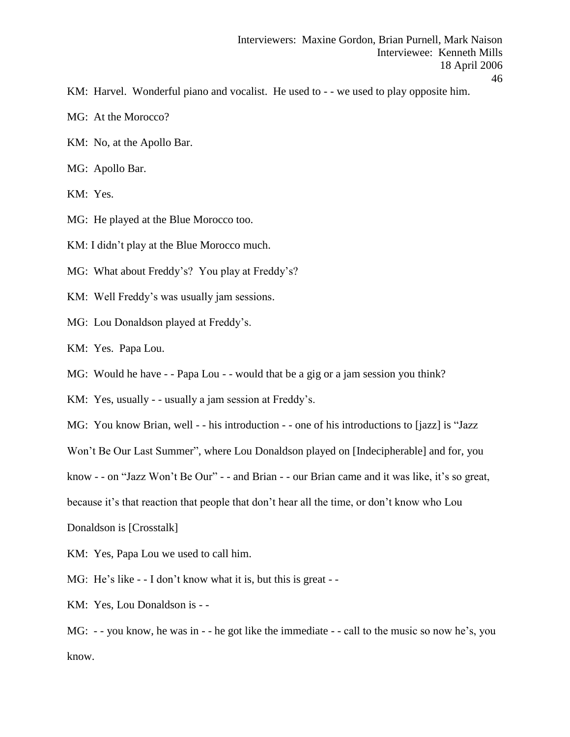KM: Harvel. Wonderful piano and vocalist. He used to - - we used to play opposite him.

MG: At the Morocco?

KM: No, at the Apollo Bar.

MG: Apollo Bar.

KM: Yes.

MG: He played at the Blue Morocco too.

KM: I didn't play at the Blue Morocco much.

MG: What about Freddy's? You play at Freddy's?

KM: Well Freddy's was usually jam sessions.

MG: Lou Donaldson played at Freddy's.

KM: Yes. Papa Lou.

MG: Would he have - - Papa Lou - - would that be a gig or a jam session you think?

KM: Yes, usually - - usually a jam session at Freddy's.

MG: You know Brian, well - - his introduction - - one of his introductions to [jazz] is "Jazz Won't Be Our Last Summer", where Lou Donaldson played on [Indecipherable] and for, you know - - on "Jazz Won't Be Our" - - and Brian - - our Brian came and it was like, it's so great, because it's that reaction that people that don't hear all the time, or don't know who Lou Donaldson is [Crosstalk]

KM: Yes, Papa Lou we used to call him.

MG: He's like - - I don't know what it is, but this is great - -

KM: Yes, Lou Donaldson is - -

MG: - - you know, he was in - - he got like the immediate - - call to the music so now he's, you know.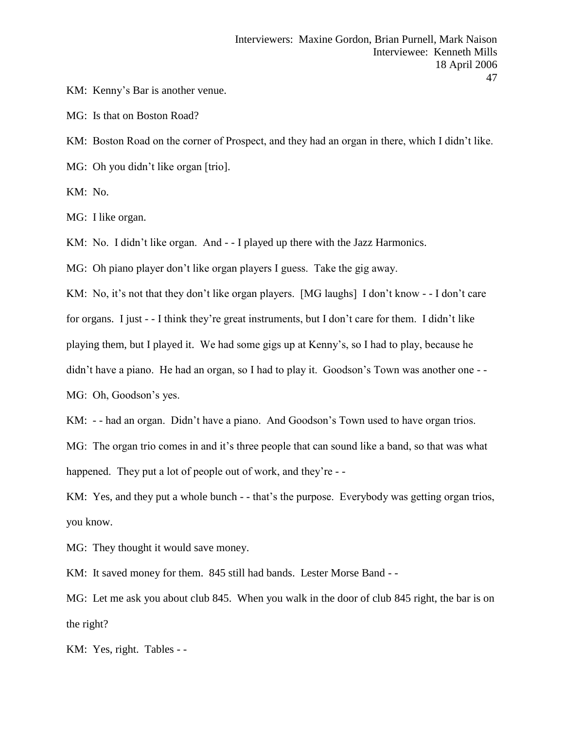KM: Kenny's Bar is another venue.

MG: Is that on Boston Road?

KM: Boston Road on the corner of Prospect, and they had an organ in there, which I didn't like.

MG: Oh you didn't like organ [trio].

KM: No.

MG: I like organ.

KM: No. I didn't like organ. And - - I played up there with the Jazz Harmonics.

MG: Oh piano player don't like organ players I guess. Take the gig away.

KM: No, it's not that they don't like organ players. [MG laughs] I don't know - - I don't care for organs. I just - - I think they're great instruments, but I don't care for them. I didn't like playing them, but I played it. We had some gigs up at Kenny's, so I had to play, because he didn't have a piano. He had an organ, so I had to play it. Goodson's Town was another one - -

MG: Oh, Goodson's yes.

KM: - - had an organ. Didn't have a piano. And Goodson's Town used to have organ trios.

MG: The organ trio comes in and it's three people that can sound like a band, so that was what happened. They put a lot of people out of work, and they're - -

KM: Yes, and they put a whole bunch - - that's the purpose. Everybody was getting organ trios, you know.

MG: They thought it would save money.

KM: It saved money for them. 845 still had bands. Lester Morse Band - -

MG: Let me ask you about club 845. When you walk in the door of club 845 right, the bar is on the right?

KM: Yes, right. Tables - -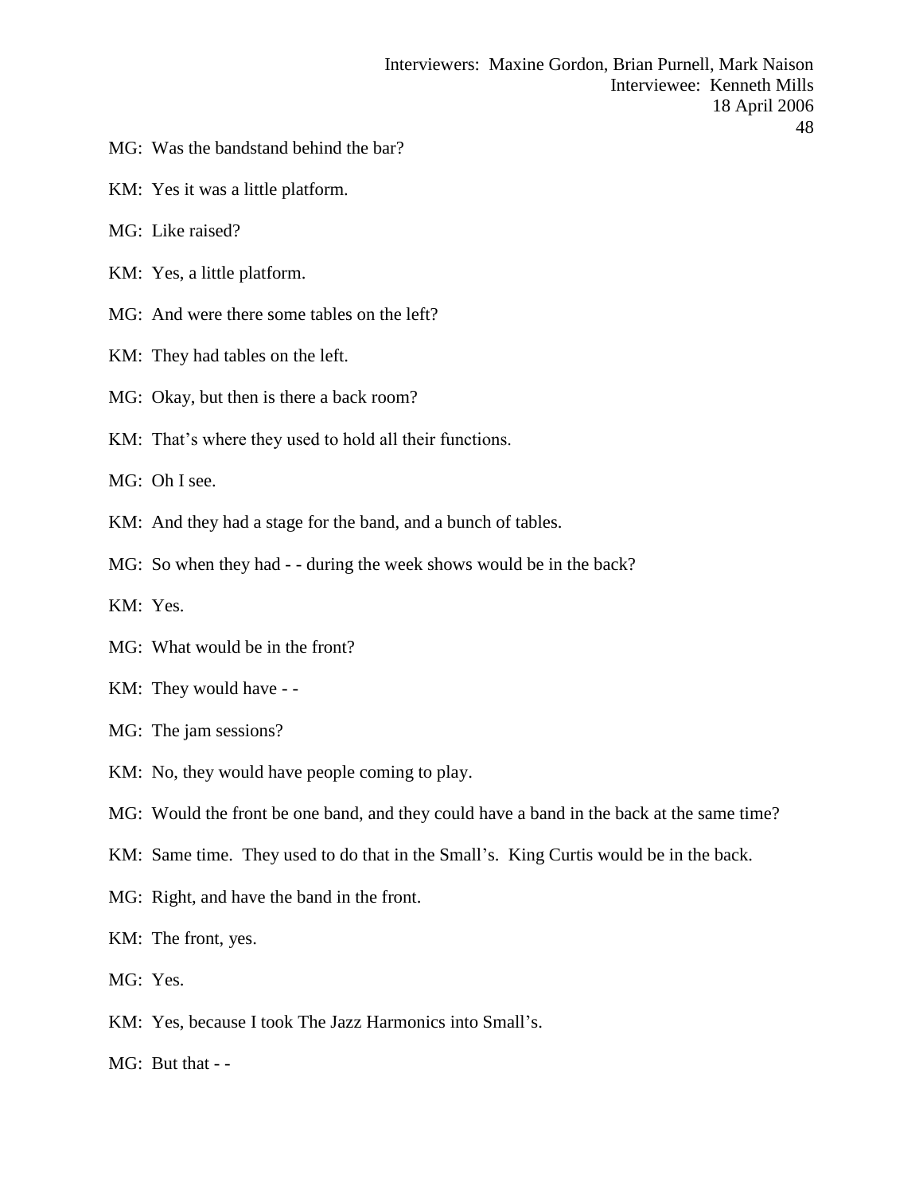MG: Was the bandstand behind the bar?

KM: Yes it was a little platform.

MG: Like raised?

KM: Yes, a little platform.

MG: And were there some tables on the left?

KM: They had tables on the left.

MG: Okay, but then is there a back room?

KM: That's where they used to hold all their functions.

MG: Oh I see.

KM: And they had a stage for the band, and a bunch of tables.

MG: So when they had - - during the week shows would be in the back?

KM: Yes.

MG: What would be in the front?

KM: They would have - -

MG: The jam sessions?

KM: No, they would have people coming to play.

MG: Would the front be one band, and they could have a band in the back at the same time?

KM: Same time. They used to do that in the Small's. King Curtis would be in the back.

MG: Right, and have the band in the front.

KM: The front, yes.

MG: Yes.

KM: Yes, because I took The Jazz Harmonics into Small's.

MG: But that - -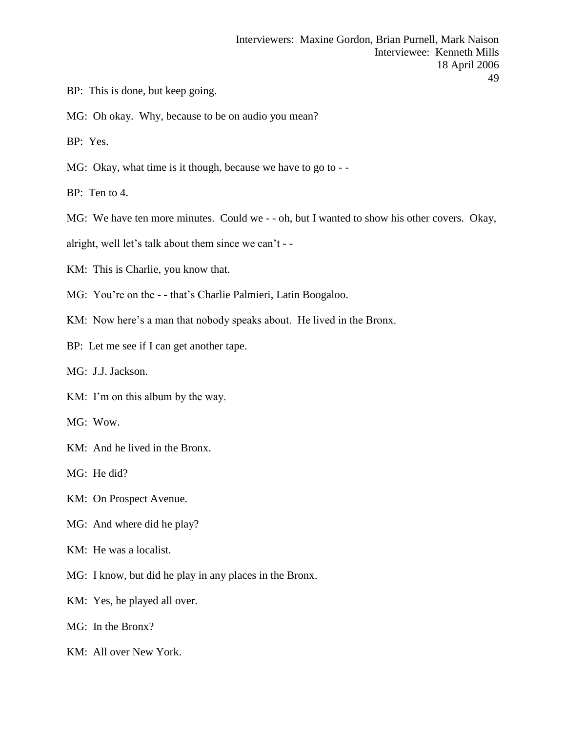BP: This is done, but keep going.

MG: Oh okay. Why, because to be on audio you mean?

BP: Yes.

MG: Okay, what time is it though, because we have to go to - -

BP: Ten to 4.

MG: We have ten more minutes. Could we - - oh, but I wanted to show his other covers. Okay, alright, well let's talk about them since we can't - -

KM: This is Charlie, you know that.

MG: You're on the - - that's Charlie Palmieri, Latin Boogaloo.

KM: Now here's a man that nobody speaks about. He lived in the Bronx.

BP: Let me see if I can get another tape.

MG: J.J. Jackson.

KM: I'm on this album by the way.

MG: Wow.

KM: And he lived in the Bronx.

MG: He did?

KM: On Prospect Avenue.

MG: And where did he play?

KM: He was a localist.

MG: I know, but did he play in any places in the Bronx.

KM: Yes, he played all over.

MG: In the Bronx?

KM: All over New York.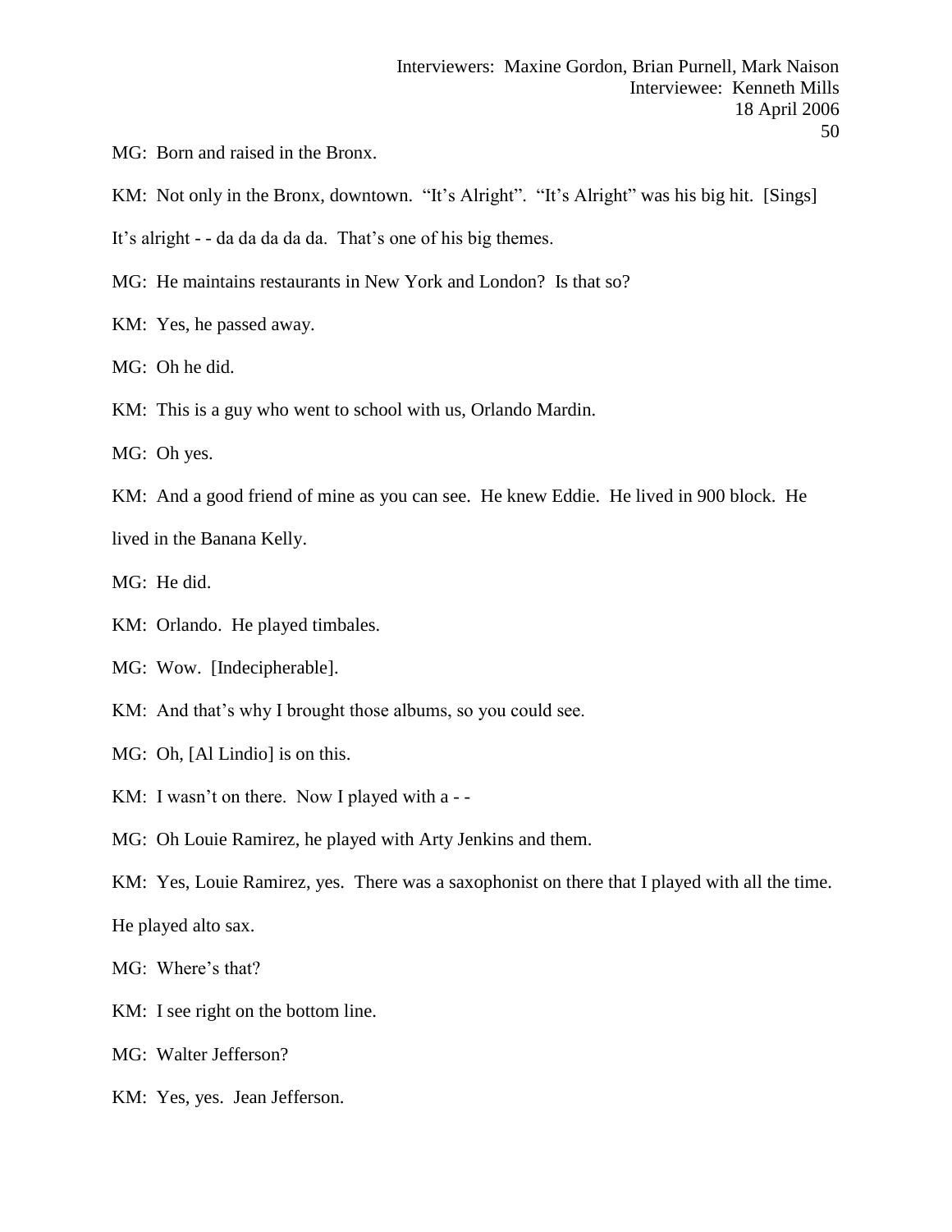MG: Born and raised in the Bronx.

KM: Not only in the Bronx, downtown. “It’s Alright”. “It’s Alright” was his big hit. [Sings] It’s alright - - da da da da da. That’s one of his big themes.

MG: He maintains restaurants in New York and London? Is that so?

KM: Yes, he passed away.

MG: Oh he did.

KM: This is a guy who went to school with us, Orlando Mardin.

MG: Oh yes.

KM: And a good friend of mine as you can see. He knew Eddie. He lived in 900 block. He lived in the Banana Kelly.

MG: He did.

KM: Orlando. He played timbales.

MG: Wow. [Indecipherable].

KM: And that’s why I brought those albums, so you could see.

MG: Oh, [Al Lindio] is on this.

KM: I wasn’t on there. Now I played with a - -

MG: Oh Louie Ramirez, he played with Arty Jenkins and them.

KM: Yes, Louie Ramirez, yes. There was a saxophonist on there that I played with all the time. He played alto sax.

MG: Where’s that?

KM: I see right on the bottom line.

MG: Walter Jefferson?

KM: Yes, yes. Jean Jefferson.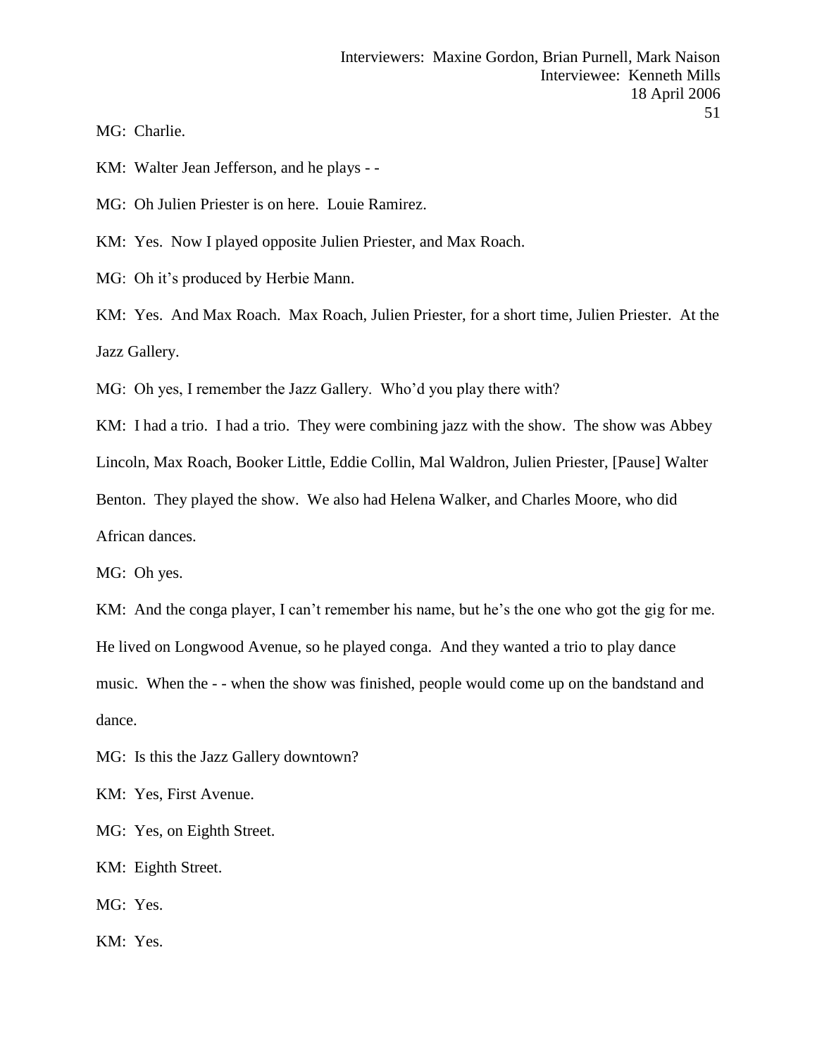MG: Charlie.

KM: Walter Jean Jefferson, and he plays - -

MG: Oh Julien Priester is on here. Louie Ramirez.

KM: Yes. Now I played opposite Julien Priester, and Max Roach.

MG: Oh it's produced by Herbie Mann.

KM: Yes. And Max Roach. Max Roach, Julien Priester, for a short time, Julien Priester. At the Jazz Gallery.

MG: Oh yes, I remember the Jazz Gallery. Who'd you play there with?

KM: I had a trio. I had a trio. They were combining jazz with the show. The show was Abbey Lincoln, Max Roach, Booker Little, Eddie Collin, Mal Waldron, Julien Priester, [Pause] Walter Benton. They played the show. We also had Helena Walker, and Charles Moore, who did African dances.

MG: Oh yes.

KM: And the conga player, I can't remember his name, but he's the one who got the gig for me. He lived on Longwood Avenue, so he played conga. And they wanted a trio to play dance music. When the - - when the show was finished, people would come up on the bandstand and dance.

MG: Is this the Jazz Gallery downtown?

KM: Yes, First Avenue.

MG: Yes, on Eighth Street.

KM: Eighth Street.

MG: Yes.

KM: Yes.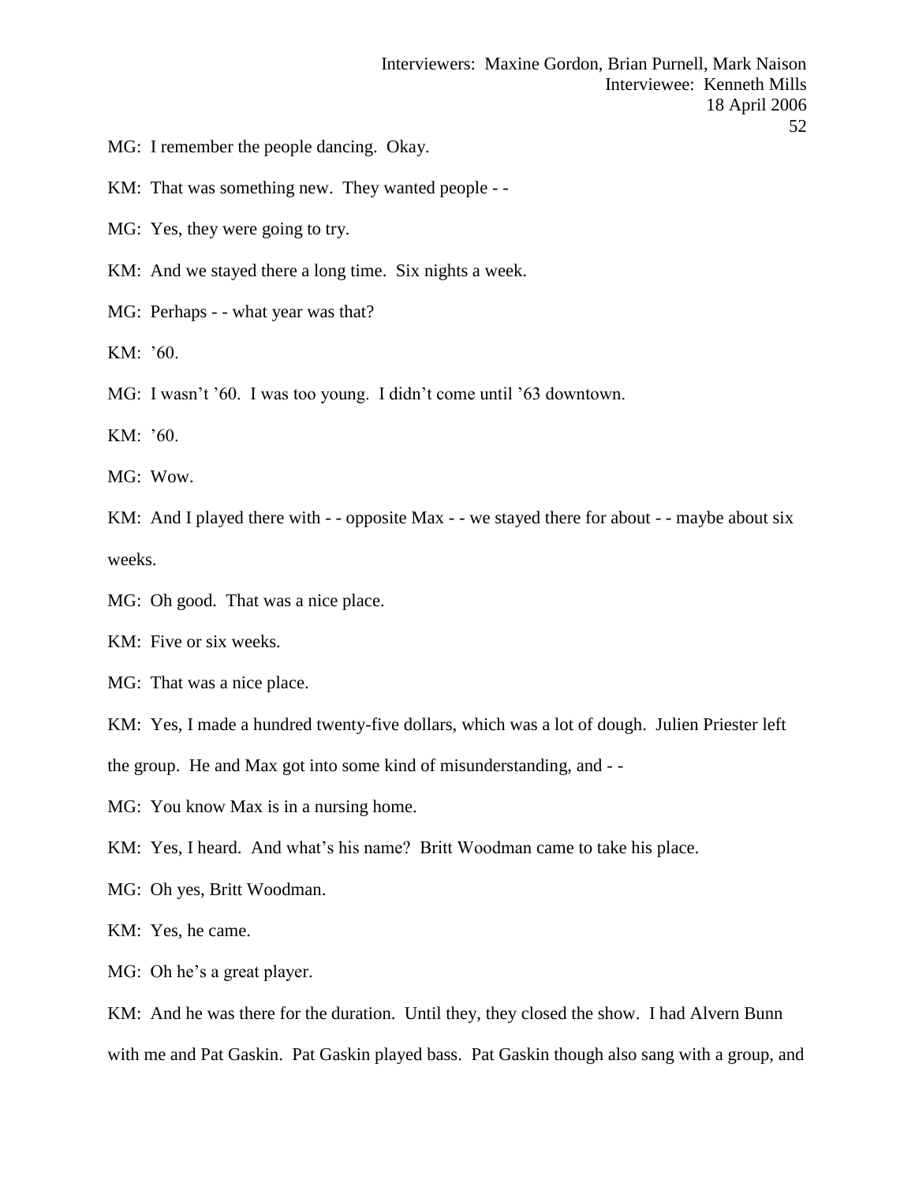MG: I remember the people dancing. Okay.

KM: That was something new. They wanted people - -

MG: Yes, they were going to try.

KM: And we stayed there a long time. Six nights a week.

MG: Perhaps - - what year was that?

KM: '60.

MG: I wasn't '60. I was too young. I didn't come until '63 downtown.

KM: '60.

MG: Wow.

KM: And I played there with - - opposite Max - - we stayed there for about - - maybe about six weeks.

MG: Oh good. That was a nice place.

KM: Five or six weeks.

MG: That was a nice place.

KM: Yes, I made a hundred twenty-five dollars, which was a lot of dough. Julien Priester left the group. He and Max got into some kind of misunderstanding, and - -

MG: You know Max is in a nursing home.

KM: Yes, I heard. And what's his name? Britt Woodman came to take his place.

MG: Oh yes, Britt Woodman.

KM: Yes, he came.

MG: Oh he's a great player.

KM: And he was there for the duration. Until they, they closed the show. I had Alvern Bunn with me and Pat Gaskin. Pat Gaskin played bass. Pat Gaskin though also sang with a group, and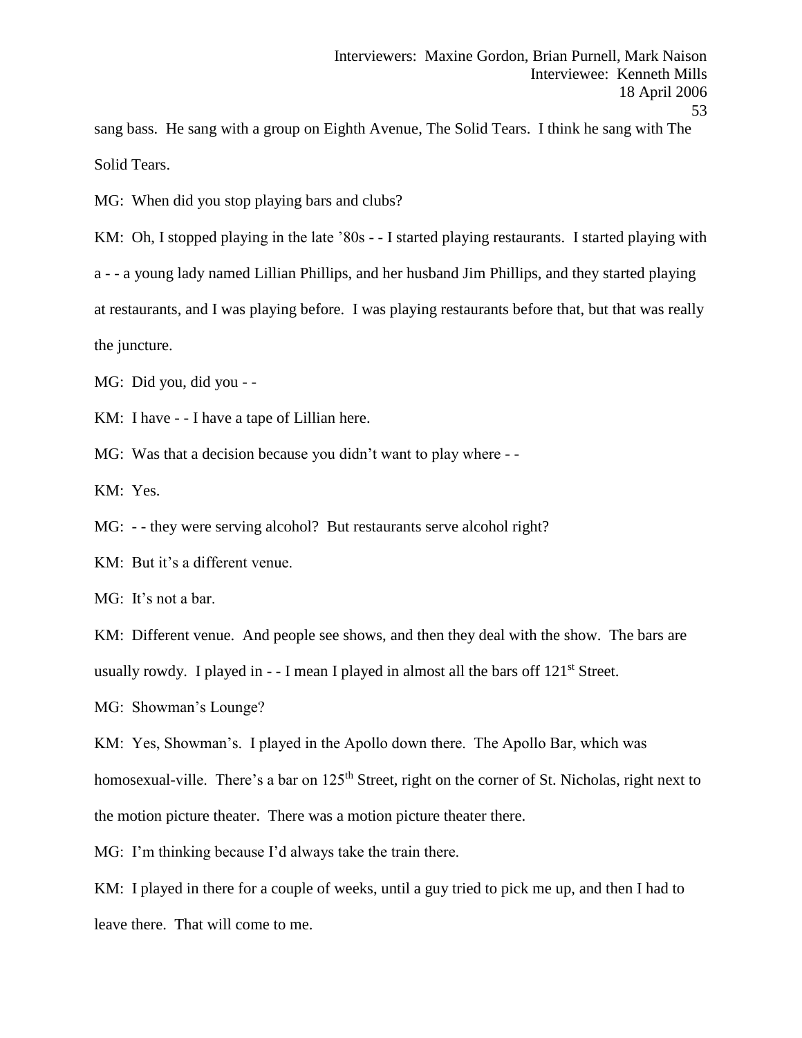sang bass. He sang with a group on Eighth Avenue, The Solid Tears. I think he sang with The Solid Tears.

MG: When did you stop playing bars and clubs?

KM: Oh, I stopped playing in the late ’80s - - I started playing restaurants. I started playing with a - - a young lady named Lillian Phillips, and her husband Jim Phillips, and they started playing at restaurants, and I was playing before. I was playing restaurants before that, but that was really the juncture.

MG: Did you, did you - -

KM: I have - - I have a tape of Lillian here.

MG: Was that a decision because you didn’t want to play where - -

KM: Yes.

MG: - - they were serving alcohol? But restaurants serve alcohol right?

KM: But it’s a different venue.

MG: It’s not a bar.

KM: Different venue. And people see shows, and then they deal with the show. The bars are usually rowdy. I played in - - I mean I played in almost all the bars off 121st Street.

MG: Showman’s Lounge?

KM: Yes, Showman’s. I played in the Apollo down there. The Apollo Bar, which was homosexual-ville. There’s a bar on 125th Street, right on the corner of St. Nicholas, right next to the motion picture theater. There was a motion picture theater there.

MG: I’m thinking because I’d always take the train there.

KM: I played in there for a couple of weeks, until a guy tried to pick me up, and then I had to leave there. That will come to me.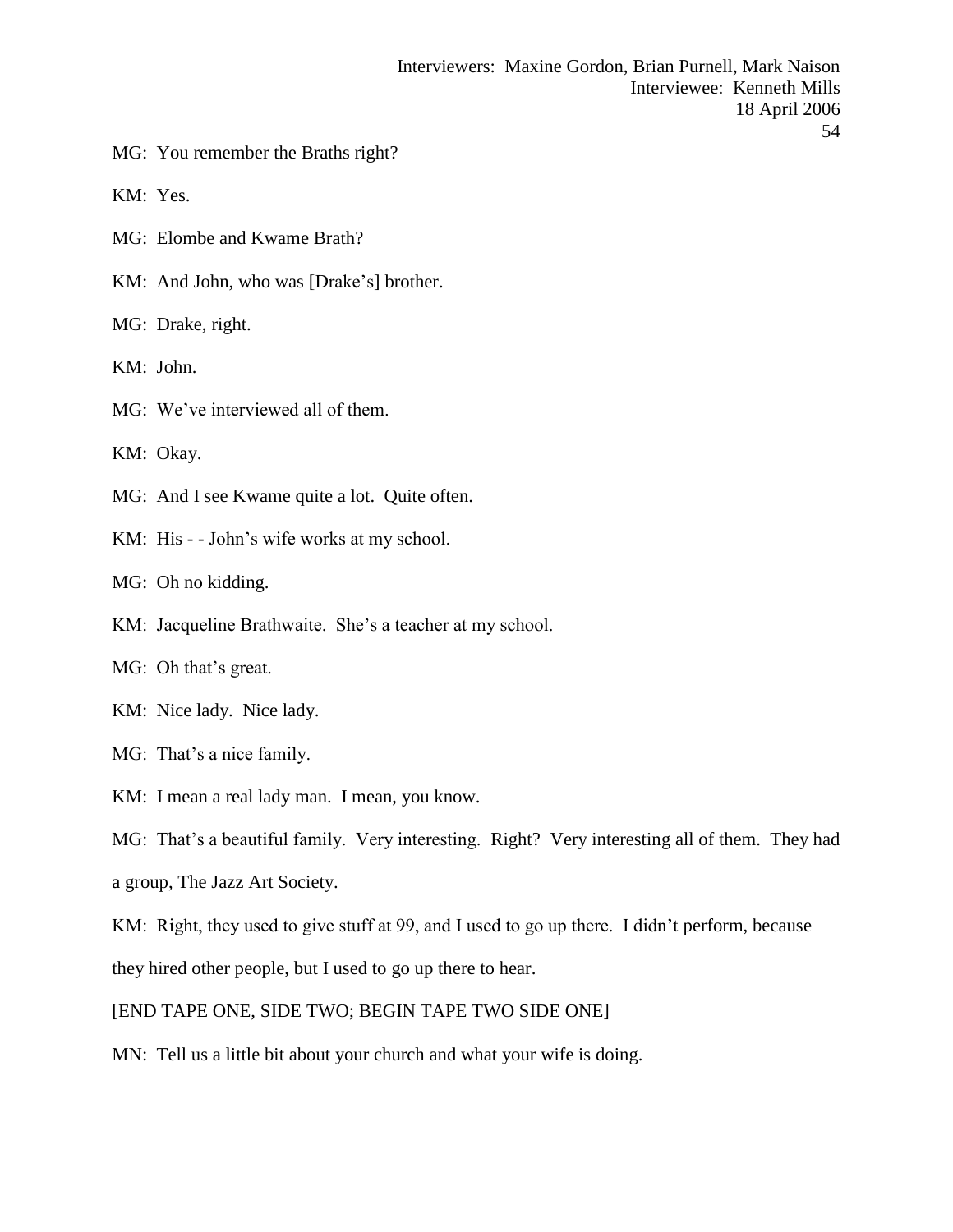MG: You remember the Braths right?

KM: Yes.

MG: Elombe and Kwame Brath?

KM: And John, who was [Drake's] brother.

MG: Drake, right.

KM: John.

MG: We've interviewed all of them.

KM: Okay.

MG: And I see Kwame quite a lot. Quite often.

KM: His - - John's wife works at my school.

MG: Oh no kidding.

KM: Jacqueline Brathwaite. She's a teacher at my school.

MG: Oh that's great.

KM: Nice lady. Nice lady.

MG: That's a nice family.

KM: I mean a real lady man. I mean, you know.

MG: That's a beautiful family. Very interesting. Right? Very interesting all of them. They had a group, The Jazz Art Society.

KM: Right, they used to give stuff at 99, and I used to go up there. I didn't perform, because they hired other people, but I used to go up there to hear.

[END TAPE ONE, SIDE TWO; BEGIN TAPE TWO SIDE ONE]

MN: Tell us a little bit about your church and what your wife is doing.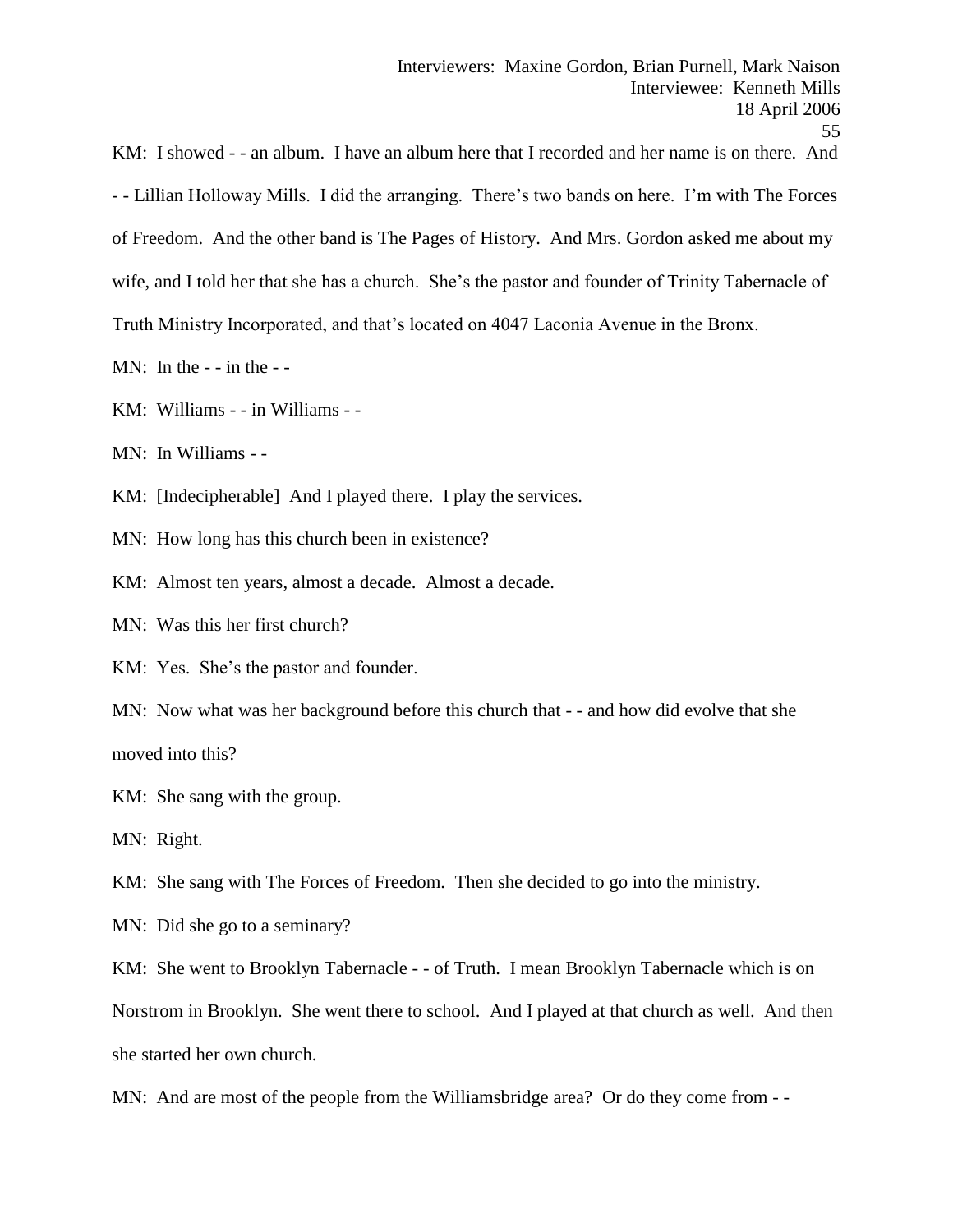KM: I showed - - an album. I have an album here that I recorded and her name is on there. And - - Lillian Holloway Mills. I did the arranging. There's two bands on here. I'm with The Forces of Freedom. And the other band is The Pages of History. And Mrs. Gordon asked me about my wife, and I told her that she has a church. She's the pastor and founder of Trinity Tabernacle of Truth Ministry Incorporated, and that's located on 4047 Laconia Avenue in the Bronx.

MN: In the - - in the - -

KM: Williams - - in Williams - -

MN: In Williams - -

KM: [Indecipherable] And I played there. I play the services.

MN: How long has this church been in existence?

KM: Almost ten years, almost a decade. Almost a decade.

MN: Was this her first church?

KM: Yes. She's the pastor and founder.

MN: Now what was her background before this church that - - and how did evolve that she moved into this?

KM: She sang with the group.

MN: Right.

KM: She sang with The Forces of Freedom. Then she decided to go into the ministry.

MN: Did she go to a seminary?

KM: She went to Brooklyn Tabernacle - - of Truth. I mean Brooklyn Tabernacle which is on Norstrom in Brooklyn. She went there to school. And I played at that church as well. And then she started her own church.

MN: And are most of the people from the Williamsbridge area? Or do they come from - -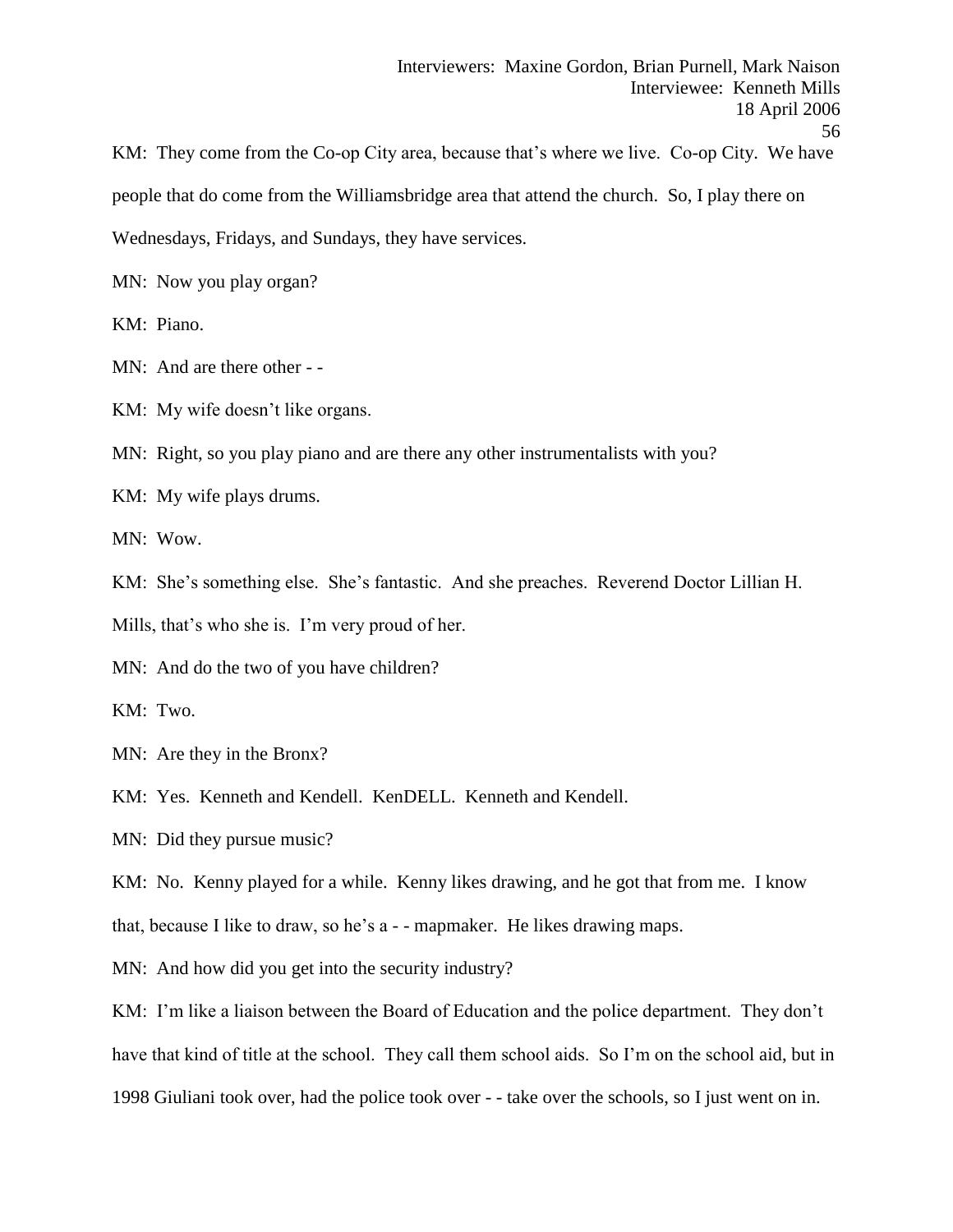KM: They come from the Co-op City area, because that's where we live. Co-op City. We have people that do come from the Williamsbridge area that attend the church. So, I play there on Wednesdays, Fridays, and Sundays, they have services.

MN: Now you play organ?

KM: Piano.

MN: And are there other - -

KM: My wife doesn't like organs.

MN: Right, so you play piano and are there any other instrumentalists with you?

KM: My wife plays drums.

MN: Wow.

KM: She's something else. She's fantastic. And she preaches. Reverend Doctor Lillian H. Mills, that's who she is. I'm very proud of her.

MN: And do the two of you have children?

KM: Two.

MN: Are they in the Bronx?

KM: Yes. Kenneth and Kendell. KenDELL. Kenneth and Kendell.

MN: Did they pursue music?

KM: No. Kenny played for a while. Kenny likes drawing, and he got that from me. I know that, because I like to draw, so he's a - - mapmaker. He likes drawing maps.

MN: And how did you get into the security industry?

KM: I'm like a liaison between the Board of Education and the police department. They don't have that kind of title at the school. They call them school aids. So I'm on the school aid, but in 1998 Giuliani took over, had the police took over - - take over the schools, so I just went on in.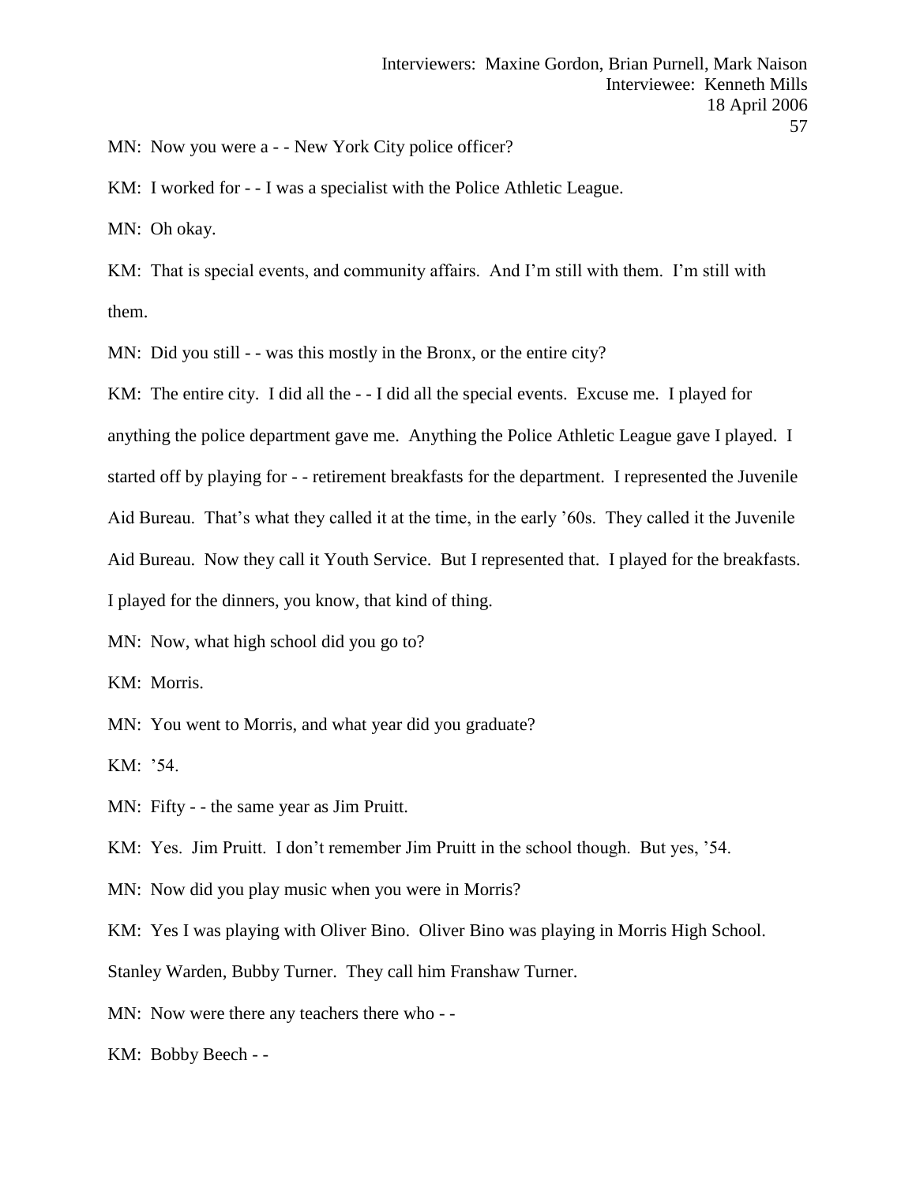MN: Now you were a - - New York City police officer?

KM: I worked for - - I was a specialist with the Police Athletic League.

MN: Oh okay.

KM: That is special events, and community affairs. And I'm still with them. I'm still with them.

MN: Did you still - - was this mostly in the Bronx, or the entire city?

KM: The entire city. I did all the - - I did all the special events. Excuse me. I played for anything the police department gave me. Anything the Police Athletic League gave I played. I started off by playing for - - retirement breakfasts for the department. I represented the Juvenile Aid Bureau. That's what they called it at the time, in the early '60s. They called it the Juvenile Aid Bureau. Now they call it Youth Service. But I represented that. I played for the breakfasts. I played for the dinners, you know, that kind of thing.

MN: Now, what high school did you go to?

KM: Morris.

MN: You went to Morris, and what year did you graduate?

KM: '54.

MN: Fifty - - the same year as Jim Pruitt.

KM: Yes. Jim Pruitt. I don't remember Jim Pruitt in the school though. But yes, '54.

MN: Now did you play music when you were in Morris?

KM: Yes I was playing with Oliver Bino. Oliver Bino was playing in Morris High School. Stanley Warden, Bubby Turner. They call him Franshaw Turner.

MN: Now were there any teachers there who - -

KM: Bobby Beech - -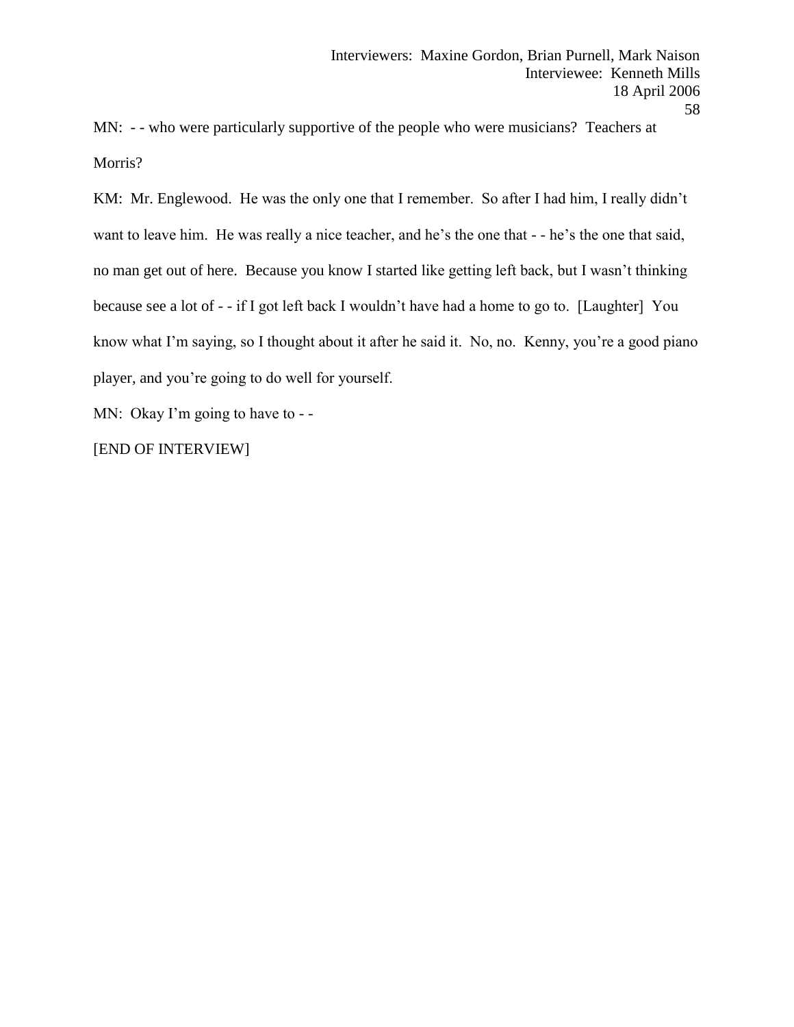MN: - - who were particularly supportive of the people who were musicians? Teachers at Morris?

KM: Mr. Englewood. He was the only one that I remember. So after I had him, I really didn't want to leave him. He was really a nice teacher, and he's the one that - - he's the one that said, no man get out of here. Because you know I started like getting left back, but I wasn't thinking because see a lot of - - if I got left back I wouldn't have had a home to go to. [Laughter] You know what I'm saying, so I thought about it after he said it. No, no. Kenny, you're a good piano player, and you're going to do well for yourself.

MN: Okay I'm going to have to - -

[END OF INTERVIEW]